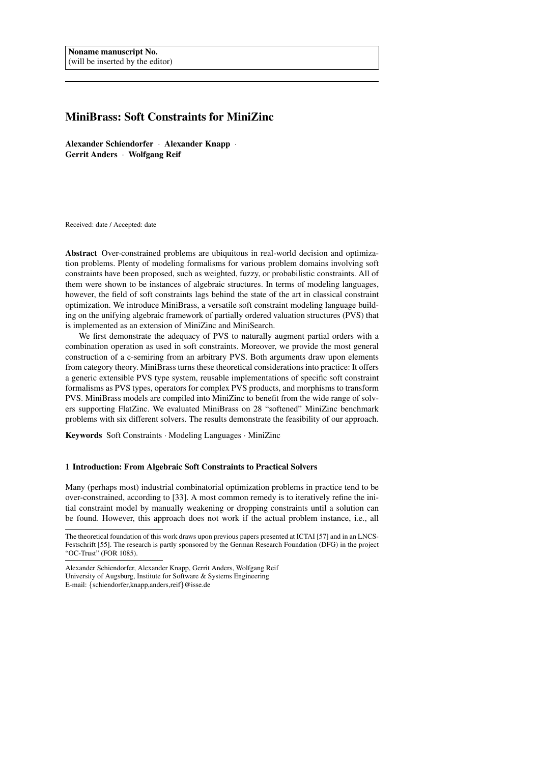**Noname manuscript No.**
(will be inserted by the editor)

# MiniBrass: Soft Constraints for MiniZinc

**Alexander Schiendorfer** · **Alexander Knapp** · **Gerrit Anders** · **Wolfgang Reif**

Received: date / Accepted: date

**Abstract** Over-constrained problems are ubiquitous in real-world decision and optimization problems. Plenty of modeling formalisms for various problem domains involving soft constraints have been proposed, such as weighted, fuzzy, or probabilistic constraints. All of them were shown to be instances of algebraic structures. In terms of modeling languages, however, the field of soft constraints lags behind the state of the art in classical constraint optimization. We introduce MiniBrass, a versatile soft constraint modeling language building on the unifying algebraic framework of partially ordered valuation structures (PVS) that is implemented as an extension of MiniZinc and MiniSearch.

We first demonstrate the adequacy of PVS to naturally augment partial orders with a combination operation as used in soft constraints. Moreover, we provide the most general construction of a c-semiring from an arbitrary PVS. Both arguments draw upon elements from category theory. MiniBrass turns these theoretical considerations into practice: It offers a generic extensible PVS type system, reusable implementations of specific soft constraint formalisms as PVS types, operators for complex PVS products, and morphisms to transform PVS. MiniBrass models are compiled into MiniZinc to benefit from the wide range of solvers supporting FlatZinc. We evaluated MiniBrass on 28 "softened" MiniZinc benchmark problems with six different solvers. The results demonstrate the feasibility of our approach.

**Keywords** Soft Constraints · Modeling Languages · MiniZinc

## 1 Introduction: From Algebraic Soft Constraints to Practical Solvers

Many (perhaps most) industrial combinatorial optimization problems in practice tend to be over-constrained, according to [33]. A most common remedy is to iteratively refine the initial constraint model by manually weakening or dropping constraints until a solution can be found. However, this approach does not work if the actual problem instance, i.e., all

---

The theoretical foundation of this work draws upon previous papers presented at ICTAI [57] and in an LNCS-Festschrift [55]. The research is partly sponsored by the German Research Foundation (DFG) in the project "OC-Trust" (FOR 1085).

---

Alexander Schiendorfer, Alexander Knapp, Gerrit Anders, Wolfgang Reif
University of Augsburg, Institute for Software & Systems Engineering
E-mail: {schiendorfer,knapp,anders,reif}@isse.de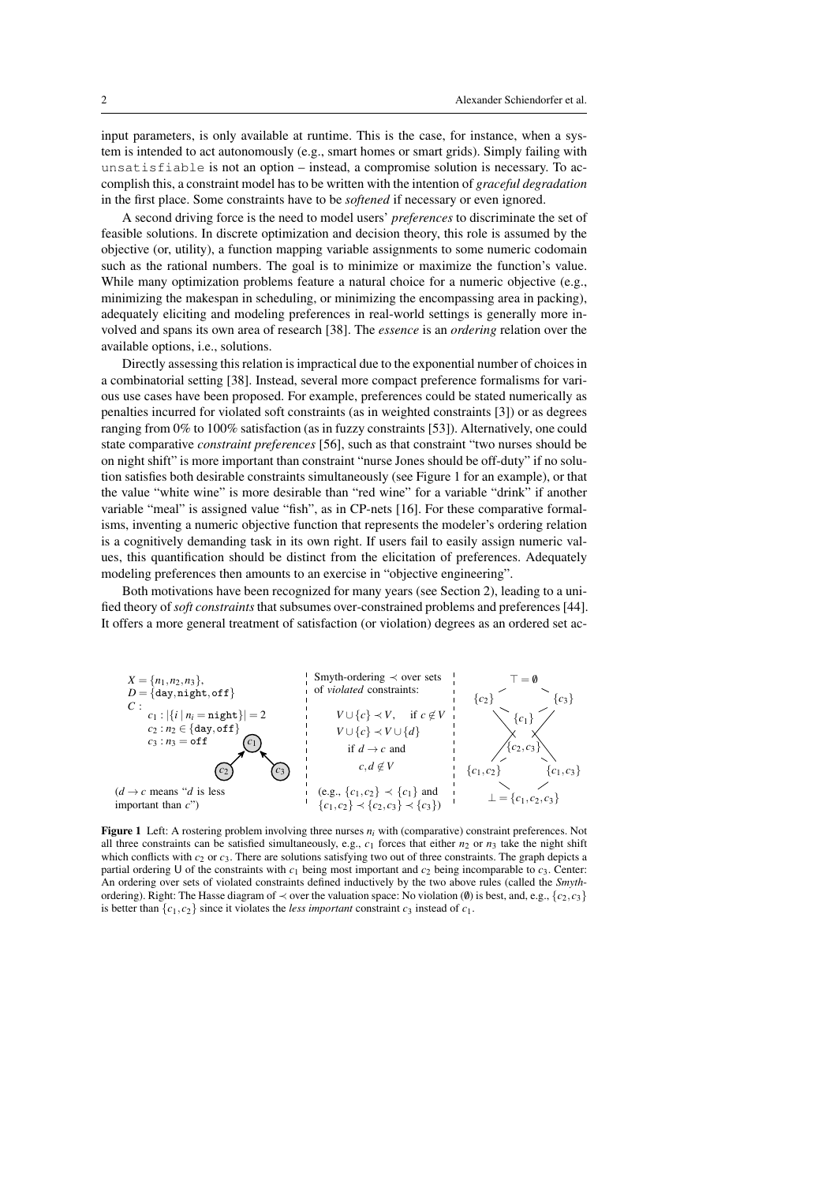input parameters, is only available at runtime. This is the case, for instance, when a system is intended to act autonomously (e.g., smart homes or smart grids). Simply failing with `unsatisfiable` is not an option – instead, a compromise solution is necessary. To accomplish this, a constraint model has to be written with the intention of *graceful degradation* in the first place. Some constraints have to be *softened* if necessary or even ignored.

A second driving force is the need to model users' *preferences* to discriminate the set of feasible solutions. In discrete optimization and decision theory, this role is assumed by the objective (or, utility), a function mapping variable assignments to some numeric codomain such as the rational numbers. The goal is to minimize or maximize the function's value. While many optimization problems feature a natural choice for a numeric objective (e.g., minimizing the makespan in scheduling, or minimizing the encompassing area in packing), adequately eliciting and modeling preferences in real-world settings is generally more involved and spans its own area of research [38]. The *essence* is an *ordering* relation over the available options, i.e., solutions.

Directly assessing this relation is impractical due to the exponential number of choices in a combinatorial setting [38]. Instead, several more compact preference formalisms for various use cases have been proposed. For example, preferences could be stated numerically as penalties incurred for violated soft constraints (as in weighted constraints [3]) or as degrees ranging from 0% to 100% satisfaction (as in fuzzy constraints [53]). Alternatively, one could state comparative *constraint preferences* [56], such as that constraint "two nurses should be on night shift" is more important than constraint "nurse Jones should be off-duty" if no solution satisfies both desirable constraints simultaneously (see Figure 1 for an example), or that the value "white wine" is more desirable than "red wine" for a variable "drink" if another variable "meal" is assigned value "fish", as in CP-nets [16]. For these comparative formalisms, inventing a numeric objective function that represents the modeler's ordering relation is a cognitively demanding task in its own right. If users fail to easily assign numeric values, this quantification should be distinct from the elicitation of preferences. Adequately modeling preferences then amounts to an exercise in "objective engineering".

Both motivations have been recognized for many years (see Section 2), leading to a unified theory of *soft constraints* that subsumes over-constrained problems and preferences [44]. It offers a more general treatment of satisfaction (or violation) degrees as an ordered set ac-

$X = \{n_1, n_2, n_3\}$,
$D = \{\texttt{day}, \texttt{night}, \texttt{off}\}$
$C$ :
$c_1 : |\{i \mid n_i = \texttt{night}\}| = 2$
$c_2 : n_2 \in \{\texttt{day}, \texttt{off}\}$
$c_3 : n_3 = \texttt{off}$

($d \to c$ means "$d$ is less important than $c$")

Smyth-ordering $\prec$ over sets of *violated* constraints:

$V \cup \{c\} \prec V, \quad \text{if } c \notin V$
$V \cup \{c\} \prec V \cup \{d\}$
if $d \to c$ and $c, d \notin V$

(e.g., $\{c_1, c_2\} \prec \{c_1\}$ and $\{c_1, c_2\} \prec \{c_2, c_3\} \prec \{c_3\}$)

$\top = \emptyset$, $\{c_2\}$, $\{c_3\}$, $\{c_1\}$, $\{c_2, c_3\}$, $\{c_1, c_2\}$, $\{c_1, c_3\}$, $\bot = \{c_1, c_2, c_3\}$

**Figure 1** Left: A rostering problem involving three nurses $n_i$ with (comparative) constraint preferences. Not all three constraints can be satisfied simultaneously, e.g., $c_1$ forces that either $n_2$ or $n_3$ take the night shift which conflicts with $c_2$ or $c_3$. There are solutions satisfying two out of three constraints. The graph depicts a partial ordering U of the constraints with $c_1$ being most important and $c_2$ being incomparable to $c_3$. Center: An ordering over sets of violated constraints defined inductively by the two above rules (called the *Smyth*-ordering). Right: The Hasse diagram of $\prec$ over the valuation space: No violation ($\emptyset$) is best, and, e.g., $\{c_2, c_3\}$ is better than $\{c_1, c_2\}$ since it violates the *less important* constraint $c_3$ instead of $c_1$.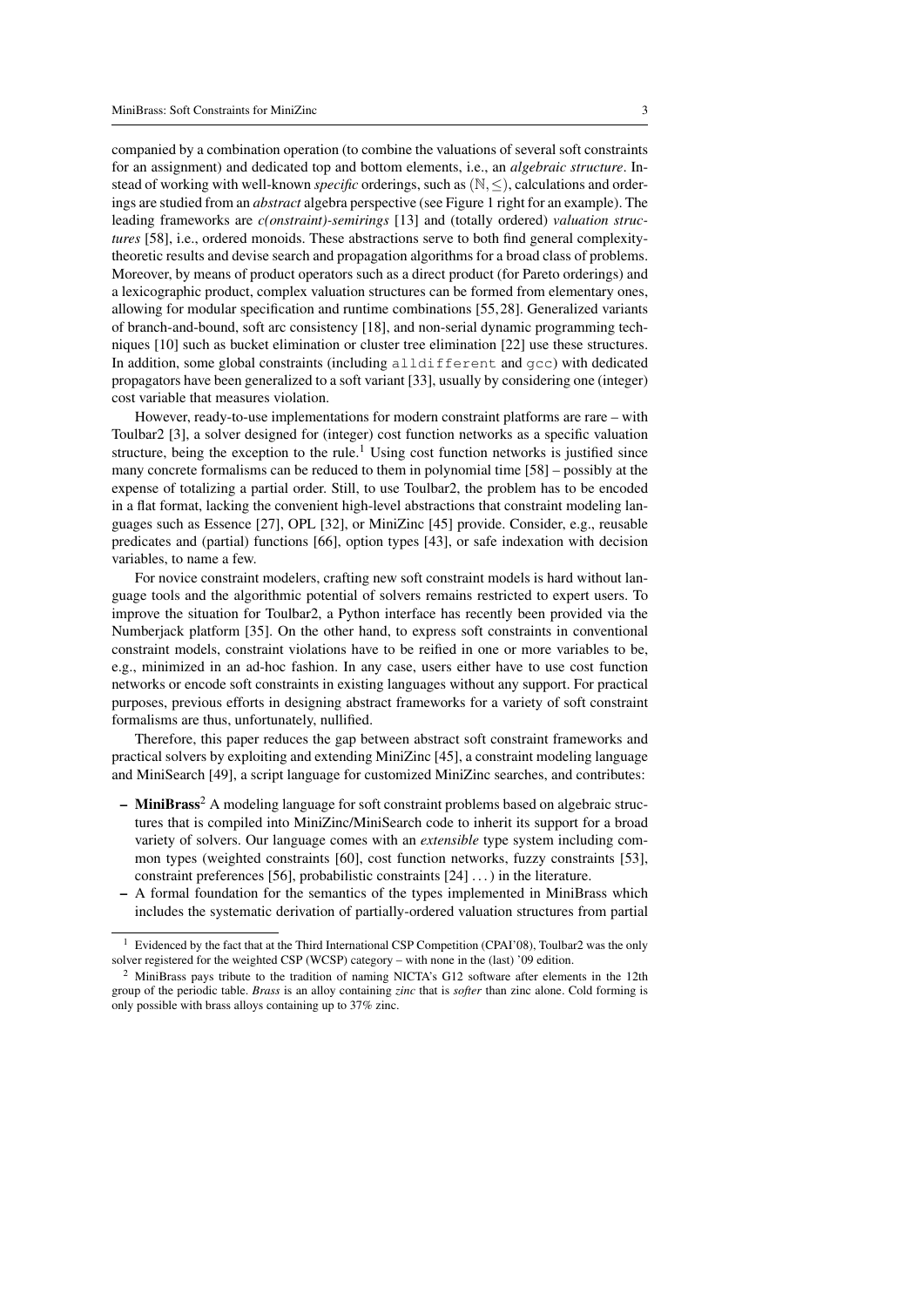companied by a combination operation (to combine the valuations of several soft constraints for an assignment) and dedicated top and bottom elements, i.e., an *algebraic structure*. Instead of working with well-known *specific* orderings, such as $(\mathbb{N}, \leq)$, calculations and orderings are studied from an *abstract* algebra perspective (see Figure 1 right for an example). The leading frameworks are *c(onstraint)-semirings* [13] and (totally ordered) *valuation structures* [58], i.e., ordered monoids. These abstractions serve to both find general complexity-theoretic results and devise search and propagation algorithms for a broad class of problems. Moreover, by means of product operators such as a direct product (for Pareto orderings) and a lexicographic product, complex valuation structures can be formed from elementary ones, allowing for modular specification and runtime combinations [55,28]. Generalized variants of branch-and-bound, soft arc consistency [18], and non-serial dynamic programming techniques [10] such as bucket elimination or cluster tree elimination [22] use these structures. In addition, some global constraints (including `alldifferent` and `gcc`) with dedicated propagators have been generalized to a soft variant [33], usually by considering one (integer) cost variable that measures violation.

However, ready-to-use implementations for modern constraint platforms are rare – with Toulbar2 [3], a solver designed for (integer) cost function networks as a specific valuation structure, being the exception to the rule.[1] Using cost function networks is justified since many concrete formalisms can be reduced to them in polynomial time [58] – possibly at the expense of totalizing a partial order. Still, to use Toulbar2, the problem has to be encoded in a flat format, lacking the convenient high-level abstractions that constraint modeling languages such as Essence [27], OPL [32], or MiniZinc [45] provide. Consider, e.g., reusable predicates and (partial) functions [66], option types [43], or safe indexation with decision variables, to name a few.

For novice constraint modelers, crafting new soft constraint models is hard without language tools and the algorithmic potential of solvers remains restricted to expert users. To improve the situation for Toulbar2, a Python interface has recently been provided via the Numberjack platform [35]. On the other hand, to express soft constraints in conventional constraint models, constraint violations have to be reified in one or more variables to be, e.g., minimized in an ad-hoc fashion. In any case, users either have to use cost function networks or encode soft constraints in existing languages without any support. For practical purposes, previous efforts in designing abstract frameworks for a variety of soft constraint formalisms are thus, unfortunately, nullified.

Therefore, this paper reduces the gap between abstract soft constraint frameworks and practical solvers by exploiting and extending MiniZinc [45], a constraint modeling language and MiniSearch [49], a script language for customized MiniZinc searches, and contributes:

- **MiniBrass**[2] A modeling language for soft constraint problems based on algebraic structures that is compiled into MiniZinc/MiniSearch code to inherit its support for a broad variety of solvers. Our language comes with an *extensible* type system including common types (weighted constraints [60], cost function networks, fuzzy constraints [53], constraint preferences [56], probabilistic constraints [24] ...) in the literature.
- A formal foundation for the semantics of the types implemented in MiniBrass which includes the systematic derivation of partially-ordered valuation structures from partial

[1] Evidenced by the fact that at the Third International CSP Competition (CPAI'08), Toulbar2 was the only solver registered for the weighted CSP (WCSP) category – with none in the (last) '09 edition.

[2] MiniBrass pays tribute to the tradition of naming NICTA's G12 software after elements in the 12th group of the periodic table. *Brass* is an alloy containing *zinc* that is *softer* than zinc alone. Cold forming is only possible with brass alloys containing up to 37% zinc.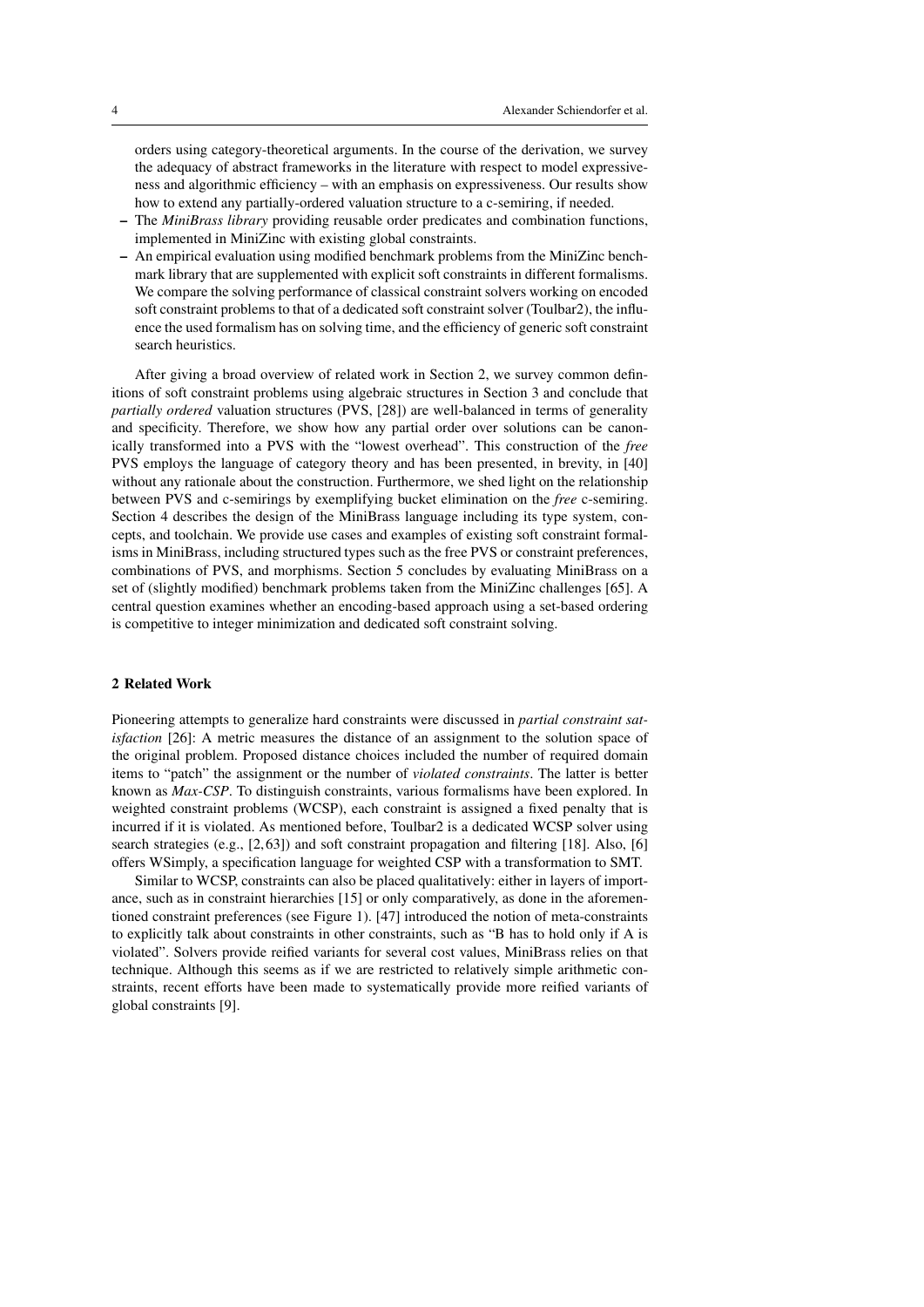orders using category-theoretical arguments. In the course of the derivation, we survey the adequacy of abstract frameworks in the literature with respect to model expressiveness and algorithmic efficiency – with an emphasis on expressiveness. Our results show how to extend any partially-ordered valuation structure to a c-semiring, if needed.

- The *MiniBrass library* providing reusable order predicates and combination functions, implemented in MiniZinc with existing global constraints.
- An empirical evaluation using modified benchmark problems from the MiniZinc benchmark library that are supplemented with explicit soft constraints in different formalisms. We compare the solving performance of classical constraint solvers working on encoded soft constraint problems to that of a dedicated soft constraint solver (Toulbar2), the influence the used formalism has on solving time, and the efficiency of generic soft constraint search heuristics.

After giving a broad overview of related work in Section 2, we survey common definitions of soft constraint problems using algebraic structures in Section 3 and conclude that *partially ordered* valuation structures (PVS, [28]) are well-balanced in terms of generality and specificity. Therefore, we show how any partial order over solutions can be canonically transformed into a PVS with the "lowest overhead". This construction of the *free* PVS employs the language of category theory and has been presented, in brevity, in [40] without any rationale about the construction. Furthermore, we shed light on the relationship between PVS and c-semirings by exemplifying bucket elimination on the *free* c-semiring. Section 4 describes the design of the MiniBrass language including its type system, concepts, and toolchain. We provide use cases and examples of existing soft constraint formalisms in MiniBrass, including structured types such as the free PVS or constraint preferences, combinations of PVS, and morphisms. Section 5 concludes by evaluating MiniBrass on a set of (slightly modified) benchmark problems taken from the MiniZinc challenges [65]. A central question examines whether an encoding-based approach using a set-based ordering is competitive to integer minimization and dedicated soft constraint solving.

## 2 Related Work

Pioneering attempts to generalize hard constraints were discussed in *partial constraint satisfaction* [26]: A metric measures the distance of an assignment to the solution space of the original problem. Proposed distance choices included the number of required domain items to "patch" the assignment or the number of *violated constraints*. The latter is better known as *Max-CSP*. To distinguish constraints, various formalisms have been explored. In weighted constraint problems (WCSP), each constraint is assigned a fixed penalty that is incurred if it is violated. As mentioned before, Toulbar2 is a dedicated WCSP solver using search strategies (e.g., [2,63]) and soft constraint propagation and filtering [18]. Also, [6] offers WSimply, a specification language for weighted CSP with a transformation to SMT.

Similar to WCSP, constraints can also be placed qualitatively: either in layers of importance, such as in constraint hierarchies [15] or only comparatively, as done in the aforementioned constraint preferences (see Figure 1). [47] introduced the notion of meta-constraints to explicitly talk about constraints in other constraints, such as "B has to hold only if A is violated". Solvers provide reified variants for several cost values, MiniBrass relies on that technique. Although this seems as if we are restricted to relatively simple arithmetic constraints, recent efforts have been made to systematically provide more reified variants of global constraints [9].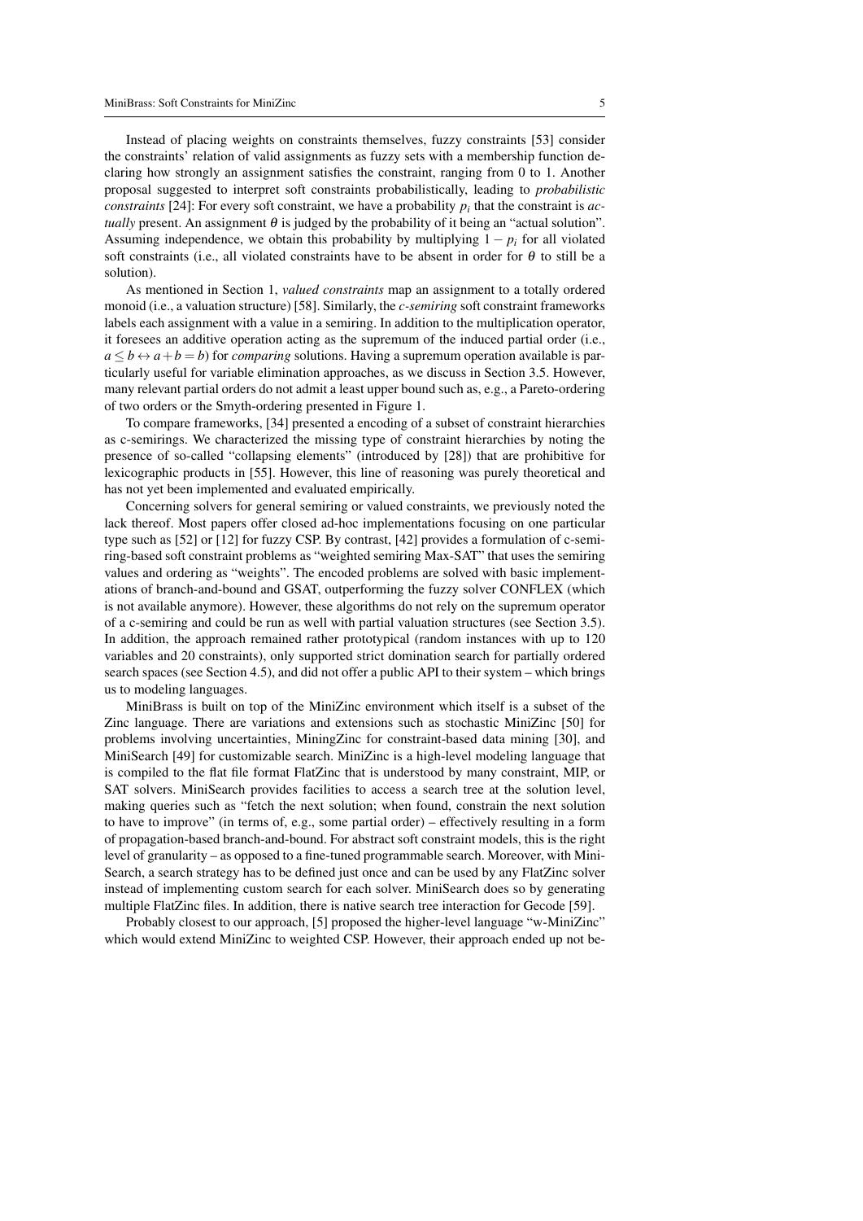Instead of placing weights on constraints themselves, fuzzy constraints [53] consider the constraints' relation of valid assignments as fuzzy sets with a membership function declaring how strongly an assignment satisfies the constraint, ranging from 0 to 1. Another proposal suggested to interpret soft constraints probabilistically, leading to *probabilistic constraints* [24]: For every soft constraint, we have a probability $p_i$ that the constraint is *actually* present. An assignment $\theta$ is judged by the probability of it being an "actual solution". Assuming independence, we obtain this probability by multiplying $1 - p_i$ for all violated soft constraints (i.e., all violated constraints have to be absent in order for $\theta$ to still be a solution).

As mentioned in Section 1, *valued constraints* map an assignment to a totally ordered monoid (i.e., a valuation structure) [58]. Similarly, the *c-semiring* soft constraint frameworks labels each assignment with a value in a semiring. In addition to the multiplication operator, it foresees an additive operation acting as the supremum of the induced partial order (i.e., $a \leq b \leftrightarrow a + b = b$) for *comparing* solutions. Having a supremum operation available is particularly useful for variable elimination approaches, as we discuss in Section 3.5. However, many relevant partial orders do not admit a least upper bound such as, e.g., a Pareto-ordering of two orders or the Smyth-ordering presented in Figure 1.

To compare frameworks, [34] presented a encoding of a subset of constraint hierarchies as c-semirings. We characterized the missing type of constraint hierarchies by noting the presence of so-called "collapsing elements" (introduced by [28]) that are prohibitive for lexicographic products in [55]. However, this line of reasoning was purely theoretical and has not yet been implemented and evaluated empirically.

Concerning solvers for general semiring or valued constraints, we previously noted the lack thereof. Most papers offer closed ad-hoc implementations focusing on one particular type such as [52] or [12] for fuzzy CSP. By contrast, [42] provides a formulation of c-semiring-based soft constraint problems as "weighted semiring Max-SAT" that uses the semiring values and ordering as "weights". The encoded problems are solved with basic implementations of branch-and-bound and GSAT, outperforming the fuzzy solver CONFLEX (which is not available anymore). However, these algorithms do not rely on the supremum operator of a c-semiring and could be run as well with partial valuation structures (see Section 3.5). In addition, the approach remained rather prototypical (random instances with up to 120 variables and 20 constraints), only supported strict domination search for partially ordered search spaces (see Section 4.5), and did not offer a public API to their system – which brings us to modeling languages.

MiniBrass is built on top of the MiniZinc environment which itself is a subset of the Zinc language. There are variations and extensions such as stochastic MiniZinc [50] for problems involving uncertainties, MiningZinc for constraint-based data mining [30], and MiniSearch [49] for customizable search. MiniZinc is a high-level modeling language that is compiled to the flat file format FlatZinc that is understood by many constraint, MIP, or SAT solvers. MiniSearch provides facilities to access a search tree at the solution level, making queries such as "fetch the next solution; when found, constrain the next solution to have to improve" (in terms of, e.g., some partial order) – effectively resulting in a form of propagation-based branch-and-bound. For abstract soft constraint models, this is the right level of granularity – as opposed to a fine-tuned programmable search. Moreover, with MiniSearch, a search strategy has to be defined just once and can be used by any FlatZinc solver instead of implementing custom search for each solver. MiniSearch does so by generating multiple FlatZinc files. In addition, there is native search tree interaction for Gecode [59].

Probably closest to our approach, [5] proposed the higher-level language "w-MiniZinc" which would extend MiniZinc to weighted CSP. However, their approach ended up not be-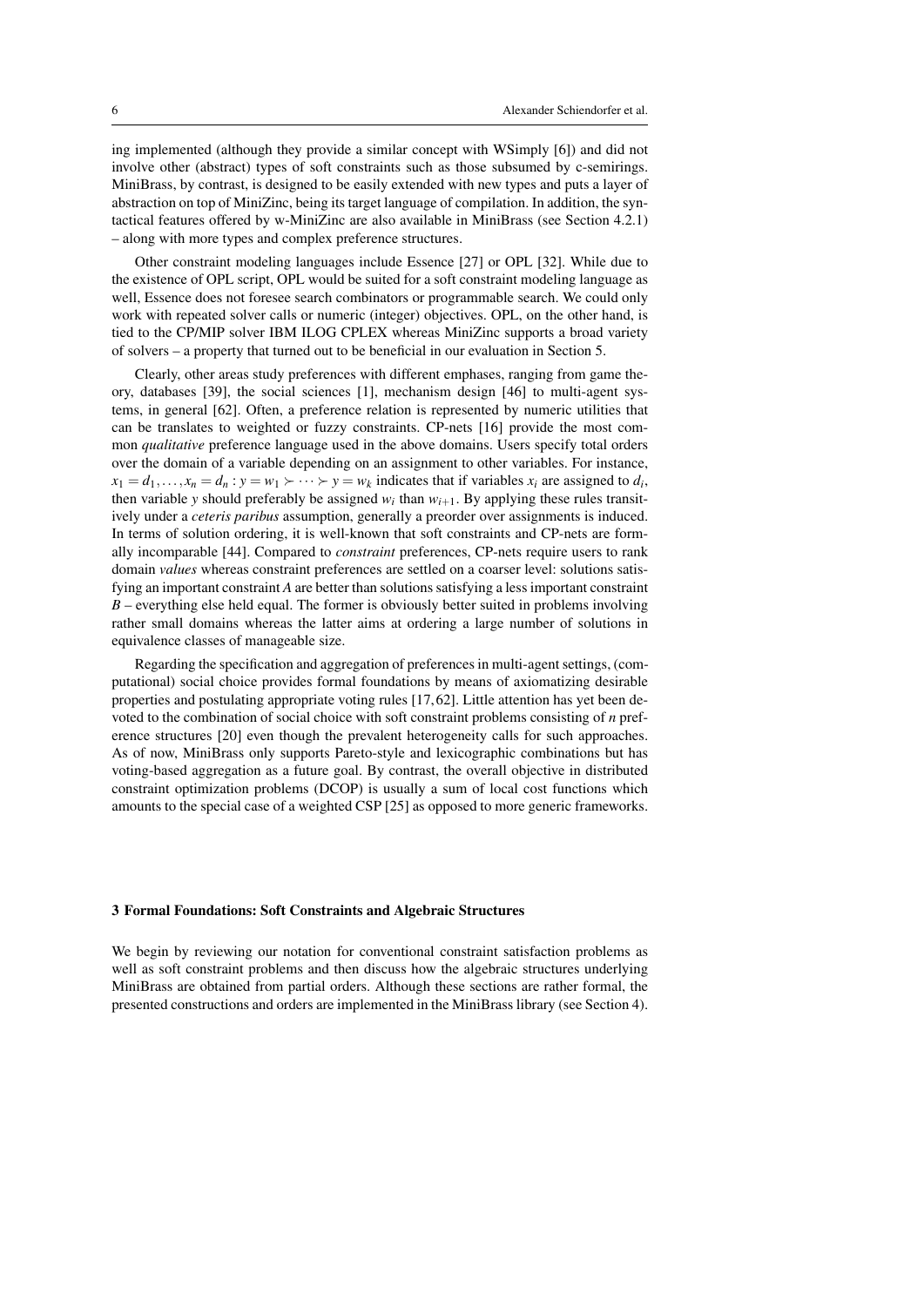ing implemented (although they provide a similar concept with WSimply [6]) and did not involve other (abstract) types of soft constraints such as those subsumed by c-semirings. MiniBrass, by contrast, is designed to be easily extended with new types and puts a layer of abstraction on top of MiniZinc, being its target language of compilation. In addition, the syntactical features offered by w-MiniZinc are also available in MiniBrass (see Section 4.2.1) – along with more types and complex preference structures.

Other constraint modeling languages include Essence [27] or OPL [32]. While due to the existence of OPL script, OPL would be suited for a soft constraint modeling language as well, Essence does not foresee search combinators or programmable search. We could only work with repeated solver calls or numeric (integer) objectives. OPL, on the other hand, is tied to the CP/MIP solver IBM ILOG CPLEX whereas MiniZinc supports a broad variety of solvers – a property that turned out to be beneficial in our evaluation in Section 5.

Clearly, other areas study preferences with different emphases, ranging from game theory, databases [39], the social sciences [1], mechanism design [46] to multi-agent systems, in general [62]. Often, a preference relation is represented by numeric utilities that can be translates to weighted or fuzzy constraints. CP-nets [16] provide the most common *qualitative* preference language used in the above domains. Users specify total orders over the domain of a variable depending on an assignment to other variables. For instance, $x_1 = d_1, \ldots, x_n = d_n : y = w_1 \succ \cdots \succ y = w_k$ indicates that if variables $x_i$ are assigned to $d_i$, then variable $y$ should preferably be assigned $w_i$ than $w_{i+1}$. By applying these rules transitively under a *ceteris paribus* assumption, generally a preorder over assignments is induced. In terms of solution ordering, it is well-known that soft constraints and CP-nets are formally incomparable [44]. Compared to *constraint* preferences, CP-nets require users to rank domain *values* whereas constraint preferences are settled on a coarser level: solutions satisfying an important constraint $A$ are better than solutions satisfying a less important constraint $B$ – everything else held equal. The former is obviously better suited in problems involving rather small domains whereas the latter aims at ordering a large number of solutions in equivalence classes of manageable size.

Regarding the specification and aggregation of preferences in multi-agent settings, (computational) social choice provides formal foundations by means of axiomatizing desirable properties and postulating appropriate voting rules [17,62]. Little attention has yet been devoted to the combination of social choice with soft constraint problems consisting of $n$ preference structures [20] even though the prevalent heterogeneity calls for such approaches. As of now, MiniBrass only supports Pareto-style and lexicographic combinations but has voting-based aggregation as a future goal. By contrast, the overall objective in distributed constraint optimization problems (DCOP) is usually a sum of local cost functions which amounts to the special case of a weighted CSP [25] as opposed to more generic frameworks.

## 3 Formal Foundations: Soft Constraints and Algebraic Structures

We begin by reviewing our notation for conventional constraint satisfaction problems as well as soft constraint problems and then discuss how the algebraic structures underlying MiniBrass are obtained from partial orders. Although these sections are rather formal, the presented constructions and orders are implemented in the MiniBrass library (see Section 4).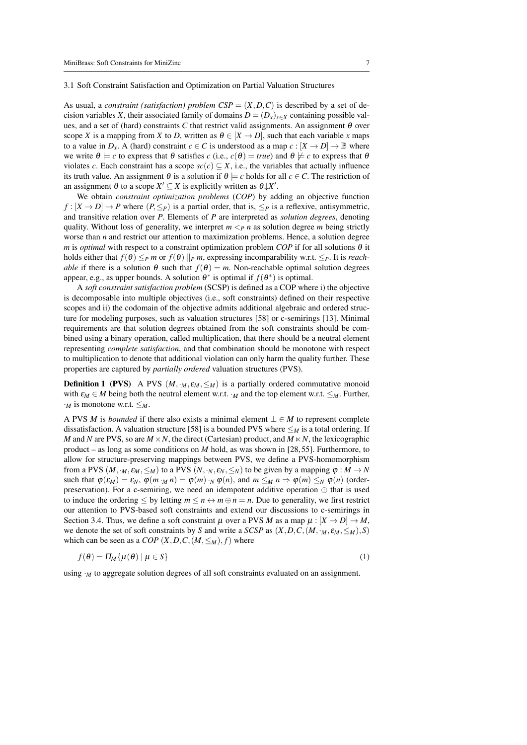### 3.1 Soft Constraint Satisfaction and Optimization on Partial Valuation Structures

As usual, a *constraint (satisfaction) problem* $CSP = (X, D, C)$ is described by a set of decision variables $X$, their associated family of domains $D = (D_x)_{x \in X}$ containing possible values, and a set of (hard) constraints $C$ that restrict valid assignments. An assignment $\theta$ over scope $X$ is a mapping from $X$ to $D$, written as $\theta \in [X \to D]$, such that each variable $x$ maps to a value in $D_x$. A (hard) constraint $c \in C$ is understood as a map $c : [X \to D] \to \mathbb{B}$ where we write $\theta \models c$ to express that $\theta$ satisfies $c$ (i.e., $c(\theta) = \mathit{true}$) and $\theta \not\models c$ to express that $\theta$ violates $c$. Each constraint has a scope $sc(c) \subseteq X$, i.e., the variables that actually influence its truth value. An assignment $\theta$ is a solution if $\theta \models c$ holds for all $c \in C$. The restriction of an assignment $\theta$ to a scope $X' \subseteq X$ is explicitly written as $\theta {\downarrow} X'$.

We obtain *constraint optimization problems* (*COP*) by adding an objective function $f : [X \to D] \to P$ where $(P, \leq_P)$ is a partial order, that is, $\leq_P$ is a reflexive, antisymmetric, and transitive relation over $P$. Elements of $P$ are interpreted as *solution degrees*, denoting quality. Without loss of generality, we interpret $m <_P n$ as solution degree $m$ being strictly worse than $n$ and restrict our attention to maximization problems. Hence, a solution degree $m$ is *optimal* with respect to a constraint optimization problem *COP* if for all solutions $\theta$ it holds either that $f(\theta) \leq_P m$ or $f(\theta) \parallel_P m$, expressing incomparability w.r.t. $\leq_P$. It is *reachable* if there is a solution $\theta$ such that $f(\theta) = m$. Non-reachable optimal solution degrees appear, e.g., as upper bounds. A solution $\theta^*$ is optimal if $f(\theta^*)$ is optimal.

A *soft constraint satisfaction problem* (SCSP) is defined as a COP where i) the objective is decomposable into multiple objectives (i.e., soft constraints) defined on their respective scopes and ii) the codomain of the objective admits additional algebraic and ordered structure for modeling purposes, such as valuation structures [58] or c-semirings [13]. Minimal requirements are that solution degrees obtained from the soft constraints should be combined using a binary operation, called multiplication, that there should be a neutral element representing *complete satisfaction*, and that combination should be monotone with respect to multiplication to denote that additional violation can only harm the quality further. These properties are captured by *partially ordered* valuation structures (PVS).

**Definition 1 (PVS)** A PVS $(M, \cdot_M, \varepsilon_M, \leq_M)$ is a partially ordered commutative monoid with $\varepsilon_M \in M$ being both the neutral element w.r.t. $\cdot_M$ and the top element w.r.t. $\leq_M$. Further, $\cdot_M$ is monotone w.r.t. $\leq_M$.

A PVS $M$ is *bounded* if there also exists a minimal element $\bot \in M$ to represent complete dissatisfaction. A valuation structure [58] is a bounded PVS where $\leq_M$ is a total ordering. If $M$ and $N$ are PVS, so are $M \times N$, the direct (Cartesian) product, and $M \ltimes N$, the lexicographic product – as long as some conditions on $M$ hold, as was shown in [28, 55]. Furthermore, to allow for structure-preserving mappings between PVS, we define a PVS-homomorphism from a PVS $(M, \cdot_M, \varepsilon_M, \leq_M)$ to a PVS $(N, \cdot_N, \varepsilon_N, \leq_N)$ to be given by a mapping $\varphi : M \to N$ such that $\varphi(\varepsilon_M) = \varepsilon_N$, $\varphi(m \cdot_M n) = \varphi(m) \cdot_N \varphi(n)$, and $m \leq_M n \Rightarrow \varphi(m) \leq_N \varphi(n)$ (order-preservation). For a c-semiring, we need an idempotent additive operation $\oplus$ that is used to induce the ordering $\leq$ by letting $m \leq n \leftrightarrow m \oplus n = n$. Due to generality, we first restrict our attention to PVS-based soft constraints and extend our discussions to c-semirings in Section 3.4. Thus, we define a soft constraint $\mu$ over a PVS $M$ as a map $\mu : [X \to D] \to M$, we denote the set of soft constraints by $S$ and write a *SCSP* as $(X, D, C, (M, \cdot_M, \varepsilon_M, \leq_M), S)$ which can be seen as a *COP* $(X, D, C, (M, \leq_M), f)$ where

$$f(\theta) = \Pi_M\{\mu(\theta) \mid \mu \in S\} \tag{1}$$

using $\cdot_M$ to aggregate solution degrees of all soft constraints evaluated on an assignment.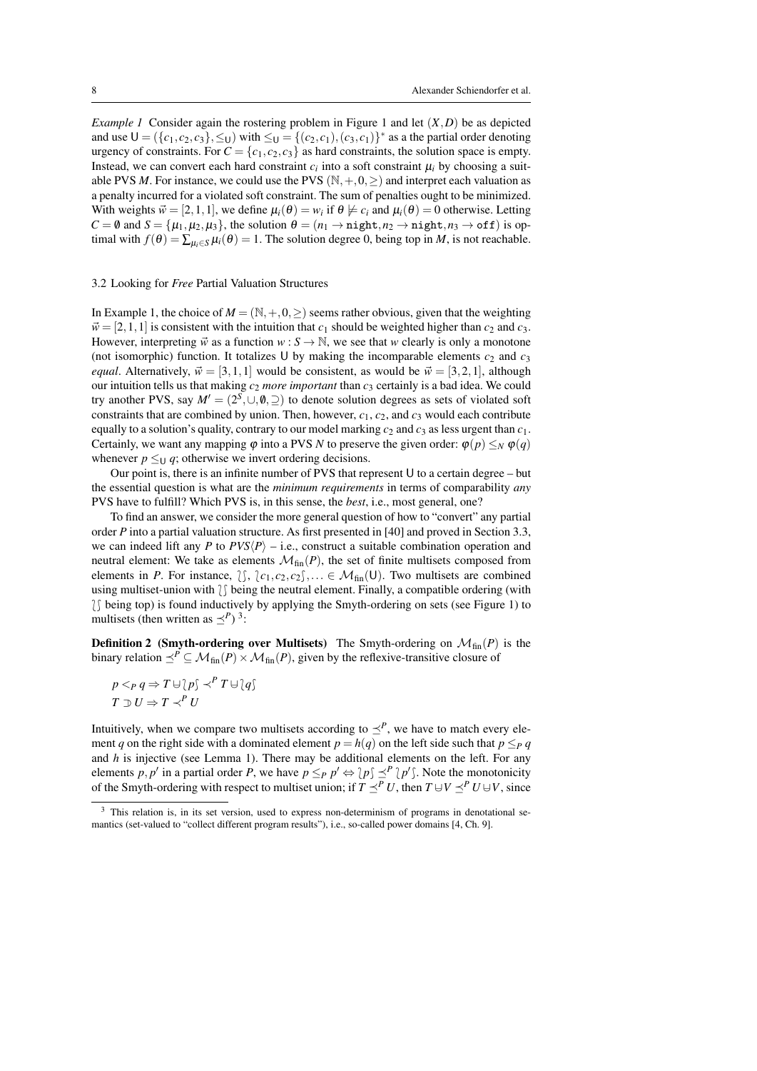*Example 1* Consider again the rostering problem in Figure 1 and let $(X,D)$ be as depicted and use $\mathsf{U} = (\{c_1,c_2,c_3\}, \leq_\mathsf{U})$ with $\leq_\mathsf{U} = \{(c_2,c_1),(c_3,c_1)\}^*$ as a the partial order denoting urgency of constraints. For $C = \{c_1,c_2,c_3\}$ as hard constraints, the solution space is empty. Instead, we can convert each hard constraint $c_i$ into a soft constraint $\mu_i$ by choosing a suitable PVS $M$. For instance, we could use the PVS $(\mathbb{N},+,0,\geq)$ and interpret each valuation as a penalty incurred for a violated soft constraint. The sum of penalties ought to be minimized. With weights $\vec{w} = [2,1,1]$, we define $\mu_i(\theta) = w_i$ if $\theta \not\models c_i$ and $\mu_i(\theta) = 0$ otherwise. Letting $C = \emptyset$ and $S = \{\mu_1,\mu_2,\mu_3\}$, the solution $\theta = (n_1 \to \mathtt{night}, n_2 \to \mathtt{night}, n_3 \to \mathtt{off})$ is optimal with $f(\theta) = \sum_{\mu_i \in S} \mu_i(\theta) = 1$. The solution degree 0, being top in $M$, is not reachable.

### 3.2 Looking for *Free* Partial Valuation Structures

In Example 1, the choice of $M = (\mathbb{N},+,0,\geq)$ seems rather obvious, given that the weighting $\vec{w} = [2,1,1]$ is consistent with the intuition that $c_1$ should be weighted higher than $c_2$ and $c_3$. However, interpreting $\vec{w}$ as a function $w : S \to \mathbb{N}$, we see that $w$ clearly is only a monotone (not isomorphic) function. It totalizes $\mathsf{U}$ by making the incomparable elements $c_2$ and $c_3$ *equal*. Alternatively, $\vec{w} = [3,1,1]$ would be consistent, as would be $\vec{w} = [3,2,1]$, although our intuition tells us that making $c_2$ *more important* than $c_3$ certainly is a bad idea. We could try another PVS, say $M' = (2^S,\cup,\emptyset,\supseteq)$ to denote solution degrees as sets of violated soft constraints that are combined by union. Then, however, $c_1$, $c_2$, and $c_3$ would each contribute equally to a solution's quality, contrary to our model marking $c_2$ and $c_3$ as less urgent than $c_1$. Certainly, we want any mapping $\varphi$ into a PVS $N$ to preserve the given order: $\varphi(p) \leq_N \varphi(q)$ whenever $p \leq_\mathsf{U} q$; otherwise we invert ordering decisions.

Our point is, there is an infinite number of PVS that represent $\mathsf{U}$ to a certain degree – but the essential question is what are the *minimum requirements* in terms of comparability *any* PVS have to fulfill? Which PVS is, in this sense, the *best*, i.e., most general, one?

To find an answer, we consider the more general question of how to "convert" any partial order $P$ into a partial valuation structure. As first presented in [40] and proved in Section 3.3, we can indeed lift any $P$ to $PVS\langle P\rangle$ – i.e., construct a suitable combination operation and neutral element: We take as elements $\mathcal{M}_{\mathrm{fin}}(P)$, the set of finite multisets composed from elements in $P$. For instance, $\lbag\rbag, \lbag c_1,c_2,c_2\rbag,\ldots \in \mathcal{M}_{\mathrm{fin}}(\mathsf{U})$. Two multisets are combined using multiset-union with $\lbag\rbag$ being the neutral element. Finally, a compatible ordering (with $\lbag\rbag$ being top) is found inductively by applying the Smyth-ordering on sets (see Figure 1) to multisets (then written as $\preceq^P$) [3]:

**Definition 2 (Smyth-ordering over Multisets)** The Smyth-ordering on $\mathcal{M}_{\mathrm{fin}}(P)$ is the binary relation $\preceq^P \subseteq \mathcal{M}_{\mathrm{fin}}(P) \times \mathcal{M}_{\mathrm{fin}}(P)$, given by the reflexive-transitive closure of

$$p <_P q \Rightarrow T \uplus \lbag p\rbag \prec^P T \uplus \lbag q\rbag$$
$$T \supset U \Rightarrow T \prec^P U$$

Intuitively, when we compare two multisets according to $\preceq^P$, we have to match every element $q$ on the right side with a dominated element $p = h(q)$ on the left side such that $p \leq_P q$ and $h$ is injective (see Lemma 1). There may be additional elements on the left. For any elements $p,p'$ in a partial order $P$, we have $p \leq_P p' \Leftrightarrow \lbag p\rbag \preceq^P \lbag p'\rbag$. Note the monotonicity of the Smyth-ordering with respect to multiset union; if $T \preceq^P U$, then $T \uplus V \preceq^P U \uplus V$, since

[3] This relation is, in its set version, used to express non-determinism of programs in denotational semantics (set-valued to "collect different program results"), i.e., so-called power domains [4, Ch. 9].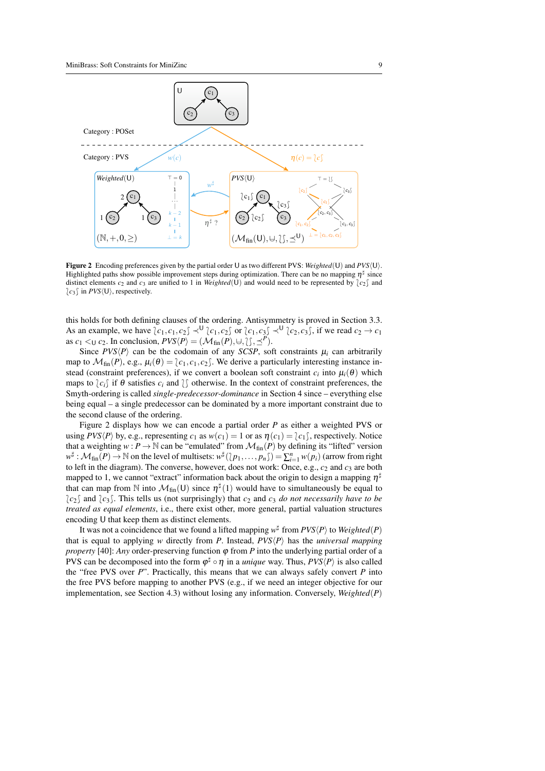Category : POSet

Category : PVS

**Figure 2** Encoding preferences given by the partial order U as two different PVS: *Weighted*(U) and *PVS*⟨U⟩. Highlighted paths show possible improvement steps during optimization. There can be no mapping $\eta^\sharp$ since distinct elements $c_2$ and $c_3$ are unified to 1 in *Weighted*(U) and would need to be represented by $\lbag c_2 \rbag$ and $\lbag c_3 \rbag$ in *PVS*⟨U⟩, respectively.

this holds for both defining clauses of the ordering. Antisymmetry is proved in Section 3.3. As an example, we have $\lbag c_1, c_1, c_2 \rbag \prec^{\mathrm{U}} \lbag c_1, c_2 \rbag$ or $\lbag c_1, c_3 \rbag \prec^{\mathrm{U}} \lbag c_2, c_3 \rbag$, if we read $c_2 \to c_1$ as $c_1 <_{\mathrm{U}} c_2$. In conclusion, $PVS\langle P \rangle = (\mathcal{M}_{\mathrm{fin}}(P), \uplus, \lbag\rbag, \preceq^P)$.

Since $PVS\langle P \rangle$ can be the codomain of any *SCSP*, soft constraints $\mu_i$ can arbitrarily map to $\mathcal{M}_{\mathrm{fin}}(P)$, e.g., $\mu_i(\theta) = \lbag c_1, c_1, c_2 \rbag$. We derive a particularly interesting instance instead (constraint preferences), if we convert a boolean soft constraint $c_i$ into $\mu_i(\theta)$ which maps to $\lbag c_i \rbag$ if $\theta$ satisfies $c_i$ and $\lbag\rbag$ otherwise. In the context of constraint preferences, the Smyth-ordering is called *single-predecessor-dominance* in Section 4 since – everything else being equal – a single predecessor can be dominated by a more important constraint due to the second clause of the ordering.

Figure 2 displays how we can encode a partial order $P$ as either a weighted PVS or using $PVS\langle P \rangle$ by, e.g., representing $c_1$ as $w(c_1) = 1$ or as $\eta(c_1) = \lbag c_1 \rbag$, respectively. Notice that a weighting $w : P \to \mathbb{N}$ can be "emulated" from $\mathcal{M}_{\mathrm{fin}}(P)$ by defining its "lifted" version $w^\sharp : \mathcal{M}_{\mathrm{fin}}(P) \to \mathbb{N}$ on the level of multisets: $w^\sharp(\lbag p_1, \ldots, p_n \rbag) = \sum_{i=1}^{n} w(p_i)$ (arrow from right to left in the diagram). The converse, however, does not work: Once, e.g., $c_2$ and $c_3$ are both mapped to 1, we cannot "extract" information back about the origin to design a mapping $\eta^\sharp$ that can map from $\mathbb{N}$ into $\mathcal{M}_{\mathrm{fin}}(\mathrm{U})$ since $\eta^\sharp(1)$ would have to simultaneously be equal to $\lbag c_2 \rbag$ and $\lbag c_3 \rbag$. This tells us (not surprisingly) that $c_2$ and $c_3$ *do not necessarily have to be treated as equal elements*, i.e., there exist other, more general, partial valuation structures encoding U that keep them as distinct elements.

It was not a coincidence that we found a lifted mapping $w^\sharp$ from $PVS\langle P \rangle$ to *Weighted*($P$) that is equal to applying $w$ directly from $P$. Instead, $PVS\langle P \rangle$ has the *universal mapping property* [40]: *Any* order-preserving function $\varphi$ from $P$ into the underlying partial order of a PVS can be decomposed into the form $\varphi^\sharp \circ \eta$ in a *unique* way. Thus, $PVS\langle P \rangle$ is also called the "free PVS over $P$". Practically, this means that we can always safely convert $P$ into the free PVS before mapping to another PVS (e.g., if we need an integer objective for our implementation, see Section 4.3) without losing any information. Conversely, *Weighted*($P$)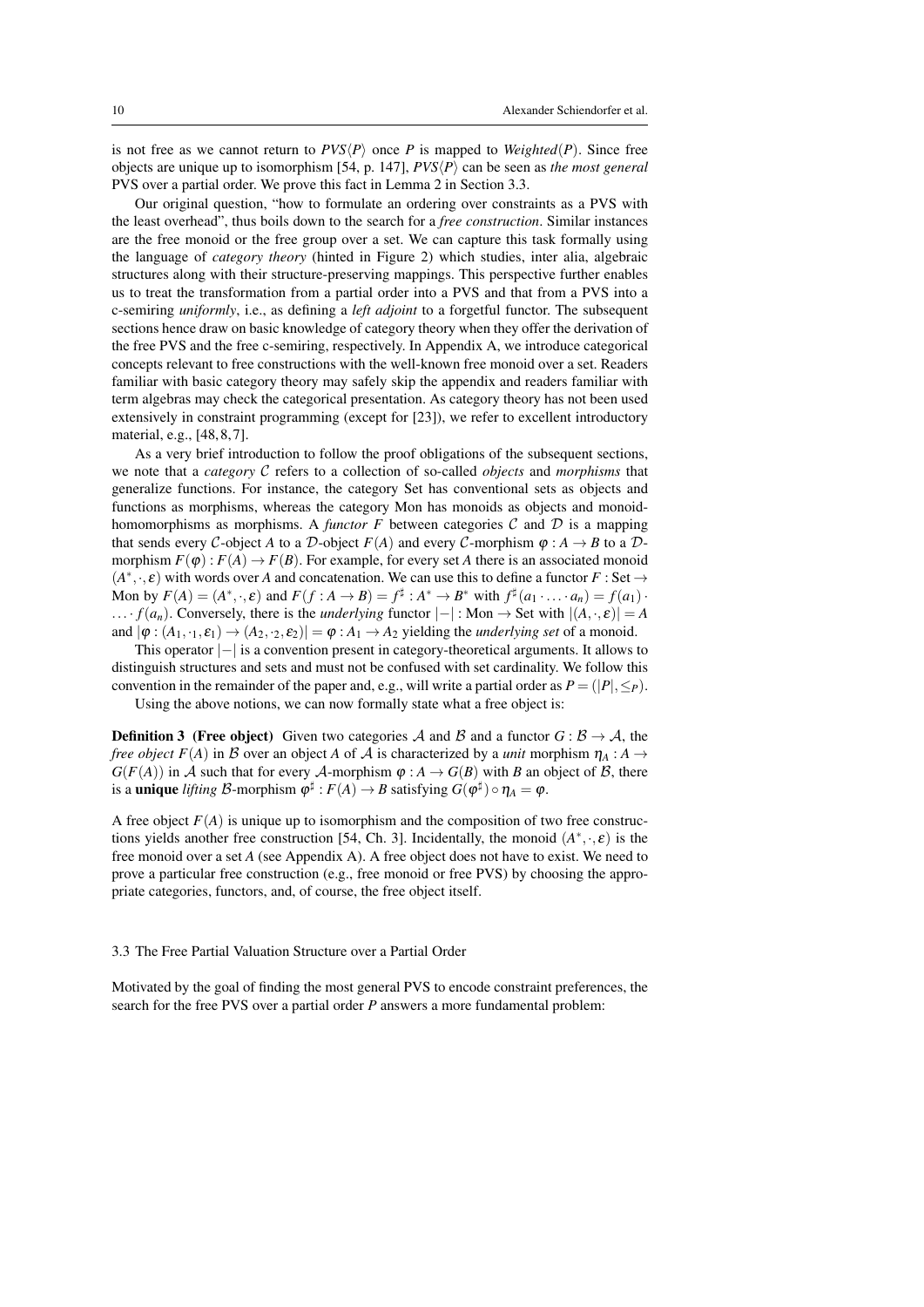is not free as we cannot return to $PVS\langle P\rangle$ once $P$ is mapped to $Weighted(P)$. Since free objects are unique up to isomorphism [54, p. 147], $PVS\langle P\rangle$ can be seen as *the most general* PVS over a partial order. We prove this fact in Lemma 2 in Section 3.3.

Our original question, "how to formulate an ordering over constraints as a PVS with the least overhead", thus boils down to the search for a *free construction*. Similar instances are the free monoid or the free group over a set. We can capture this task formally using the language of *category theory* (hinted in Figure 2) which studies, inter alia, algebraic structures along with their structure-preserving mappings. This perspective further enables us to treat the transformation from a partial order into a PVS and that from a PVS into a c-semiring *uniformly*, i.e., as defining a *left adjoint* to a forgetful functor. The subsequent sections hence draw on basic knowledge of category theory when they offer the derivation of the free PVS and the free c-semiring, respectively. In Appendix A, we introduce categorical concepts relevant to free constructions with the well-known free monoid over a set. Readers familiar with basic category theory may safely skip the appendix and readers familiar with term algebras may check the categorical presentation. As category theory has not been used extensively in constraint programming (except for [23]), we refer to excellent introductory material, e.g., [48, 8, 7].

As a very brief introduction to follow the proof obligations of the subsequent sections, we note that a *category* $\mathcal{C}$ refers to a collection of so-called *objects* and *morphisms* that generalize functions. For instance, the category Set has conventional sets as objects and functions as morphisms, whereas the category Mon has monoids as objects and monoid-homomorphisms as morphisms. A *functor* $F$ between categories $\mathcal{C}$ and $\mathcal{D}$ is a mapping that sends every $\mathcal{C}$-object $A$ to a $\mathcal{D}$-object $F(A)$ and every $\mathcal{C}$-morphism $\varphi : A \to B$ to a $\mathcal{D}$-morphism $F(\varphi) : F(A) \to F(B)$. For example, for every set $A$ there is an associated monoid $(A^*, \cdot, \varepsilon)$ with words over $A$ and concatenation. We can use this to define a functor $F : \text{Set} \to \text{Mon}$ by $F(A) = (A^*, \cdot, \varepsilon)$ and $F(f : A \to B) = f^\sharp : A^* \to B^*$ with $f^\sharp(a_1 \cdot \ldots \cdot a_n) = f(a_1) \cdot \ldots \cdot f(a_n)$. Conversely, there is the *underlying* functor $|-| : \text{Mon} \to \text{Set}$ with $|(A, \cdot, \varepsilon)| = A$ and $|\varphi : (A_1, \cdot_1, \varepsilon_1) \to (A_2, \cdot_2, \varepsilon_2)| = \varphi : A_1 \to A_2$ yielding the *underlying set* of a monoid.

This operator $|-|$ is a convention present in category-theoretical arguments. It allows to distinguish structures and sets and must not be confused with set cardinality. We follow this convention in the remainder of the paper and, e.g., will write a partial order as $P = (|P|, \leq_P)$.

Using the above notions, we can now formally state what a free object is:

**Definition 3 (Free object)** Given two categories $\mathcal{A}$ and $\mathcal{B}$ and a functor $G : \mathcal{B} \to \mathcal{A}$, the *free object* $F(A)$ in $\mathcal{B}$ over an object $A$ of $\mathcal{A}$ is characterized by a *unit* morphism $\eta_A : A \to G(F(A))$ in $\mathcal{A}$ such that for every $\mathcal{A}$-morphism $\varphi : A \to G(B)$ with $B$ an object of $\mathcal{B}$, there is a **unique** *lifting* $\mathcal{B}$-morphism $\varphi^\sharp : F(A) \to B$ satisfying $G(\varphi^\sharp) \circ \eta_A = \varphi$.

A free object $F(A)$ is unique up to isomorphism and the composition of two free constructions yields another free construction [54, Ch. 3]. Incidentally, the monoid $(A^*, \cdot, \varepsilon)$ is the free monoid over a set $A$ (see Appendix A). A free object does not have to exist. We need to prove a particular free construction (e.g., free monoid or free PVS) by choosing the appropriate categories, functors, and, of course, the free object itself.

### 3.3 The Free Partial Valuation Structure over a Partial Order

Motivated by the goal of finding the most general PVS to encode constraint preferences, the search for the free PVS over a partial order $P$ answers a more fundamental problem: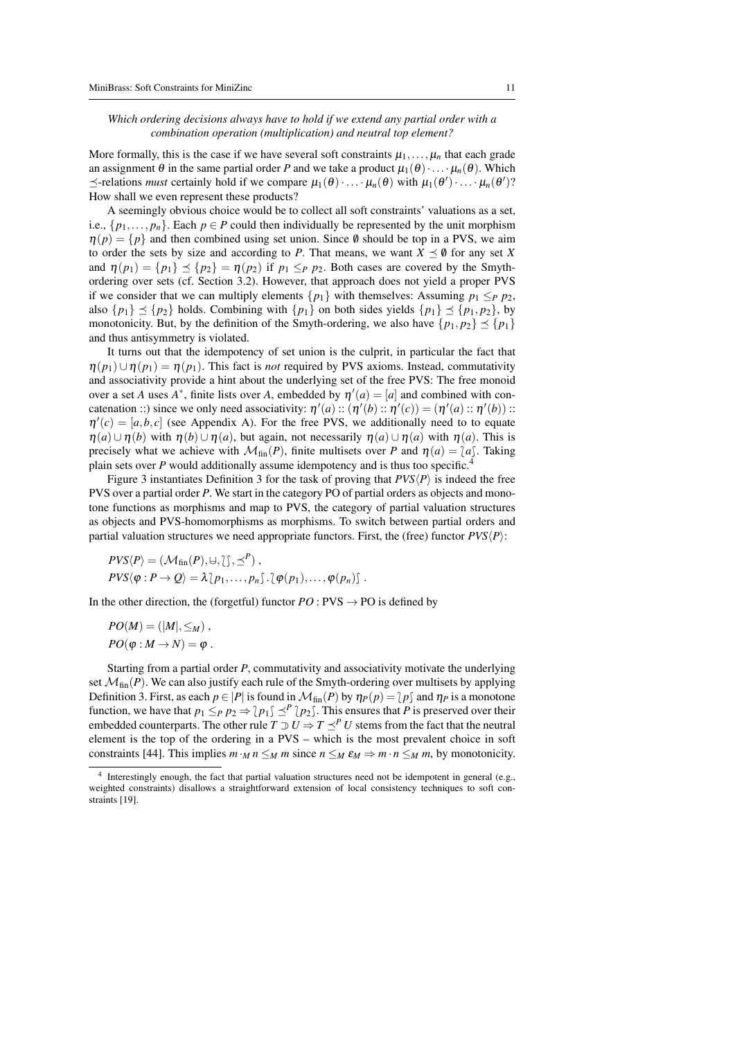*Which ordering decisions always have to hold if we extend any partial order with a combination operation (multiplication) and neutral top element?*

More formally, this is the case if we have several soft constraints $\mu_1, \dots, \mu_n$ that each grade an assignment $\theta$ in the same partial order $P$ and we take a product $\mu_1(\theta) \cdot \ldots \cdot \mu_n(\theta)$. Which $\preceq$-relations *must* certainly hold if we compare $\mu_1(\theta) \cdot \ldots \cdot \mu_n(\theta)$ with $\mu_1(\theta') \cdot \ldots \cdot \mu_n(\theta')$? How shall we even represent these products?

A seemingly obvious choice would be to collect all soft constraints' valuations as a set, i.e., $\{p_1, \dots, p_n\}$. Each $p \in P$ could then individually be represented by the unit morphism $\eta(p) = \{p\}$ and then combined using set union. Since $\emptyset$ should be top in a PVS, we aim to order the sets by size and according to $P$. That means, we want $X \preceq \emptyset$ for any set $X$ and $\eta(p_1) = \{p_1\} \preceq \{p_2\} = \eta(p_2)$ if $p_1 \leq_P p_2$. Both cases are covered by the Smyth-ordering over sets (cf. Section 3.2). However, that approach does not yield a proper PVS if we consider that we can multiply elements $\{p_1\}$ with themselves: Assuming $p_1 \leq_P p_2$, also $\{p_1\} \preceq \{p_2\}$ holds. Combining with $\{p_1\}$ on both sides yields $\{p_1\} \preceq \{p_1, p_2\}$, by monotonicity. But, by the definition of the Smyth-ordering, we also have $\{p_1, p_2\} \preceq \{p_1\}$ and thus antisymmetry is violated.

It turns out that the idempotency of set union is the culprit, in particular the fact that $\eta(p_1) \cup \eta(p_1) = \eta(p_1)$. This fact is *not* required by PVS axioms. Instead, commutativity and associativity provide a hint about the underlying set of the free PVS: The free monoid over a set $A$ uses $A^*$, finite lists over $A$, embedded by $\eta'(a) = [a]$ and combined with concatenation :: since we only need associativity: $\eta'(a) :: (\eta'(b) :: \eta'(c)) = (\eta'(a) :: \eta'(b)) :: \eta'(c) = [a,b,c]$ (see Appendix A). For the free PVS, we additionally need to to equate $\eta(a) \cup \eta(b)$ with $\eta(b) \cup \eta(a)$, but again, not necessarily $\eta(a) \cup \eta(a)$ with $\eta(a)$. This is precisely what we achieve with $\mathcal{M}_{\text{fin}}(P)$, finite multisets over $P$ and $\eta(a) = \wr a \int$. Taking plain sets over $P$ would additionally assume idempotency and is thus too specific.[4]

Figure 3 instantiates Definition 3 for the task of proving that $PVS\langle P \rangle$ is indeed the free PVS over a partial order $P$. We start in the category PO of partial orders as objects and monotone functions as morphisms and map to PVS, the category of partial valuation structures as objects and PVS-homomorphisms as morphisms. To switch between partial orders and partial valuation structures we need appropriate functors. First, the (free) functor $PVS\langle P \rangle$:

$$
\begin{aligned}
&PVS\langle P \rangle = (\mathcal{M}_{\text{fin}}(P), \uplus, \wr\int, \preceq^P) \,, \\
&PVS\langle \varphi : P \to Q \rangle = \lambda \wr p_1, \dots, p_n \int . \wr \varphi(p_1), \dots, \varphi(p_n) \int \,.
\end{aligned}
$$

In the other direction, the (forgetful) functor $PO : \text{PVS} \to \text{PO}$ is defined by

$$
\begin{aligned}
&PO(M) = (|M|, \leq_M) \,, \\
&PO(\varphi : M \to N) = \varphi \,.
\end{aligned}
$$

Starting from a partial order $P$, commutativity and associativity motivate the underlying set $\mathcal{M}_{\text{fin}}(P)$. We can also justify each rule of the Smyth-ordering over multisets by applying Definition 3. First, as each $p \in |P|$ is found in $\mathcal{M}_{\text{fin}}(P)$ by $\eta_P(p) = \wr p \int$ and $\eta_P$ is a monotone function, we have that $p_1 \leq_P p_2 \Rightarrow \wr p_1 \int \preceq^P \wr p_2 \int$. This ensures that $P$ is preserved over their embedded counterparts. The other rule $T \supset U \Rightarrow T \preceq^P U$ stems from the fact that the neutral element is the top of the ordering in a PVS – which is the most prevalent choice in soft constraints [44]. This implies $m \cdot_M n \leq_M m$ since $n \leq_M \varepsilon_M \Rightarrow m \cdot n \leq_M m$, by monotonicity.

[4] Interestingly enough, the fact that partial valuation structures need not be idempotent in general (e.g., weighted constraints) disallows a straightforward extension of local consistency techniques to soft constraints [19].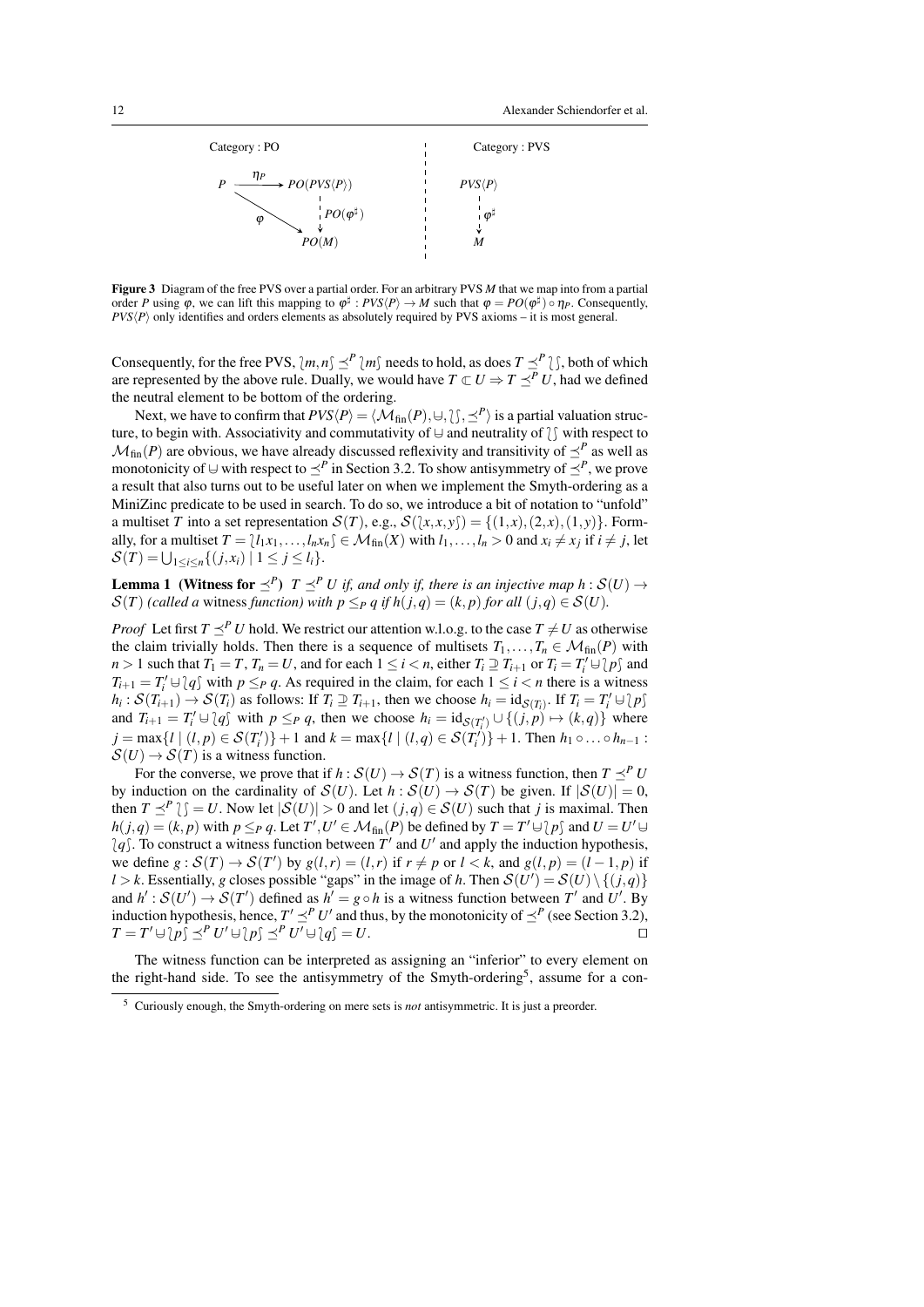Category : PO

$$P \xrightarrow{\eta_P} PO(PVS\langle P\rangle) \quad \varphi : P \to PO(M), \quad PO(\varphi^\sharp) : PO(PVS\langle P\rangle) \to PO(M)$$

Category : PVS

$$PVS\langle P\rangle \xrightarrow{\varphi^\sharp} M$$

**Figure 3** Diagram of the free PVS over a partial order. For an arbitrary PVS $M$ that we map into from a partial order $P$ using $\varphi$, we can lift this mapping to $\varphi^\sharp : PVS\langle P\rangle \to M$ such that $\varphi = PO(\varphi^\sharp) \circ \eta_P$. Consequently, $PVS\langle P\rangle$ only identifies and orders elements as absolutely required by PVS axioms – it is most general.

Consequently, for the free PVS, $\{m,n\} \preceq^P \{m\}$ needs to hold, as does $T \preceq^P \{\}$, both of which are represented by the above rule. Dually, we would have $T \subset U \Rightarrow T \preceq^P U$, had we defined the neutral element to be bottom of the ordering.

Next, we have to confirm that $PVS\langle P\rangle = \langle \mathcal{M}_{\text{fin}}(P), \uplus, \{\}, \preceq^P\rangle$ is a partial valuation structure, to begin with. Associativity and commutativity of $\uplus$ and neutrality of $\{\}$ with respect to $\mathcal{M}_{\text{fin}}(P)$ are obvious, we have already discussed reflexivity and transitivity of $\preceq^P$ as well as monotonicity of $\uplus$ with respect to $\preceq^P$ in Section 3.2. To show antisymmetry of $\preceq^P$, we prove a result that also turns out to be useful later on when we implement the Smyth-ordering as a MiniZinc predicate to be used in search. To do so, we introduce a bit of notation to "unfold" a multiset $T$ into a set representation $\mathcal{S}(T)$, e.g., $\mathcal{S}(\{x,x,y\}) = \{(1,x),(2,x),(1,y)\}$. Formally, for a multiset $T = \{l_1x_1,\ldots,l_nx_n\} \in \mathcal{M}_{\text{fin}}(X)$ with $l_1,\ldots,l_n > 0$ and $x_i \neq x_j$ if $i \neq j$, let $\mathcal{S}(T) = \bigcup_{1\leq i\leq n}\{(j,x_i) \mid 1 \leq j \leq l_i\}$.

**Lemma 1 (Witness for $\preceq^P$)** *$T \preceq^P U$ if, and only if, there is an injective map $h : \mathcal{S}(U) \to \mathcal{S}(T)$ (called a* witness *function) with $p \leq_P q$ if $h(j,q) = (k,p)$ for all $(j,q) \in \mathcal{S}(U)$.*

*Proof* Let first $T \preceq^P U$ hold. We restrict our attention w.l.o.g. to the case $T \neq U$ as otherwise the claim trivially holds. Then there is a sequence of multisets $T_1,\ldots,T_n \in \mathcal{M}_{\text{fin}}(P)$ with $n > 1$ such that $T_1 = T$, $T_n = U$, and for each $1 \leq i < n$, either $T_i \supseteq T_{i+1}$ or $T_i = T_i' \uplus \{p\}$ and $T_{i+1} = T_i' \uplus \{q\}$ with $p \leq_P q$. As required in the claim, for each $1 \leq i < n$ there is a witness $h_i : \mathcal{S}(T_{i+1}) \to \mathcal{S}(T_i)$ as follows: If $T_i \supseteq T_{i+1}$, then we choose $h_i = \text{id}_{\mathcal{S}(T_i)}$. If $T_i = T_i' \uplus \{p\}$ and $T_{i+1} = T_i' \uplus \{q\}$ with $p \leq_P q$, then we choose $h_i = \text{id}_{\mathcal{S}(T_i')} \cup \{(j,p) \mapsto (k,q)\}$ where $j = \max\{l \mid (l,p) \in \mathcal{S}(T_i')\} + 1$ and $k = \max\{l \mid (l,q) \in \mathcal{S}(T_i')\} + 1$. Then $h_1 \circ \ldots \circ h_{n-1} : \mathcal{S}(U) \to \mathcal{S}(T)$ is a witness function.

For the converse, we prove that if $h : \mathcal{S}(U) \to \mathcal{S}(T)$ is a witness function, then $T \preceq^P U$ by induction on the cardinality of $\mathcal{S}(U)$. Let $h : \mathcal{S}(U) \to \mathcal{S}(T)$ be given. If $|\mathcal{S}(U)| = 0$, then $T \preceq^P \{\} = U$. Now let $|\mathcal{S}(U)| > 0$ and let $(j,q) \in \mathcal{S}(U)$ such that $j$ is maximal. Then $h(j,q) = (k,p)$ with $p \leq_P q$. Let $T', U' \in \mathcal{M}_{\text{fin}}(P)$ be defined by $T = T' \uplus \{p\}$ and $U = U' \uplus \{q\}$. To construct a witness function between $T'$ and $U'$ and apply the induction hypothesis, we define $g : \mathcal{S}(T) \to \mathcal{S}(T')$ by $g(l,r) = (l,r)$ if $r \neq p$ or $l < k$, and $g(l,p) = (l-1,p)$ if $l > k$. Essentially, $g$ closes possible "gaps" in the image of $h$. Then $\mathcal{S}(U') = \mathcal{S}(U) \setminus \{(j,q)\}$ and $h' : \mathcal{S}(U') \to \mathcal{S}(T')$ defined as $h' = g \circ h$ is a witness function between $T'$ and $U'$. By induction hypothesis, hence, $T' \preceq^P U'$ and thus, by the monotonicity of $\preceq^P$ (see Section 3.2), $T = T' \uplus \{p\} \preceq^P U' \uplus \{p\} \preceq^P U' \uplus \{q\} = U$. ∎

The witness function can be interpreted as assigning an "inferior" to every element on the right-hand side. To see the antisymmetry of the Smyth-ordering[5], assume for a con-

[5] Curiously enough, the Smyth-ordering on mere sets is *not* antisymmetric. It is just a preorder.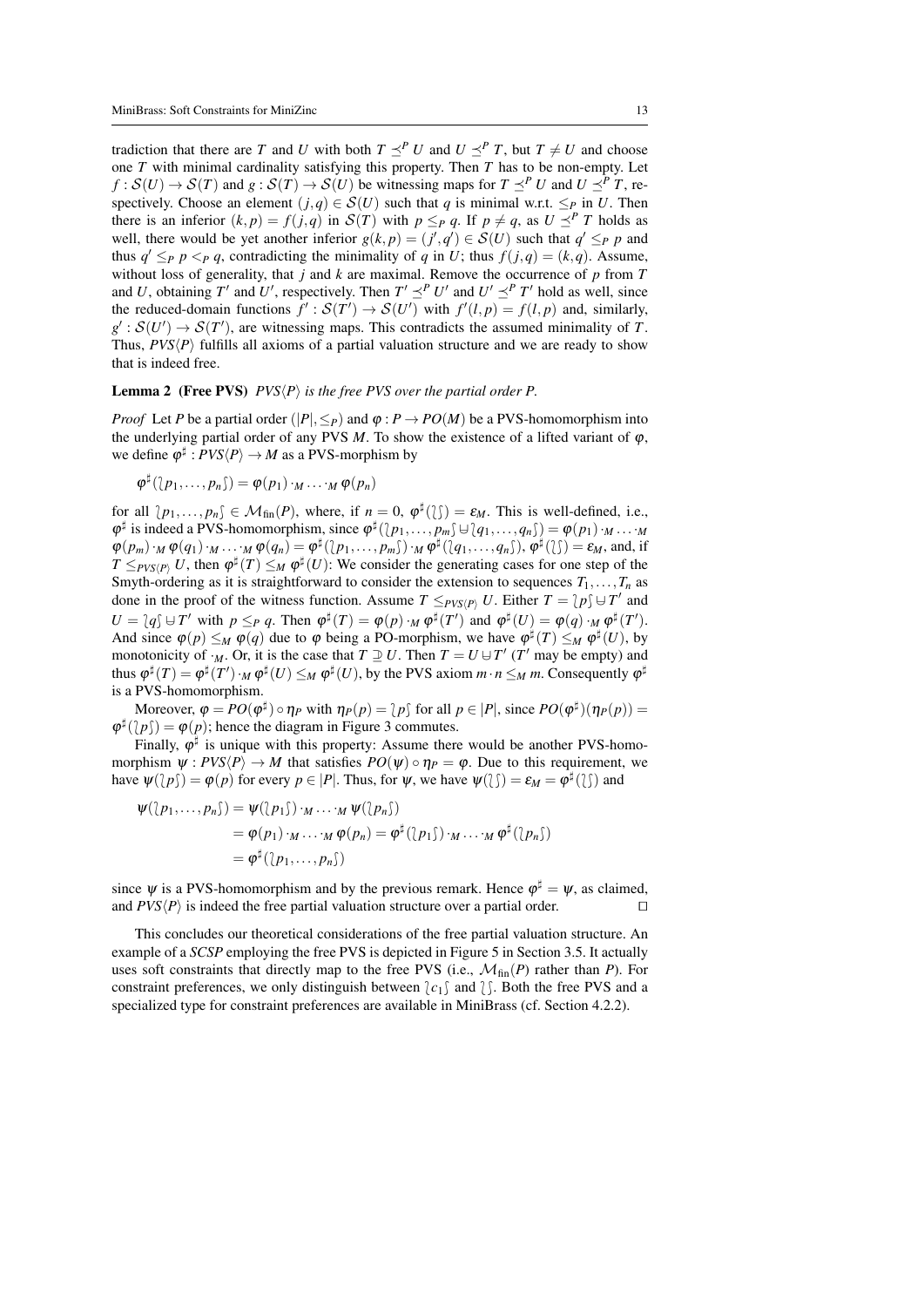tradiction that there are $T$ and $U$ with both $T \preceq^P U$ and $U \preceq^P T$, but $T \neq U$ and choose one $T$ with minimal cardinality satisfying this property. Then $T$ has to be non-empty. Let $f : \mathcal{S}(U) \to \mathcal{S}(T)$ and $g : \mathcal{S}(T) \to \mathcal{S}(U)$ be witnessing maps for $T \preceq^P U$ and $U \preceq^P T$, respectively. Choose an element $(j,q) \in \mathcal{S}(U)$ such that $q$ is minimal w.r.t. $\leq_P$ in $U$. Then there is an inferior $(k,p) = f(j,q)$ in $\mathcal{S}(T)$ with $p \leq_P q$. If $p \neq q$, as $U \preceq^P T$ holds as well, there would be yet another inferior $g(k,p) = (j',q') \in \mathcal{S}(U)$ such that $q' \leq_P p$ and thus $q' \leq_P p <_P q$, contradicting the minimality of $q$ in $U$; thus $f(j,q) = (k,q)$. Assume, without loss of generality, that $j$ and $k$ are maximal. Remove the occurrence of $p$ from $T$ and $U$, obtaining $T'$ and $U'$, respectively. Then $T' \preceq^P U'$ and $U' \preceq^P T'$ hold as well, since the reduced-domain functions $f' : \mathcal{S}(T') \to \mathcal{S}(U')$ with $f'(l,p) = f(l,p)$ and, similarly, $g' : \mathcal{S}(U') \to \mathcal{S}(T')$, are witnessing maps. This contradicts the assumed minimality of $T$. Thus, $PVS\langle P \rangle$ fulfills all axioms of a partial valuation structure and we are ready to show that is indeed free.

**Lemma 2 (Free PVS)** *$PVS\langle P \rangle$ is the free PVS over the partial order $P$.*

*Proof* Let $P$ be a partial order $(|P|, \leq_P)$ and $\varphi : P \to PO(M)$ be a PVS-homomorphism into the underlying partial order of any PVS $M$. To show the existence of a lifted variant of $\varphi$, we define $\varphi^\sharp : PVS\langle P \rangle \to M$ as a PVS-morphism by

$$\varphi^\sharp(\wr p_1, \ldots, p_n \int) = \varphi(p_1) \cdot_M \ldots \cdot_M \varphi(p_n)$$

for all $\wr p_1, \ldots, p_n \int \in \mathcal{M}_{\text{fin}}(P)$, where, if $n = 0$, $\varphi^\sharp(\wr\int) = \varepsilon_M$. This is well-defined, i.e., $\varphi^\sharp$ is indeed a PVS-homomorphism, since $\varphi^\sharp(\wr p_1, \ldots, p_m \int \uplus \wr q_1, \ldots, q_n \int) = \varphi(p_1) \cdot_M \ldots \cdot_M \varphi(p_m) \cdot_M \varphi(q_1) \cdot_M \ldots \cdot_M \varphi(q_n) = \varphi^\sharp(\wr p_1, \ldots, p_m \int) \cdot_M \varphi^\sharp(\wr q_1, \ldots, q_n \int)$, $\varphi^\sharp(\wr\int) = \varepsilon_M$, and, if $T \leq_{PVS\langle P \rangle} U$, then $\varphi^\sharp(T) \leq_M \varphi^\sharp(U)$: We consider the generating cases for one step of the Smyth-ordering as it is straightforward to consider the extension to sequences $T_1, \ldots, T_n$ as done in the proof of the witness function. Assume $T \leq_{PVS\langle P \rangle} U$. Either $T = \wr p \int \uplus T'$ and $U = \wr q \int \uplus T'$ with $p \leq_P q$. Then $\varphi^\sharp(T) = \varphi(p) \cdot_M \varphi^\sharp(T')$ and $\varphi^\sharp(U) = \varphi(q) \cdot_M \varphi^\sharp(T')$. And since $\varphi(p) \leq_M \varphi(q)$ due to $\varphi$ being a PO-morphism, we have $\varphi^\sharp(T) \leq_M \varphi^\sharp(U)$, by monotonicity of $\cdot_M$. Or, it is the case that $T \supseteq U$. Then $T = U \uplus T'$ ($T'$ may be empty) and thus $\varphi^\sharp(T) = \varphi^\sharp(T') \cdot_M \varphi^\sharp(U) \leq_M \varphi^\sharp(U)$, by the PVS axiom $m \cdot n \leq_M m$. Consequently $\varphi^\sharp$ is a PVS-homomorphism.

Moreover, $\varphi = PO(\varphi^\sharp) \circ \eta_P$ with $\eta_P(p) = \wr p \int$ for all $p \in |P|$, since $PO(\varphi^\sharp)(\eta_P(p)) = \varphi^\sharp(\wr p \int) = \varphi(p)$; hence the diagram in Figure 3 commutes.

Finally, $\varphi^\sharp$ is unique with this property: Assume there would be another PVS-homomorphism $\psi : PVS\langle P \rangle \to M$ that satisfies $PO(\psi) \circ \eta_P = \varphi$. Due to this requirement, we have $\psi(\wr p \int) = \varphi(p)$ for every $p \in |P|$. Thus, for $\psi$, we have $\psi(\wr\int) = \varepsilon_M = \varphi^\sharp(\wr\int)$ and

$$\begin{aligned}
\psi(\wr p_1, \ldots, p_n \int) &= \psi(\wr p_1 \int) \cdot_M \ldots \cdot_M \psi(\wr p_n \int) \\
&= \varphi(p_1) \cdot_M \ldots \cdot_M \varphi(p_n) = \varphi^\sharp(\wr p_1 \int) \cdot_M \ldots \cdot_M \varphi^\sharp(\wr p_n \int) \\
&= \varphi^\sharp(\wr p_1, \ldots, p_n \int)
\end{aligned}$$

since $\psi$ is a PVS-homomorphism and by the previous remark. Hence $\varphi^\sharp = \psi$, as claimed, and $PVS\langle P \rangle$ is indeed the free partial valuation structure over a partial order. $\square$

This concludes our theoretical considerations of the free partial valuation structure. An example of a *SCSP* employing the free PVS is depicted in Figure 5 in Section 3.5. It actually uses soft constraints that directly map to the free PVS (i.e., $\mathcal{M}_{\text{fin}}(P)$ rather than $P$). For constraint preferences, we only distinguish between $\wr c_1 \int$ and $\wr\int$. Both the free PVS and a specialized type for constraint preferences are available in MiniBrass (cf. Section 4.2.2).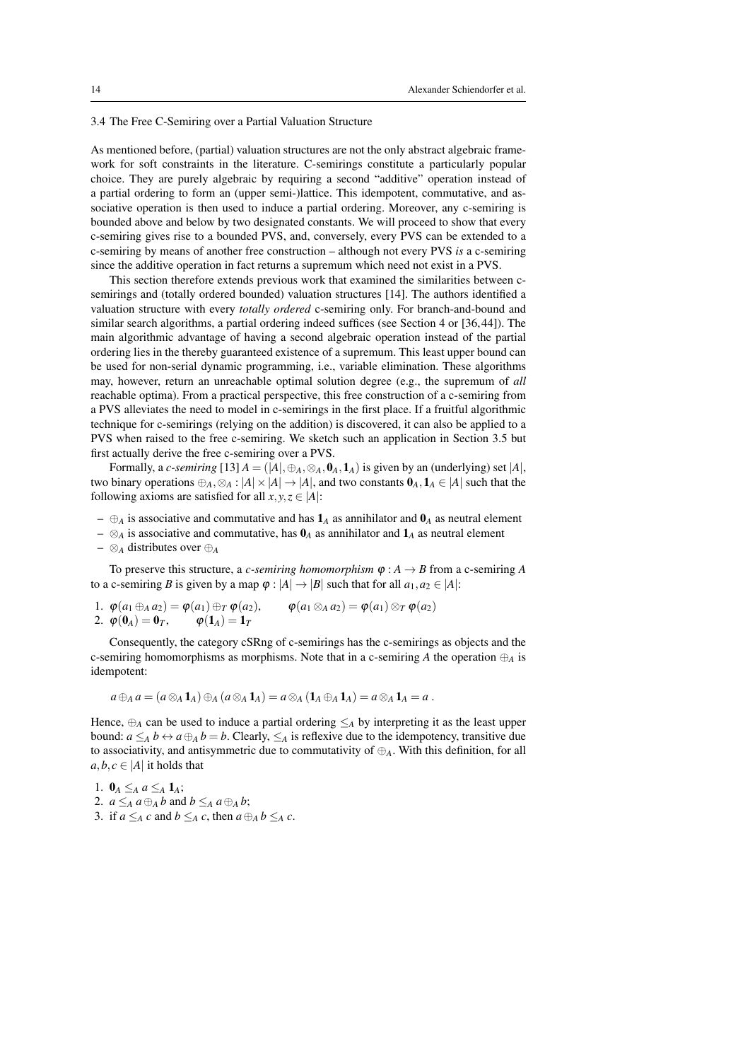### 3.4 The Free C-Semiring over a Partial Valuation Structure

As mentioned before, (partial) valuation structures are not the only abstract algebraic framework for soft constraints in the literature. C-semirings constitute a particularly popular choice. They are purely algebraic by requiring a second "additive" operation instead of a partial ordering to form an (upper semi-)lattice. This idempotent, commutative, and associative operation is then used to induce a partial ordering. Moreover, any c-semiring is bounded above and below by two designated constants. We will proceed to show that every c-semiring gives rise to a bounded PVS, and, conversely, every PVS can be extended to a c-semiring by means of another free construction – although not every PVS *is* a c-semiring since the additive operation in fact returns a supremum which need not exist in a PVS.

This section therefore extends previous work that examined the similarities between c-semirings and (totally ordered bounded) valuation structures [14]. The authors identified a valuation structure with every *totally ordered* c-semiring only. For branch-and-bound and similar search algorithms, a partial ordering indeed suffices (see Section 4 or [36,44]). The main algorithmic advantage of having a second algebraic operation instead of the partial ordering lies in the thereby guaranteed existence of a supremum. This least upper bound can be used for non-serial dynamic programming, i.e., variable elimination. These algorithms may, however, return an unreachable optimal solution degree (e.g., the supremum of *all* reachable optima). From a practical perspective, this free construction of a c-semiring from a PVS alleviates the need to model in c-semirings in the first place. If a fruitful algorithmic technique for c-semirings (relying on the addition) is discovered, it can also be applied to a PVS when raised to the free c-semiring. We sketch such an application in Section 3.5 but first actually derive the free c-semiring over a PVS.

Formally, a *c-semiring* [13] $A = (|A|, \oplus_A, \otimes_A, \mathbf{0}_A, \mathbf{1}_A)$ is given by an (underlying) set $|A|$, two binary operations $\oplus_A, \otimes_A : |A| \times |A| \to |A|$, and two constants $\mathbf{0}_A, \mathbf{1}_A \in |A|$ such that the following axioms are satisfied for all $x, y, z \in |A|$:

- $\oplus_A$ is associative and commutative and has $\mathbf{1}_A$ as annihilator and $\mathbf{0}_A$ as neutral element
- $\otimes_A$ is associative and commutative, has $\mathbf{0}_A$ as annihilator and $\mathbf{1}_A$ as neutral element
- $\otimes_A$ distributes over $\oplus_A$

To preserve this structure, a *c-semiring homomorphism* $\varphi : A \to B$ from a c-semiring $A$ to a c-semiring $B$ is given by a map $\varphi : |A| \to |B|$ such that for all $a_1, a_2 \in |A|$:

1. $\varphi(a_1 \oplus_A a_2) = \varphi(a_1) \oplus_T \varphi(a_2)$, $\qquad \varphi(a_1 \otimes_A a_2) = \varphi(a_1) \otimes_T \varphi(a_2)$
2. $\varphi(\mathbf{0}_A) = \mathbf{0}_T$, $\qquad \varphi(\mathbf{1}_A) = \mathbf{1}_T$

Consequently, the category cSRng of c-semirings has the c-semirings as objects and the c-semiring homomorphisms as morphisms. Note that in a c-semiring $A$ the operation $\oplus_A$ is idempotent:

$$a \oplus_A a = (a \otimes_A \mathbf{1}_A) \oplus_A (a \otimes_A \mathbf{1}_A) = a \otimes_A (\mathbf{1}_A \oplus_A \mathbf{1}_A) = a \otimes_A \mathbf{1}_A = a \,.$$

Hence, $\oplus_A$ can be used to induce a partial ordering $\leq_A$ by interpreting it as the least upper bound: $a \leq_A b \leftrightarrow a \oplus_A b = b$. Clearly, $\leq_A$ is reflexive due to the idempotency, transitive due to associativity, and antisymmetric due to commutativity of $\oplus_A$. With this definition, for all $a, b, c \in |A|$ it holds that

1. $\mathbf{0}_A \leq_A a \leq_A \mathbf{1}_A$;
2. $a \leq_A a \oplus_A b$ and $b \leq_A a \oplus_A b$;
3. if $a \leq_A c$ and $b \leq_A c$, then $a \oplus_A b \leq_A c$.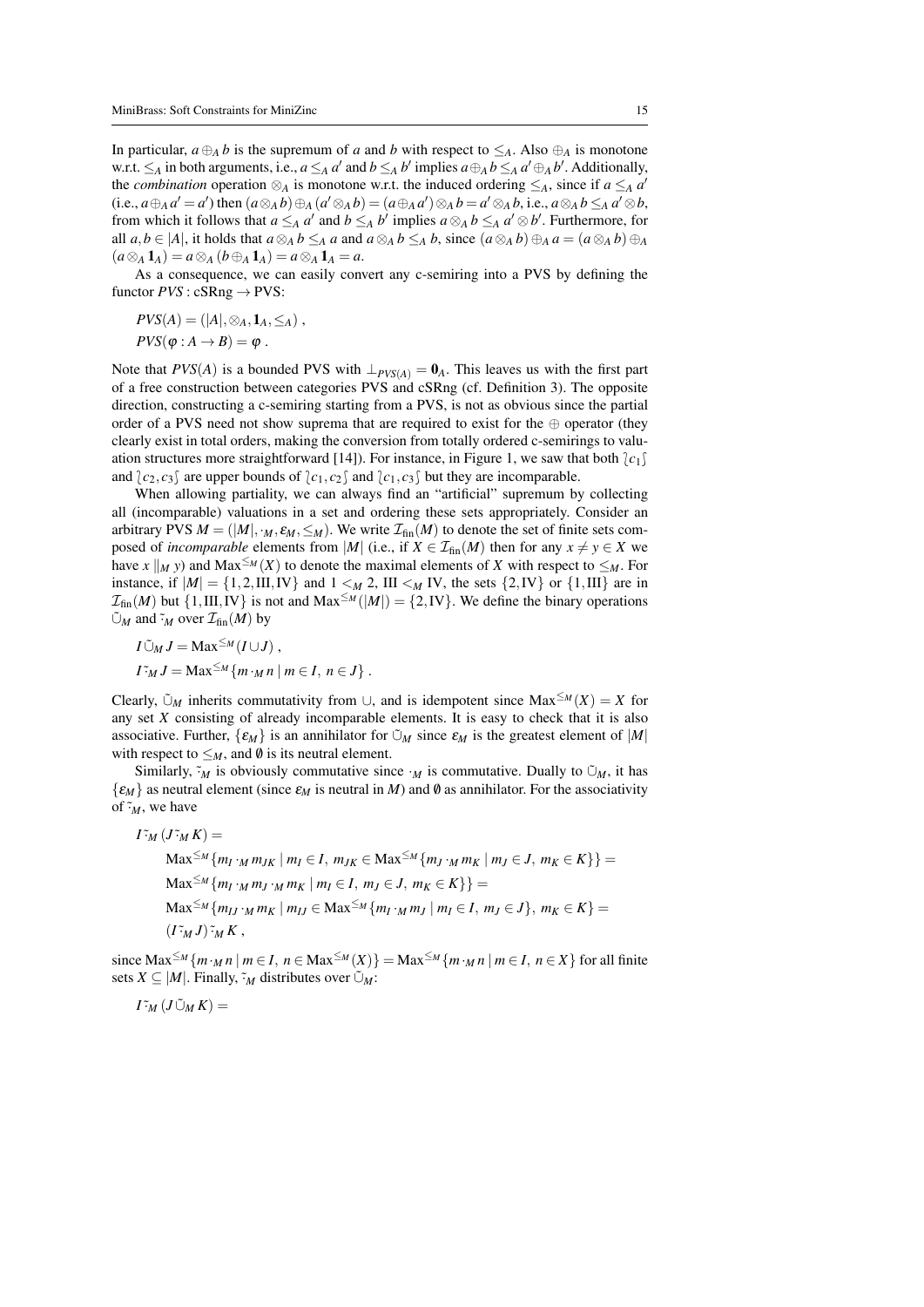In particular, $a \oplus_A b$ is the supremum of $a$ and $b$ with respect to $\leq_A$. Also $\oplus_A$ is monotone w.r.t. $\leq_A$ in both arguments, i.e., $a \leq_A a'$ and $b \leq_A b'$ implies $a \oplus_A b \leq_A a' \oplus_A b'$. Additionally, the *combination* operation $\otimes_A$ is monotone w.r.t. the induced ordering $\leq_A$, since if $a \leq_A a'$ (i.e., $a \oplus_A a' = a'$) then $(a \otimes_A b) \oplus_A (a' \otimes_A b) = (a \oplus_A a') \otimes_A b = a' \otimes_A b$, i.e., $a \otimes_A b \leq_A a' \otimes b$, from which it follows that $a \leq_A a'$ and $b \leq_A b'$ implies $a \otimes_A b \leq_A a' \otimes b'$. Furthermore, for all $a, b \in |A|$, it holds that $a \otimes_A b \leq_A a$ and $a \otimes_A b \leq_A b$, since $(a \otimes_A b) \oplus_A a = (a \otimes_A b) \oplus_A (a \otimes_A \mathbf{1}_A) = a \otimes_A (b \oplus_A \mathbf{1}_A) = a \otimes_A \mathbf{1}_A = a$.

As a consequence, we can easily convert any c-semiring into a PVS by defining the functor $PVS : \mathrm{cSRng} \to \mathrm{PVS}$:

$$
\begin{aligned}
&PVS(A) = (|A|, \otimes_A, \mathbf{1}_A, \leq_A) \ , \\
&PVS(\varphi : A \to B) = \varphi \ .
\end{aligned}
$$

Note that $PVS(A)$ is a bounded PVS with $\bot_{PVS(A)} = \mathbf{0}_A$. This leaves us with the first part of a free construction between categories PVS and cSRng (cf. Definition 3). The opposite direction, constructing a c-semiring starting from a PVS, is not as obvious since the partial order of a PVS need not show suprema that are required to exist for the $\oplus$ operator (they clearly exist in total orders, making the conversion from totally ordered c-semirings to valuation structures more straightforward [14]). For instance, in Figure 1, we saw that both $\lbag c_1 \rbag$ and $\lbag c_2, c_3 \rbag$ are upper bounds of $\lbag c_1, c_2 \rbag$ and $\lbag c_1, c_3 \rbag$ but they are incomparable.

When allowing partiality, we can always find an "artificial" supremum by collecting all (incomparable) valuations in a set and ordering these sets appropriately. Consider an arbitrary PVS $M = (|M|, \cdot_M, \varepsilon_M, \leq_M)$. We write $\mathcal{I}_{\mathrm{fin}}(M)$ to denote the set of finite sets composed of *incomparable* elements from $|M|$ (i.e., if $X \in \mathcal{I}_{\mathrm{fin}}(M)$ then for any $x \neq y \in X$ we have $x \parallel_M y$) and $\mathrm{Max}^{\leq_M}(X)$ to denote the maximal elements of $X$ with respect to $\leq_M$. For instance, if $|M| = \{1, 2, \mathrm{III}, \mathrm{IV}\}$ and $1 <_M 2$, $\mathrm{III} <_M \mathrm{IV}$, the sets $\{2, \mathrm{IV}\}$ or $\{1, \mathrm{III}\}$ are in $\mathcal{I}_{\mathrm{fin}}(M)$ but $\{1, \mathrm{III}, \mathrm{IV}\}$ is not and $\mathrm{Max}^{\leq_M}(|M|) = \{2, \mathrm{IV}\}$. We define the binary operations $\tilde{\cup}_M$ and $\tilde{\cdot}_M$ over $\mathcal{I}_{\mathrm{fin}}(M)$ by

$$
\begin{aligned}
&I \mathbin{\tilde{\cup}_M} J = \mathrm{Max}^{\leq_M}(I \cup J) \ , \\
&I \mathbin{\tilde{\cdot}_M} J = \mathrm{Max}^{\leq_M}\{m \cdot_M n \mid m \in I,\ n \in J\} \ .
\end{aligned}
$$

Clearly, $\tilde{\cup}_M$ inherits commutativity from $\cup$, and is idempotent since $\mathrm{Max}^{\leq_M}(X) = X$ for any set $X$ consisting of already incomparable elements. It is easy to check that it is also associative. Further, $\{\varepsilon_M\}$ is an annihilator for $\tilde{\cup}_M$ since $\varepsilon_M$ is the greatest element of $|M|$ with respect to $\leq_M$, and $\emptyset$ is its neutral element.

Similarly, $\tilde{\cdot}_M$ is obviously commutative since $\cdot_M$ is commutative. Dually to $\tilde{\cup}_M$, it has $\{\varepsilon_M\}$ as neutral element (since $\varepsilon_M$ is neutral in $M$) and $\emptyset$ as annihilator. For the associativity of $\tilde{\cdot}_M$, we have

$$
\begin{aligned}
&I \mathbin{\tilde{\cdot}_M} (J \mathbin{\tilde{\cdot}_M} K) = \\
&\qquad \mathrm{Max}^{\leq_M}\{m_I \cdot_M m_{JK} \mid m_I \in I,\ m_{JK} \in \mathrm{Max}^{\leq_M}\{m_J \cdot_M m_K \mid m_J \in J,\ m_K \in K\}\} = \\
&\qquad \mathrm{Max}^{\leq_M}\{m_I \cdot_M m_J \cdot_M m_K \mid m_I \in I,\ m_J \in J,\ m_K \in K\}\} = \\
&\qquad \mathrm{Max}^{\leq_M}\{m_{IJ} \cdot_M m_K \mid m_{IJ} \in \mathrm{Max}^{\leq_M}\{m_I \cdot_M m_J \mid m_I \in I,\ m_J \in J\},\ m_K \in K\} = \\
&\qquad (I \mathbin{\tilde{\cdot}_M} J) \mathbin{\tilde{\cdot}_M} K \ ,
\end{aligned}
$$

since $\mathrm{Max}^{\leq_M}\{m \cdot_M n \mid m \in I,\ n \in \mathrm{Max}^{\leq_M}(X)\} = \mathrm{Max}^{\leq_M}\{m \cdot_M n \mid m \in I,\ n \in X\}$ for all finite sets $X \subseteq |M|$. Finally, $\tilde{\cdot}_M$ distributes over $\tilde{\cup}_M$:

$$
I \mathbin{\tilde{\cdot}_M} (J \mathbin{\tilde{\cup}_M} K) =
$$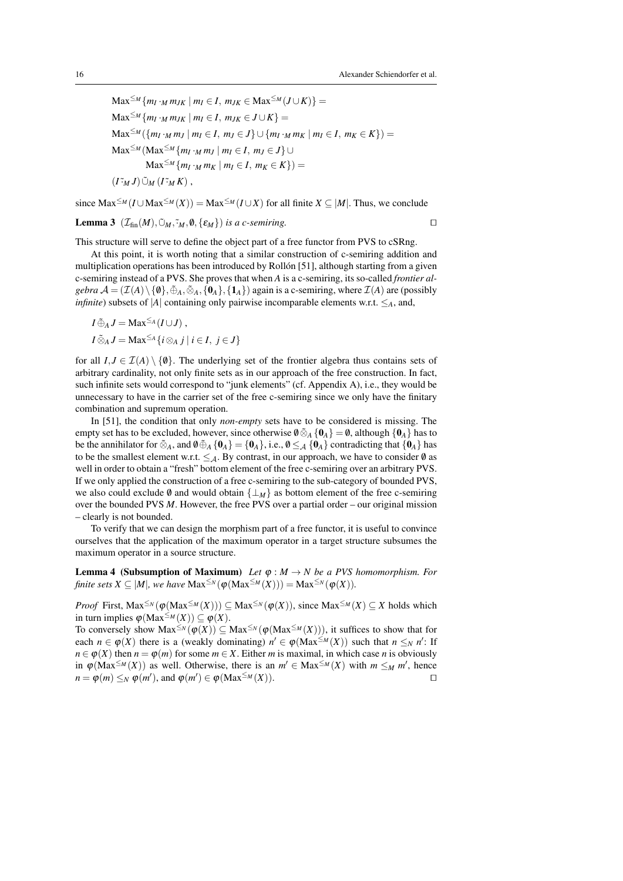$$
\begin{aligned}
&\mathrm{Max}^{\leq_M}\{m_I \cdot_M m_{JK} \mid m_I \in I,\ m_{JK} \in \mathrm{Max}^{\leq_M}(J \cup K)\} = \\
&\mathrm{Max}^{\leq_M}\{m_I \cdot_M m_{JK} \mid m_I \in I,\ m_{JK} \in J \cup K\} = \\
&\mathrm{Max}^{\leq_M}(\{m_I \cdot_M m_J \mid m_I \in I,\ m_J \in J\} \cup \{m_I \cdot_M m_K \mid m_I \in I,\ m_K \in K\}) = \\
&\mathrm{Max}^{\leq_M}(\mathrm{Max}^{\leq_M}\{m_I \cdot_M m_J \mid m_I \in I,\ m_J \in J\} \cup \\
&\qquad \mathrm{Max}^{\leq_M}\{m_I \cdot_M m_K \mid m_I \in I,\ m_K \in K\}) = \\
&(I \mathbin{\tilde{\cdot}_M} J) \mathbin{\tilde{\cup}_M} (I \mathbin{\tilde{\cdot}_M} K)\ ,
\end{aligned}
$$

since $\mathrm{Max}^{\leq_M}(I \cup \mathrm{Max}^{\leq_M}(X)) = \mathrm{Max}^{\leq_M}(I \cup X)$ for all finite $X \subseteq |M|$. Thus, we conclude

**Lemma 3** *$(\mathcal{I}_{\mathrm{fin}}(M), \tilde{\cup}_M, \tilde{\cdot}_M, \emptyset, \{\varepsilon_M\})$ is a c-semiring.* ◻

This structure will serve to define the object part of a free functor from PVS to cSRng.

At this point, it is worth noting that a similar construction of c-semiring addition and multiplication operations has been introduced by Rollón [51], although starting from a given c-semiring instead of a PVS. She proves that when $A$ is a c-semiring, its so-called *frontier algebra* $\mathcal{A} = (\mathcal{I}(A) \setminus \{\emptyset\}, \tilde{\oplus}_A, \tilde{\otimes}_A, \{\mathbf{0}_A\}, \{\mathbf{1}_A\})$ again is a c-semiring, where $\mathcal{I}(A)$ are (possibly *infinite*) subsets of $|A|$ containing only pairwise incomparable elements w.r.t. $\leq_A$, and,

$$
\begin{aligned}
&I \mathbin{\tilde{\oplus}_A} J = \mathrm{Max}^{\leq_A}(I \cup J)\ , \\
&I \mathbin{\tilde{\otimes}_A} J = \mathrm{Max}^{\leq_A}\{i \otimes_A j \mid i \in I,\ j \in J\}
\end{aligned}
$$

for all $I, J \in \mathcal{I}(A) \setminus \{\emptyset\}$. The underlying set of the frontier algebra thus contains sets of arbitrary cardinality, not only finite sets as in our approach of the free construction. In fact, such infinite sets would correspond to "junk elements" (cf. Appendix A), i.e., they would be unnecessary to have in the carrier set of the free c-semiring since we only have the finitary combination and supremum operation.

In [51], the condition that only *non-empty* sets have to be considered is missing. The empty set has to be excluded, however, since otherwise $\emptyset \mathbin{\tilde{\otimes}_A} \{\mathbf{0}_A\} = \emptyset$, although $\{\mathbf{0}_A\}$ has to be the annihilator for $\tilde{\otimes}_A$, and $\emptyset \mathbin{\tilde{\oplus}_A} \{\mathbf{0}_A\} = \{\mathbf{0}_A\}$, i.e., $\emptyset \leq_{\mathcal{A}} \{\mathbf{0}_A\}$ contradicting that $\{\mathbf{0}_A\}$ has to be the smallest element w.r.t. $\leq_{\mathcal{A}}$. By contrast, in our approach, we have to consider $\emptyset$ as well in order to obtain a "fresh" bottom element of the free c-semiring over an arbitrary PVS. If we only applied the construction of a free c-semiring to the sub-category of bounded PVS, we also could exclude $\emptyset$ and would obtain $\{\bot_M\}$ as bottom element of the free c-semiring over the bounded PVS $M$. However, the free PVS over a partial order – our original mission – clearly is not bounded.

To verify that we can design the morphism part of a free functor, it is useful to convince ourselves that the application of the maximum operator in a target structure subsumes the maximum operator in a source structure.

**Lemma 4 (Subsumption of Maximum)** *Let $\varphi : M \to N$ be a PVS homomorphism. For finite sets $X \subseteq |M|$, we have $\mathrm{Max}^{\leq_N}(\varphi(\mathrm{Max}^{\leq_M}(X))) = \mathrm{Max}^{\leq_N}(\varphi(X))$.*

*Proof* First, $\mathrm{Max}^{\leq_N}(\varphi(\mathrm{Max}^{\leq_M}(X))) \subseteq \mathrm{Max}^{\leq_N}(\varphi(X))$, since $\mathrm{Max}^{\leq_M}(X) \subseteq X$ holds which in turn implies $\varphi(\mathrm{Max}^{\leq_M}(X)) \subseteq \varphi(X)$.
To conversely show $\mathrm{Max}^{\leq_N}(\varphi(X)) \subseteq \mathrm{Max}^{\leq_N}(\varphi(\mathrm{Max}^{\leq_M}(X)))$, it suffices to show that for each $n \in \varphi(X)$ there is a (weakly dominating) $n' \in \varphi(\mathrm{Max}^{\leq_M}(X))$ such that $n \leq_N n'$: If $n \in \varphi(X)$ then $n = \varphi(m)$ for some $m \in X$. Either $m$ is maximal, in which case $n$ is obviously in $\varphi(\mathrm{Max}^{\leq_M}(X))$ as well. Otherwise, there is an $m' \in \mathrm{Max}^{\leq_M}(X)$ with $m \leq_M m'$, hence $n = \varphi(m) \leq_N \varphi(m')$, and $\varphi(m') \in \varphi(\mathrm{Max}^{\leq_M}(X))$. ◻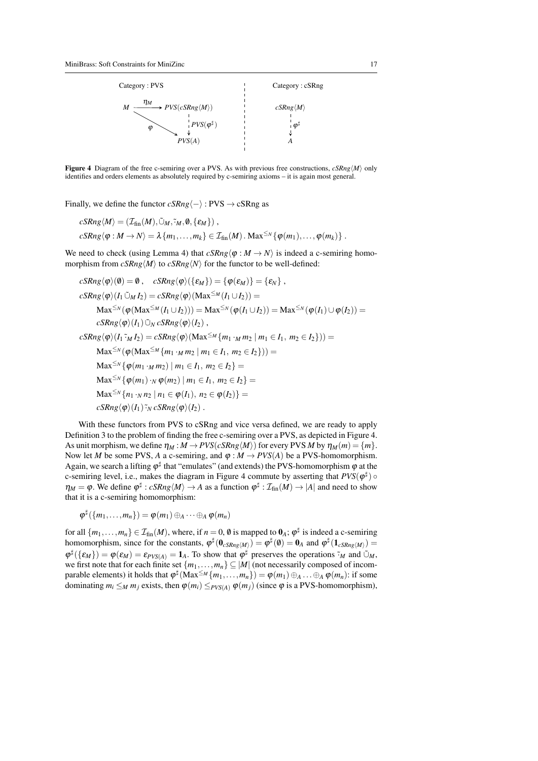Category : PVS

$$M \xrightarrow{\eta_M} PVS(cSRng\langle M\rangle)$$

$$\varphi : M \to PVS(A), \quad PVS(\varphi^\sharp) : PVS(cSRng\langle M\rangle) \to PVS(A)$$

Category : cSRng

$$\varphi^\sharp : cSRng\langle M\rangle \to A$$

**Figure 4** Diagram of the free c-semiring over a PVS. As with previous free constructions, $cSRng\langle M\rangle$ only identifies and orders elements as absolutely required by c-semiring axioms – it is again most general.

Finally, we define the functor $cSRng\langle - \rangle : \text{PVS} \to \text{cSRng}$ as

$$cSRng\langle M\rangle = (\mathcal{I}_{\text{fin}}(M), \tilde{\cup}_M, \tilde{\cdot}_M, \emptyset, \{\varepsilon_M\}) ,$$
$$cSRng\langle \varphi : M \to N\rangle = \lambda \{m_1, \dots, m_k\} \in \mathcal{I}_{\text{fin}}(M) \,.\, \text{Max}^{\leq_N}\{\varphi(m_1), \dots, \varphi(m_k)\} .$$

We need to check (using Lemma 4) that $cSRng\langle \varphi : M \to N\rangle$ is indeed a c-semiring homomorphism from $cSRng\langle M\rangle$ to $cSRng\langle N\rangle$ for the functor to be well-defined:

$$\begin{aligned}
& cSRng\langle\varphi\rangle(\emptyset) = \emptyset\,, \quad cSRng\langle\varphi\rangle(\{\varepsilon_M\}) = \{\varphi(\varepsilon_M)\} = \{\varepsilon_N\}\,, \\
& cSRng\langle\varphi\rangle(I_1 \tilde{\cup}_M I_2) = cSRng\langle\varphi\rangle(\text{Max}^{\leq_M}(I_1 \cup I_2)) = \\
& \quad \text{Max}^{\leq_N}(\varphi(\text{Max}^{\leq_M}(I_1 \cup I_2))) = \text{Max}^{\leq_N}(\varphi(I_1 \cup I_2)) = \text{Max}^{\leq_N}(\varphi(I_1) \cup \varphi(I_2)) = \\
& \quad cSRng\langle\varphi\rangle(I_1) \tilde{\cup}_N cSRng\langle\varphi\rangle(I_2)\,, \\
& cSRng\langle\varphi\rangle(I_1 \tilde{\cdot}_M I_2) = cSRng\langle\varphi\rangle(\text{Max}^{\leq_M}\{m_1 \cdot_M m_2 \mid m_1 \in I_1,\ m_2 \in I_2\}) = \\
& \quad \text{Max}^{\leq_N}(\varphi(\text{Max}^{\leq_M}\{m_1 \cdot_M m_2 \mid m_1 \in I_1,\ m_2 \in I_2\})) = \\
& \quad \text{Max}^{\leq_N}\{\varphi(m_1 \cdot_M m_2) \mid m_1 \in I_1,\ m_2 \in I_2\} = \\
& \quad \text{Max}^{\leq_N}\{\varphi(m_1) \cdot_N \varphi(m_2) \mid m_1 \in I_1,\ m_2 \in I_2\} = \\
& \quad \text{Max}^{\leq_N}\{n_1 \cdot_N n_2 \mid n_1 \in \varphi(I_1),\ n_2 \in \varphi(I_2)\} = \\
& \quad cSRng\langle\varphi\rangle(I_1) \tilde{\cdot}_N cSRng\langle\varphi\rangle(I_2)\,.
\end{aligned}$$

With these functors from PVS to cSRng and vice versa defined, we are ready to apply Definition 3 to the problem of finding the free c-semiring over a PVS, as depicted in Figure 4. As unit morphism, we define $\eta_M : M \to PVS(cSRng\langle M\rangle)$ for every PVS $M$ by $\eta_M(m) = \{m\}$. Now let $M$ be some PVS, $A$ a c-semiring, and $\varphi : M \to PVS(A)$ be a PVS-homomorphism. Again, we search a lifting $\varphi^\sharp$ that "emulates" (and extends) the PVS-homomorphism $\varphi$ at the c-semiring level, i.e., makes the diagram in Figure 4 commute by asserting that $PVS(\varphi^\sharp) \circ \eta_M = \varphi$. We define $\varphi^\sharp : cSRng\langle M\rangle \to A$ as a function $\varphi^\sharp : \mathcal{I}_{\text{fin}}(M) \to |A|$ and need to show that it is a c-semiring homomorphism:

$$\varphi^\sharp(\{m_1, \dots, m_n\}) = \varphi(m_1) \oplus_A \cdots \oplus_A \varphi(m_n)$$

for all $\{m_1, \dots, m_n\} \in \mathcal{I}_{\text{fin}}(M)$, where, if $n = 0$, $\emptyset$ is mapped to $\mathbf{0}_A$; $\varphi^\sharp$ is indeed a c-semiring homomorphism, since for the constants, $\varphi^\sharp(\mathbf{0}_{cSRng\langle M\rangle}) = \varphi^\sharp(\emptyset) = \mathbf{0}_A$ and $\varphi^\sharp(\mathbf{1}_{cSRng\langle M\rangle}) = \varphi^\sharp(\{\varepsilon_M\}) = \varphi(\varepsilon_M) = \varepsilon_{PVS(A)} = \mathbf{1}_A$. To show that $\varphi^\sharp$ preserves the operations $\tilde{\cdot}_M$ and $\tilde{\cup}_M$, we first note that for each finite set $\{m_1, \dots, m_n\} \subseteq |M|$ (not necessarily composed of incomparable elements) it holds that $\varphi^\sharp(\text{Max}^{\leq_M}\{m_1, \dots, m_n\}) = \varphi(m_1) \oplus_A \dots \oplus_A \varphi(m_n)$: if some dominating $m_i \leq_M m_j$ exists, then $\varphi(m_i) \leq_{PVS(A)} \varphi(m_j)$ (since $\varphi$ is a PVS-homomorphism),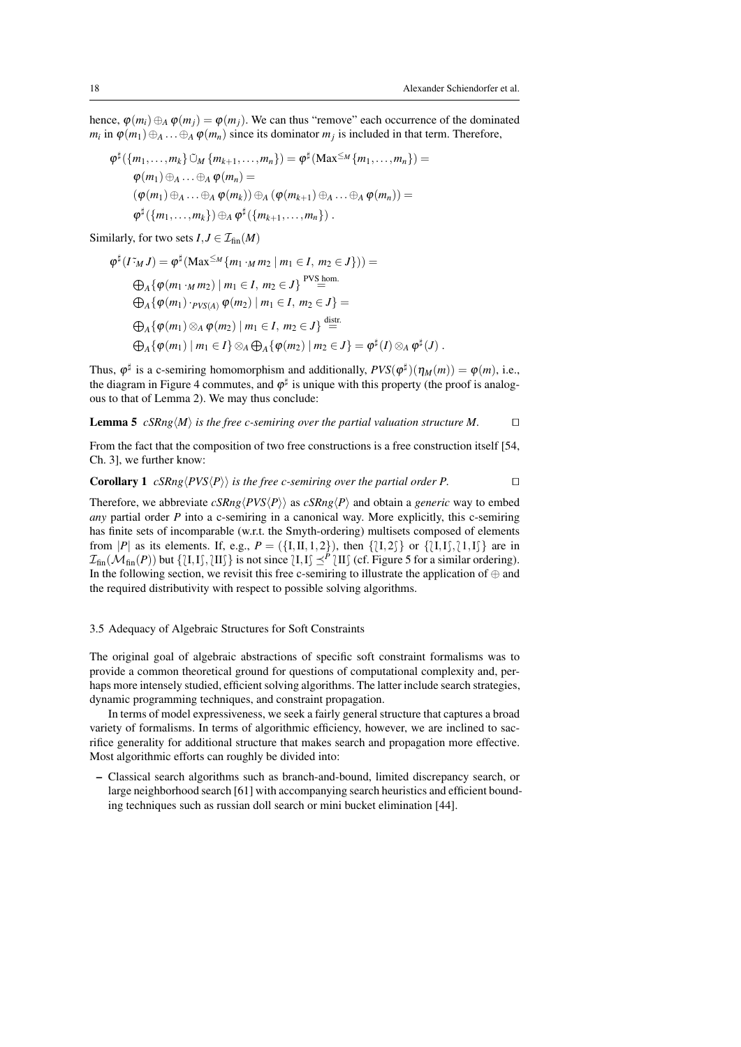hence, $\varphi(m_i) \oplus_A \varphi(m_j) = \varphi(m_j)$. We can thus "remove" each occurrence of the dominated $m_i$ in $\varphi(m_1) \oplus_A \ldots \oplus_A \varphi(m_n)$ since its dominator $m_j$ is included in that term. Therefore,

$$
\begin{aligned}
\varphi^\sharp(\{m_1,\ldots,m_k\} \mathbin{\tilde{\cup}}_M \{m_{k+1},\ldots,m_n\}) &= \varphi^\sharp(\mathrm{Max}^{\leq_M}\{m_1,\ldots,m_n\}) = \\
&\varphi(m_1) \oplus_A \ldots \oplus_A \varphi(m_n) = \\
&(\varphi(m_1) \oplus_A \ldots \oplus_A \varphi(m_k)) \oplus_A (\varphi(m_{k+1}) \oplus_A \ldots \oplus_A \varphi(m_n)) = \\
&\varphi^\sharp(\{m_1,\ldots,m_k\}) \oplus_A \varphi^\sharp(\{m_{k+1},\ldots,m_n\}) \,.
\end{aligned}
$$

Similarly, for two sets $I, J \in \mathcal{I}_{\mathrm{fin}}(M)$

$$
\begin{aligned}
\varphi^\sharp(I \mathbin{\tilde{\cdot}}_M J) &= \varphi^\sharp(\mathrm{Max}^{\leq_M}\{m_1 \cdot_M m_2 \mid m_1 \in I,\ m_2 \in J\}) = \\
&\textstyle\bigoplus_A \{\varphi(m_1 \cdot_M m_2) \mid m_1 \in I,\ m_2 \in J\} \overset{\text{PVS hom.}}{=} \\
&\textstyle\bigoplus_A \{\varphi(m_1) \cdot_{PVS(A)} \varphi(m_2) \mid m_1 \in I,\ m_2 \in J\} = \\
&\textstyle\bigoplus_A \{\varphi(m_1) \otimes_A \varphi(m_2) \mid m_1 \in I,\ m_2 \in J\} \overset{\text{distr.}}{=} \\
&\textstyle\bigoplus_A \{\varphi(m_1) \mid m_1 \in I\} \otimes_A \bigoplus_A \{\varphi(m_2) \mid m_2 \in J\} = \varphi^\sharp(I) \otimes_A \varphi^\sharp(J) \,.
\end{aligned}
$$

Thus, $\varphi^\sharp$ is a c-semiring homomorphism and additionally, $PVS(\varphi^\sharp)(\eta_M(m)) = \varphi(m)$, i.e., the diagram in Figure 4 commutes, and $\varphi^\sharp$ is unique with this property (the proof is analogous to that of Lemma 2). We may thus conclude:

**Lemma 5** *$cSRng\langle M\rangle$ is the free c-semiring over the partial valuation structure $M$.* □

From the fact that the composition of two free constructions is a free construction itself [54, Ch. 3], we further know:

**Corollary 1** *$cSRng\langle PVS\langle P\rangle\rangle$ is the free c-semiring over the partial order $P$.* □

Therefore, we abbreviate $cSRng\langle PVS\langle P\rangle\rangle$ as $cSRng\langle P\rangle$ and obtain a *generic* way to embed *any* partial order $P$ into a c-semiring in a canonical way. More explicitly, this c-semiring has finite sets of incomparable (w.r.t. the Smyth-ordering) multisets composed of elements from $|P|$ as its elements. If, e.g., $P = (\{\mathrm{I},\mathrm{II},1,2\})$, then $\{\wr \mathrm{I},2 \wr\}$ or $\{\wr \mathrm{I},\mathrm{I} \wr, \wr 1,\mathrm{I} \wr\}$ are in $\mathcal{I}_{\mathrm{fin}}(\mathcal{M}_{\mathrm{fin}}(P))$ but $\{\wr \mathrm{I},\mathrm{I} \wr, \wr \mathrm{II} \wr\}$ is not since $\wr \mathrm{I},\mathrm{I} \wr \preceq^P \wr \mathrm{II} \wr$ (cf. Figure 5 for a similar ordering). In the following section, we revisit this free c-semiring to illustrate the application of $\oplus$ and the required distributivity with respect to possible solving algorithms.

### 3.5 Adequacy of Algebraic Structures for Soft Constraints

The original goal of algebraic abstractions of specific soft constraint formalisms was to provide a common theoretical ground for questions of computational complexity and, perhaps more intensely studied, efficient solving algorithms. The latter include search strategies, dynamic programming techniques, and constraint propagation.

In terms of model expressiveness, we seek a fairly general structure that captures a broad variety of formalisms. In terms of algorithmic efficiency, however, we are inclined to sacrifice generality for additional structure that makes search and propagation more effective. Most algorithmic efforts can roughly be divided into:

- Classical search algorithms such as branch-and-bound, limited discrepancy search, or large neighborhood search [61] with accompanying search heuristics and efficient bounding techniques such as russian doll search or mini bucket elimination [44].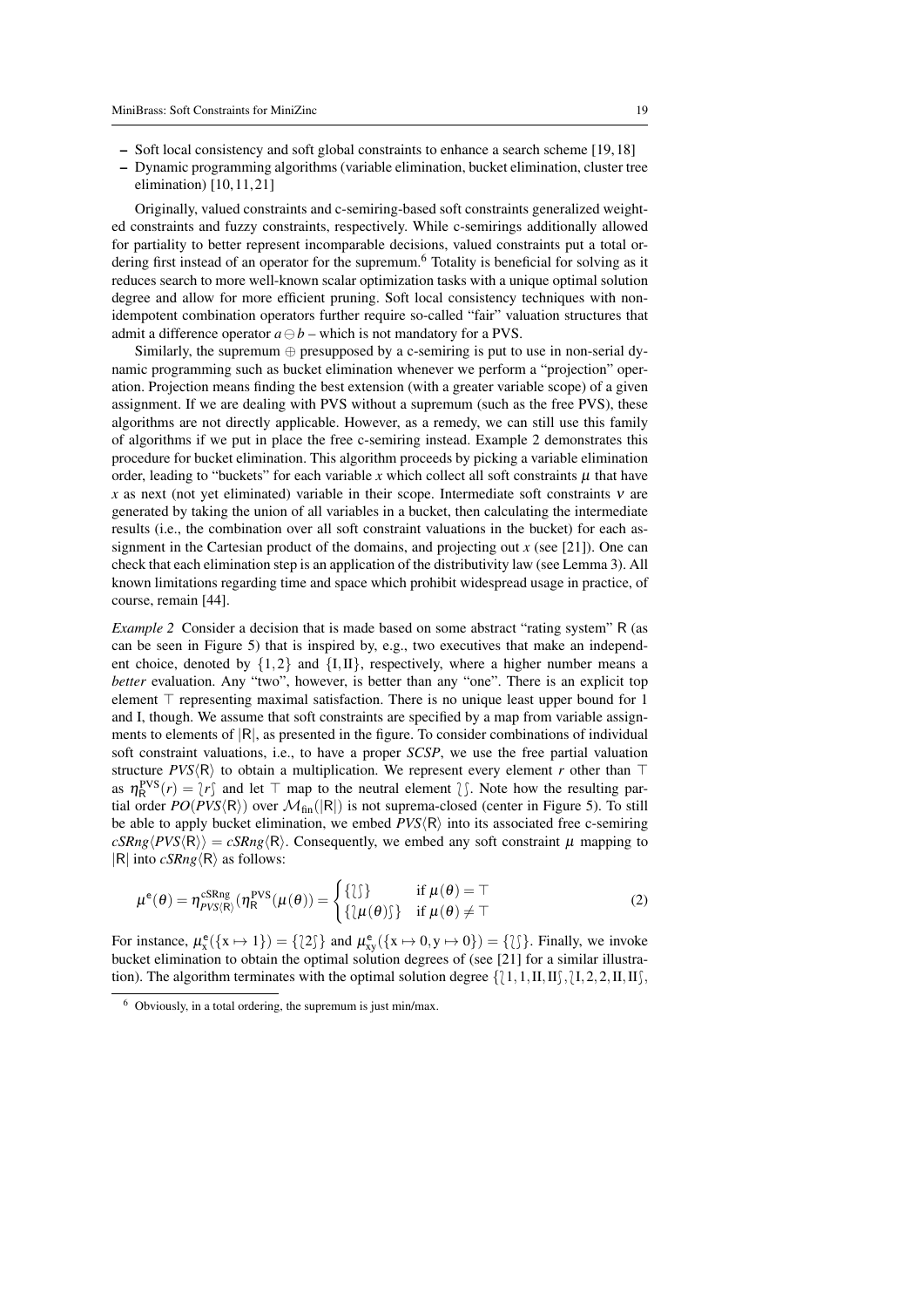- Soft local consistency and soft global constraints to enhance a search scheme [19, 18]
- Dynamic programming algorithms (variable elimination, bucket elimination, cluster tree elimination) [10, 11, 21]

Originally, valued constraints and c-semiring-based soft constraints generalized weighted constraints and fuzzy constraints, respectively. While c-semirings additionally allowed for partiality to better represent incomparable decisions, valued constraints put a total ordering first instead of an operator for the supremum.[6] Totality is beneficial for solving as it reduces search to more well-known scalar optimization tasks with a unique optimal solution degree and allow for more efficient pruning. Soft local consistency techniques with non-idempotent combination operators further require so-called "fair" valuation structures that admit a difference operator $a \ominus b$ – which is not mandatory for a PVS.

Similarly, the supremum $\oplus$ presupposed by a c-semiring is put to use in non-serial dynamic programming such as bucket elimination whenever we perform a "projection" operation. Projection means finding the best extension (with a greater variable scope) of a given assignment. If we are dealing with PVS without a supremum (such as the free PVS), these algorithms are not directly applicable. However, as a remedy, we can still use this family of algorithms if we put in place the free c-semiring instead. Example 2 demonstrates this procedure for bucket elimination. This algorithm proceeds by picking a variable elimination order, leading to "buckets" for each variable $x$ which collect all soft constraints $\mu$ that have $x$ as next (not yet eliminated) variable in their scope. Intermediate soft constraints $\nu$ are generated by taking the union of all variables in a bucket, then calculating the intermediate results (i.e., the combination over all soft constraint valuations in the bucket) for each assignment in the Cartesian product of the domains, and projecting out $x$ (see [21]). One can check that each elimination step is an application of the distributivity law (see Lemma 3). All known limitations regarding time and space which prohibit widespread usage in practice, of course, remain [44].

*Example 2* Consider a decision that is made based on some abstract "rating system" $\mathsf{R}$ (as can be seen in Figure 5) that is inspired by, e.g., two executives that make an independent choice, denoted by $\{1,2\}$ and $\{\mathrm{I},\mathrm{II}\}$, respectively, where a higher number means a *better* evaluation. Any "two", however, is better than any "one". There is an explicit top element $\top$ representing maximal satisfaction. There is no unique least upper bound for 1 and I, though. We assume that soft constraints are specified by a map from variable assignments to elements of $|\mathsf{R}|$, as presented in the figure. To consider combinations of individual soft constraint valuations, i.e., to have a proper *SCSP*, we use the free partial valuation structure $PVS\langle\mathsf{R}\rangle$ to obtain a multiplication. We represent every element $r$ other than $\top$ as $\eta^{\mathrm{PVS}}_{\mathsf{R}}(r) = \wr r \int$ and let $\top$ map to the neutral element $\wr\int$. Note how the resulting partial order $PO(PVS\langle\mathsf{R}\rangle)$ over $\mathcal{M}_{\mathrm{fin}}(|\mathsf{R}|)$ is not suprema-closed (center in Figure 5). To still be able to apply bucket elimination, we embed $PVS\langle\mathsf{R}\rangle$ into its associated free c-semiring $cSRng\langle PVS\langle\mathsf{R}\rangle\rangle = cSRng\langle\mathsf{R}\rangle$. Consequently, we embed any soft constraint $\mu$ mapping to $|\mathsf{R}|$ into $cSRng\langle\mathsf{R}\rangle$ as follows:

$$\mu^{\mathsf{e}}(\theta) = \eta^{\mathrm{cSRng}}_{PVS\langle\mathsf{R}\rangle}(\eta^{\mathrm{PVS}}_{\mathsf{R}}(\mu(\theta))) = \begin{cases} \{\wr\int\} & \text{if } \mu(\theta) = \top \\ \{\wr\mu(\theta)\int\} & \text{if } \mu(\theta) \neq \top \end{cases} \tag{2}$$

For instance, $\mu^{\mathsf{e}}_{\mathsf{x}}(\{\mathsf{x} \mapsto 1\}) = \{\wr 2\int\}$ and $\mu^{\mathsf{e}}_{\mathsf{xy}}(\{\mathsf{x} \mapsto 0, \mathsf{y} \mapsto 0\}) = \{\wr\int\}$. Finally, we invoke bucket elimination to obtain the optimal solution degrees of (see [21] for a similar illustration). The algorithm terminates with the optimal solution degree $\{\wr 1,1,\mathrm{II},\mathrm{II}\int, \wr \mathrm{I},2,2,\mathrm{II},\mathrm{II}\int,$

[6] Obviously, in a total ordering, the supremum is just min/max.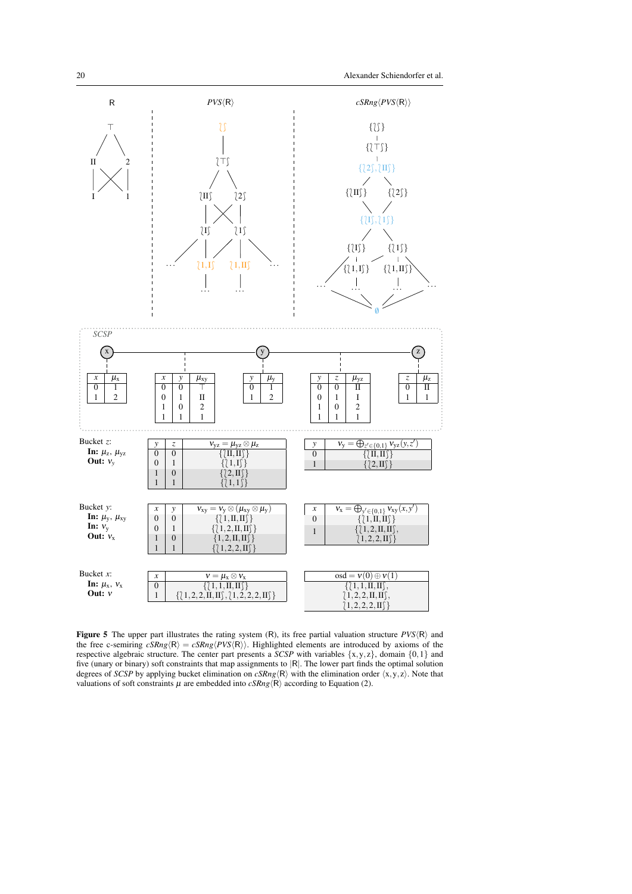| $x$ | $\mu_x$ |
|---|---|
| 0 | 1 |
| 1 | 2 |

| $x$ | $y$ | $\mu_{xy}$ |
|---|---|---|
| 0 | 0 | $\top$ |
| 0 | 1 | II |
| 1 | 0 | 2 |
| 1 | 1 | 1 |

| $y$ | $\mu_y$ |
|---|---|
| 0 | 1 |
| 1 | 2 |

| $y$ | $z$ | $\mu_{yz}$ |
|---|---|---|
| 0 | 0 | II |
| 0 | 1 | I |
| 1 | 0 | 2 |
| 1 | 1 | 1 |

| $z$ | $\mu_z$ |
|---|---|
| 0 | II |
| 1 | 1 |

Bucket $z$:
**In:** $\mu_z$, $\mu_{yz}$
**Out:** $\nu_y$

| $y$ | $z$ | $\nu_{yz} = \mu_{yz} \otimes \mu_z$ |
|---|---|---|
| 0 | 0 | $\{\wr \text{II}, \text{II} \wr\}$ |
| 0 | 1 | $\{\wr 1, \text{I} \wr\}$ |
| 1 | 0 | $\{\wr 2, \text{II} \wr\}$ |
| 1 | 1 | $\{\wr 1, 1 \wr\}$ |

| $y$ | $\nu_y = \bigoplus_{z' \in \{0,1\}} \nu_{yz}(y, z')$ |
|---|---|
| 0 | $\{\wr \text{II}, \text{II} \wr\}$ |
| 1 | $\{\wr 2, \text{II} \wr\}$ |

Bucket $y$:
**In:** $\mu_y$, $\mu_{xy}$
**In:** $\nu_y$
**Out:** $\nu_x$

| $x$ | $y$ | $\nu_{xy} = \nu_y \otimes (\mu_{xy} \otimes \mu_y)$ |
|---|---|---|
| 0 | 0 | $\{\wr 1, \text{II}, \text{II} \wr\}$ |
| 0 | 1 | $\{\wr 1, 2, \text{II}, \text{II} \wr\}$ |
| 1 | 0 | $\{\wr 1, 2, \text{II}, \text{II} \wr\}$ |
| 1 | 1 | $\{\wr 1, 2, 2, \text{II} \wr\}$ |

| $x$ | $\nu_x = \bigoplus_{y' \in \{0,1\}} \nu_{xy}(x, y')$ |
|---|---|
| 0 | $\{\wr 1, \text{II}, \text{II} \wr\}$ |
| 1 | $\{\wr 1, 2, \text{II}, \text{II} \wr, \wr 1, 2, 2, \text{II} \wr\}$ |

Bucket $x$:
**In:** $\mu_x$, $\nu_x$
**Out:** $\nu$

| $x$ | $\nu = \mu_x \otimes \nu_x$ |
|---|---|
| 0 | $\{\wr 1, 1, \text{II}, \text{II} \wr\}$ |
| 1 | $\{\wr 1, 2, 2, \text{II}, \text{II} \wr, \wr 1, 2, 2, 2, \text{II} \wr\}$ |

| $\text{osd} = \nu(0) \oplus \nu(1)$ |
|---|
| $\{\wr 1, 1, \text{II}, \text{II} \wr, \wr 1, 2, 2, \text{II}, \text{II} \wr, \wr 1, 2, 2, 2, \text{II} \wr\}$ |

**Figure 5** The upper part illustrates the rating system (R), its free partial valuation structure $PVS\langle \mathsf{R} \rangle$ and the free c-semiring $cSRng\langle \mathsf{R} \rangle = cSRng\langle PVS\langle \mathsf{R} \rangle \rangle$. Highlighted elements are introduced by axioms of the respective algebraic structure. The center part presents a *SCSP* with variables $\{x, y, z\}$, domain $\{0, 1\}$ and five (unary or binary) soft constraints that map assignments to $|\mathsf{R}|$. The lower part finds the optimal solution degrees of *SCSP* by applying bucket elimination on $cSRng\langle \mathsf{R} \rangle$ with the elimination order $\langle x, y, z \rangle$. Note that valuations of soft constraints $\mu$ are embedded into $cSRng\langle \mathsf{R} \rangle$ according to Equation (2).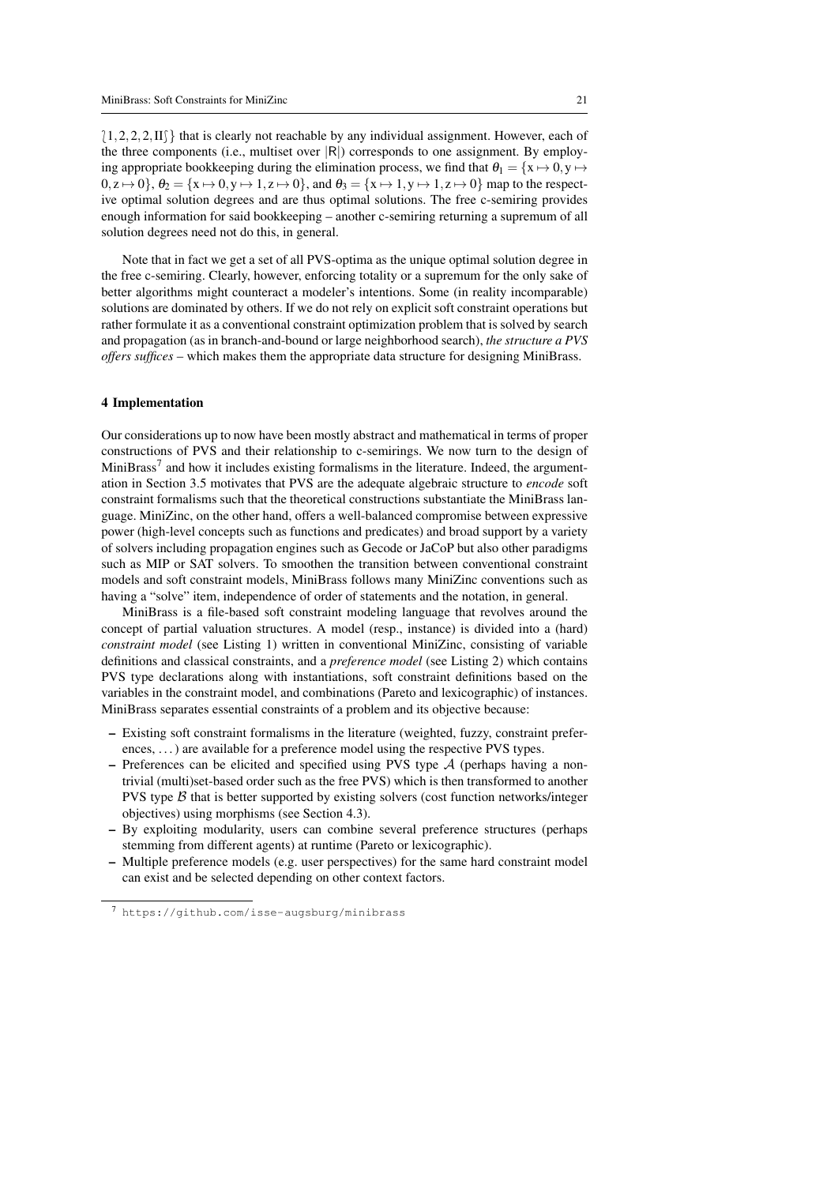$\{\!\{1,2,2,2,\mathrm{II}\}\!\}$ that is clearly not reachable by any individual assignment. However, each of the three components (i.e., multiset over $|\mathsf{R}|$) corresponds to one assignment. By employing appropriate bookkeeping during the elimination process, we find that $\theta_1 = \{\mathsf{x} \mapsto 0, \mathsf{y} \mapsto 0, \mathsf{z} \mapsto 0\}$, $\theta_2 = \{\mathsf{x} \mapsto 0, \mathsf{y} \mapsto 1, \mathsf{z} \mapsto 0\}$, and $\theta_3 = \{\mathsf{x} \mapsto 1, \mathsf{y} \mapsto 1, \mathsf{z} \mapsto 0\}$ map to the respective optimal solution degrees and are thus optimal solutions. The free c-semiring provides enough information for said bookkeeping – another c-semiring returning a supremum of all solution degrees need not do this, in general.

Note that in fact we get a set of all PVS-optima as the unique optimal solution degree in the free c-semiring. Clearly, however, enforcing totality or a supremum for the only sake of better algorithms might counteract a modeler's intentions. Some (in reality incomparable) solutions are dominated by others. If we do not rely on explicit soft constraint operations but rather formulate it as a conventional constraint optimization problem that is solved by search and propagation (as in branch-and-bound or large neighborhood search), *the structure a PVS offers suffices* – which makes them the appropriate data structure for designing MiniBrass.

## 4 Implementation

Our considerations up to now have been mostly abstract and mathematical in terms of proper constructions of PVS and their relationship to c-semirings. We now turn to the design of MiniBrass[7] and how it includes existing formalisms in the literature. Indeed, the argumentation in Section 3.5 motivates that PVS are the adequate algebraic structure to *encode* soft constraint formalisms such that the theoretical constructions substantiate the MiniBrass language. MiniZinc, on the other hand, offers a well-balanced compromise between expressive power (high-level concepts such as functions and predicates) and broad support by a variety of solvers including propagation engines such as Gecode or JaCoP but also other paradigms such as MIP or SAT solvers. To smoothen the transition between conventional constraint models and soft constraint models, MiniBrass follows many MiniZinc conventions such as having a "solve" item, independence of order of statements and the notation, in general.

MiniBrass is a file-based soft constraint modeling language that revolves around the concept of partial valuation structures. A model (resp., instance) is divided into a (hard) *constraint model* (see Listing 1) written in conventional MiniZinc, consisting of variable definitions and classical constraints, and a *preference model* (see Listing 2) which contains PVS type declarations along with instantiations, soft constraint definitions based on the variables in the constraint model, and combinations (Pareto and lexicographic) of instances. MiniBrass separates essential constraints of a problem and its objective because:

- Existing soft constraint formalisms in the literature (weighted, fuzzy, constraint preferences, ...) are available for a preference model using the respective PVS types.
- Preferences can be elicited and specified using PVS type $\mathcal{A}$ (perhaps having a non-trivial (multi)set-based order such as the free PVS) which is then transformed to another PVS type $\mathcal{B}$ that is better supported by existing solvers (cost function networks/integer objectives) using morphisms (see Section 4.3).
- By exploiting modularity, users can combine several preference structures (perhaps stemming from different agents) at runtime (Pareto or lexicographic).
- Multiple preference models (e.g. user perspectives) for the same hard constraint model can exist and be selected depending on other context factors.

[7] https://github.com/isse-augsburg/minibrass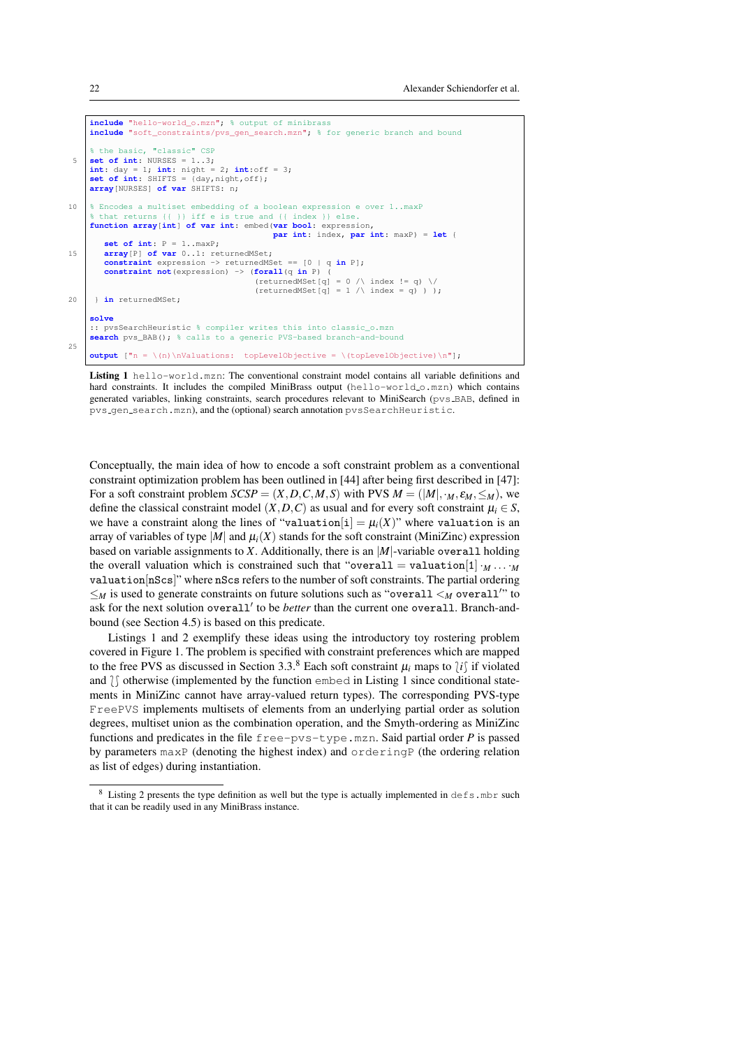```
include "hello-world_o.mzn"; % output of minibrass
include "soft_constraints/pvs_gen_search.mzn"; % for generic branch and bound

% the basic, "classic" CSP
set of int: NURSES = 1..3;
int: day = 1; int: night = 2; int:off = 3;
set of int: SHIFTS = {day,night,off};
array[NURSES] of var SHIFTS: n;

% Encodes a multiset embedding of a boolean expression e over 1..maxP
% that returns {| |} iff e is true and {| index |} else.
function array[int] of var int: embed(var bool: expression,
                                      par int: index, par int: maxP) = let {
    set of int: P = 1..maxP;
    array[P] of var 0..1: returnedMSet;
    constraint expression -> returnedMSet == [0 | q in P];
    constraint not(expression) -> (forall(q in P) (
                                   (returnedMSet[q] = 0 /\ index != q) \/
                                   (returnedMSet[q] = 1 /\ index = q) ) );
 } in returnedMSet;

solve
:: pvsSearchHeuristic % compiler writes this into classic_o.mzn
search pvs_BAB(); % calls to a generic PVS-based branch-and-bound

output ["n = \(n)\nValuations:  topLevelObjective = \(topLevelObjective)\n"];
```

**Listing 1** hello-world.mzn: The conventional constraint model contains all variable definitions and hard constraints. It includes the compiled MiniBrass output (hello-world_o.mzn) which contains generated variables, linking constraints, search procedures relevant to MiniSearch (pvs_BAB, defined in pvs_gen_search.mzn), and the (optional) search annotation pvsSearchHeuristic.

Conceptually, the main idea of how to encode a soft constraint problem as a conventional constraint optimization problem has been outlined in [44] after being first described in [47]: For a soft constraint problem $SCSP = (X,D,C,M,S)$ with PVS $M = (|M|, \cdot_M, \varepsilon_M, \leq_M)$, we define the classical constraint model $(X,D,C)$ as usual and for every soft constraint $\mu_i \in S$, we have a constraint along the lines of "$\texttt{valuation}[\texttt{i}] = \mu_i(X)$" where valuation is an array of variables of type $|M|$ and $\mu_i(X)$ stands for the soft constraint (MiniZinc) expression based on variable assignments to $X$. Additionally, there is an $|M|$-variable overall holding the overall valuation which is constrained such that "$\texttt{overall} = \texttt{valuation}[1] \cdot_M \ldots \cdot_M \texttt{valuation}[\texttt{nScs}]$" where nScs refers to the number of soft constraints. The partial ordering $\leq_M$ is used to generate constraints on future solutions such as "$\texttt{overall} <_M \texttt{overall}'$" to ask for the next solution overall$'$ to be *better* than the current one overall. Branch-and-bound (see Section 4.5) is based on this predicate.

Listings 1 and 2 exemplify these ideas using the introductory toy rostering problem covered in Figure 1. The problem is specified with constraint preferences which are mapped to the free PVS as discussed in Section 3.3.[8] Each soft constraint $\mu_i$ maps to $\{\!\{i\}\!\}$ if violated and $\{\!\{\}\!\}$ otherwise (implemented by the function embed in Listing 1 since conditional statements in MiniZinc cannot have array-valued return types). The corresponding PVS-type FreePVS implements multisets of elements from an underlying partial order as solution degrees, multiset union as the combination operation, and the Smyth-ordering as MiniZinc functions and predicates in the file free-pvs-type.mzn. Said partial order $P$ is passed by parameters maxP (denoting the highest index) and orderingP (the ordering relation as list of edges) during instantiation.

[8] Listing 2 presents the type definition as well but the type is actually implemented in defs.mbr such that it can be readily used in any MiniBrass instance.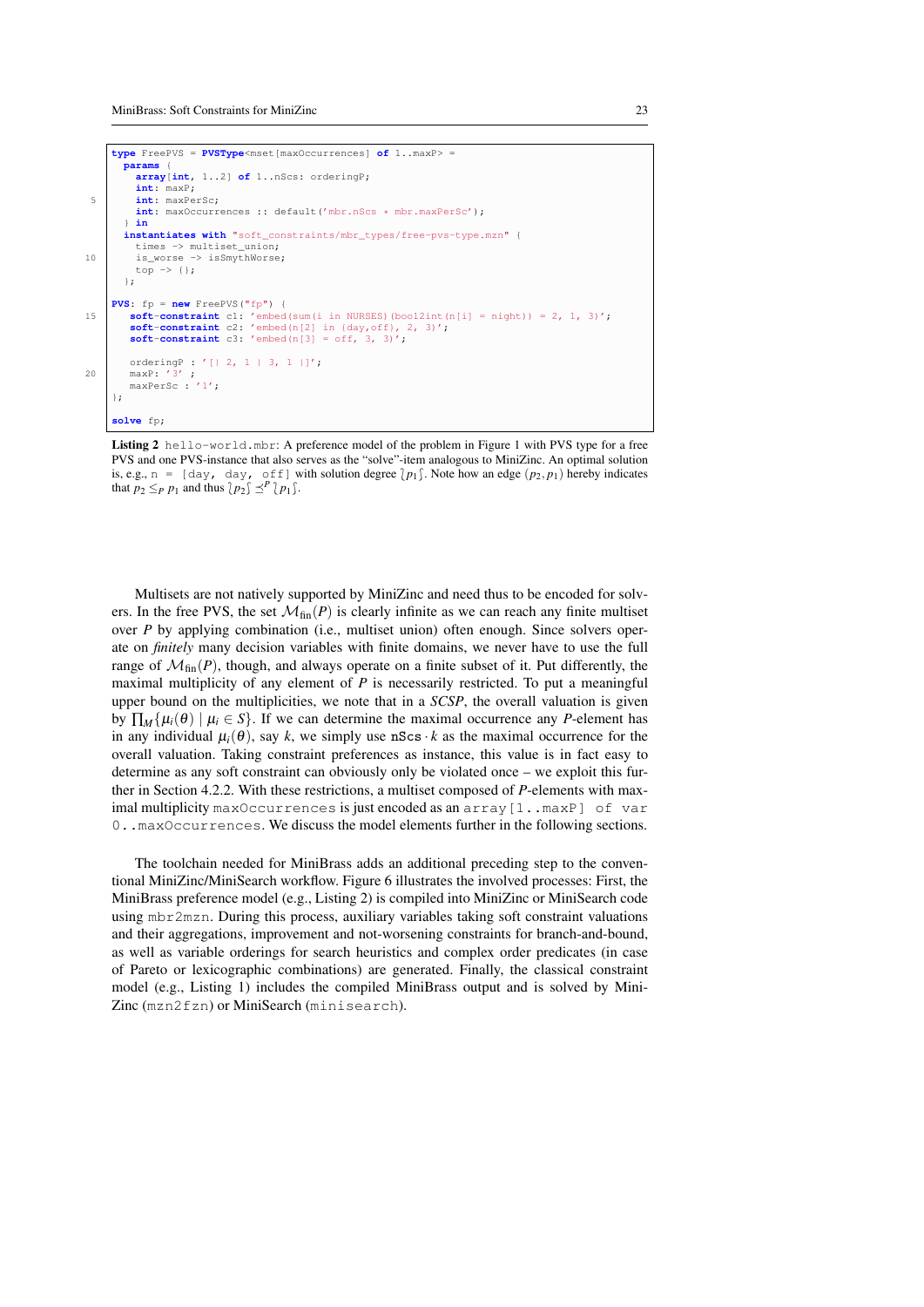```
type FreePVS = PVSType<mset[maxOccurrences] of 1..maxP> =
  params {
    array[int, 1..2] of 1..nScs: orderingP;
    int: maxP;
    int: maxPerSc;
    int: maxOccurrences :: default('mbr.nScs * mbr.maxPerSc');
  } in
  instantiates with "soft_constraints/mbr_types/free-pvs-type.mzn" {
    times -> multiset_union;
    is_worse -> isSmythWorse;
    top -> {};
  };

PVS: fp = new FreePVS("fp") {
   soft-constraint c1: 'embed(sum(i in NURSES)(bool2int(n[i] = night)) = 2, 1, 3)';
   soft-constraint c2: 'embed(n[2] in {day,off}, 2, 3)';
   soft-constraint c3: 'embed(n[3] = off, 3, 3)';

   orderingP : '[| 2, 1 | 3, 1 |]';
   maxP: '3' ;
   maxPerSc : '1';
};

solve fp;
```

**Listing 2** `hello-world.mbr`: A preference model of the problem in Figure 1 with PVS type for a free PVS and one PVS-instance that also serves as the "solve"-item analogous to MiniZinc. An optimal solution is, e.g., `n = [day, day, off]` with solution degree $\{\!\!\{ p_1 \}\!\!\}$. Note how an edge $(p_2, p_1)$ hereby indicates that $p_2 \leq_P p_1$ and thus $\{\!\!\{ p_2 \}\!\!\} \preceq^P \{\!\!\{ p_1 \}\!\!\}$.

Multisets are not natively supported by MiniZinc and need thus to be encoded for solvers. In the free PVS, the set $\mathcal{M}_{\text{fin}}(P)$ is clearly infinite as we can reach any finite multiset over $P$ by applying combination (i.e., multiset union) often enough. Since solvers operate on *finitely* many decision variables with finite domains, we never have to use the full range of $\mathcal{M}_{\text{fin}}(P)$, though, and always operate on a finite subset of it. Put differently, the maximal multiplicity of any element of $P$ is necessarily restricted. To put a meaningful upper bound on the multiplicities, we note that in a *SCSP*, the overall valuation is given by $\prod_M \{\mu_i(\theta) \mid \mu_i \in S\}$. If we can determine the maximal occurrence any $P$-element has in any individual $\mu_i(\theta)$, say $k$, we simply use $\texttt{nScs} \cdot k$ as the maximal occurrence for the overall valuation. Taking constraint preferences as instance, this value is in fact easy to determine as any soft constraint can obviously only be violated once – we exploit this further in Section 4.2.2. With these restrictions, a multiset composed of $P$-elements with maximal multiplicity `maxOccurrences` is just encoded as an `array[1..maxP] of var 0..maxOccurrences`. We discuss the model elements further in the following sections.

The toolchain needed for MiniBrass adds an additional preceding step to the conventional MiniZinc/MiniSearch workflow. Figure 6 illustrates the involved processes: First, the MiniBrass preference model (e.g., Listing 2) is compiled into MiniZinc or MiniSearch code using `mbr2mzn`. During this process, auxiliary variables taking soft constraint valuations and their aggregations, improvement and not-worsening constraints for branch-and-bound, as well as variable orderings for search heuristics and complex order predicates (in case of Pareto or lexicographic combinations) are generated. Finally, the classical constraint model (e.g., Listing 1) includes the compiled MiniBrass output and is solved by MiniZinc (`mzn2fzn`) or MiniSearch (`minisearch`).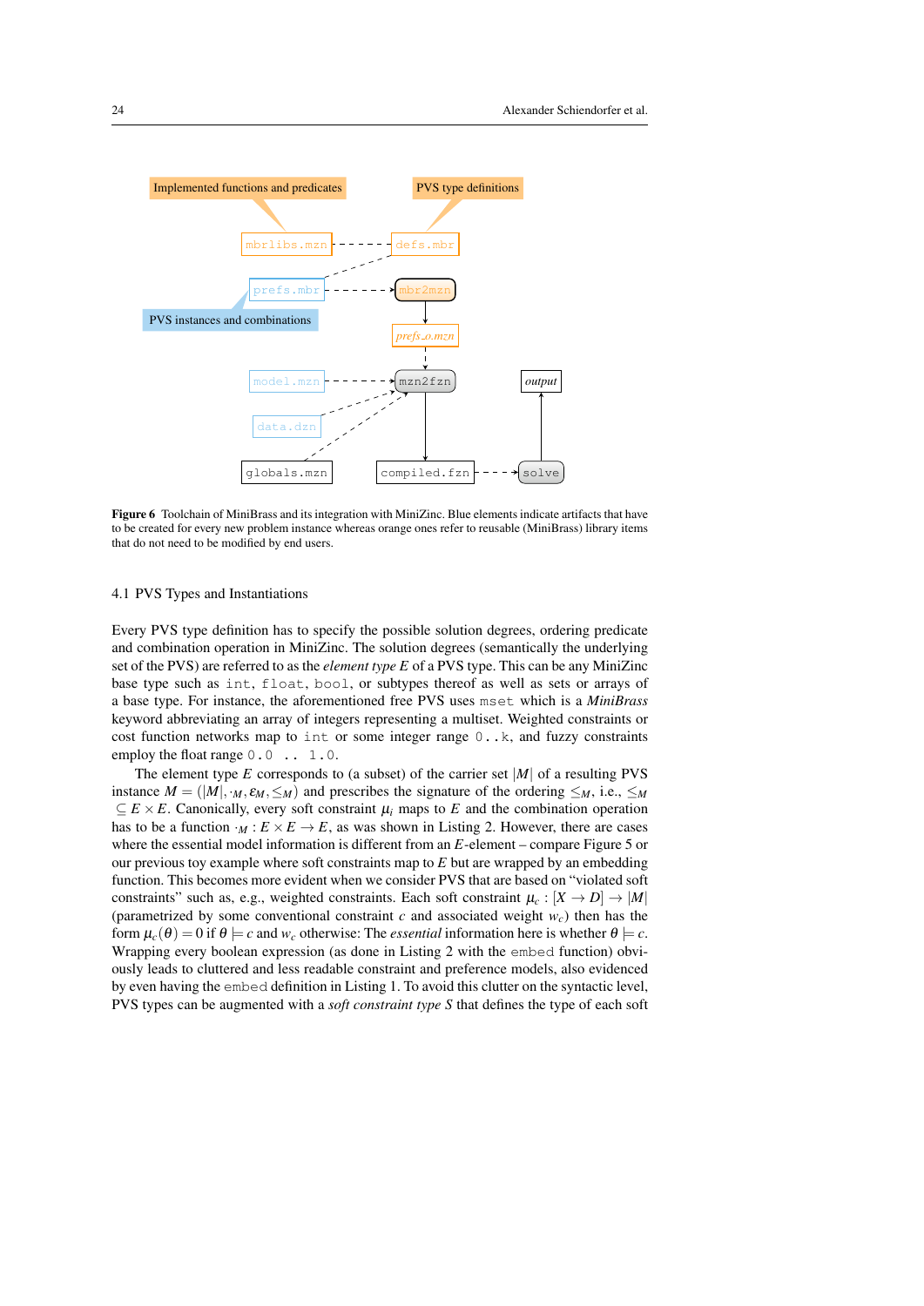Implemented functions and predicates

PVS type definitions

PVS instances and combinations

**Figure 6** Toolchain of MiniBrass and its integration with MiniZinc. Blue elements indicate artifacts that have to be created for every new problem instance whereas orange ones refer to reusable (MiniBrass) library items that do not need to be modified by end users.

### 4.1 PVS Types and Instantiations

Every PVS type definition has to specify the possible solution degrees, ordering predicate and combination operation in MiniZinc. The solution degrees (semantically the underlying set of the PVS) are referred to as the *element type* $E$ of a PVS type. This can be any MiniZinc base type such as `int`, `float`, `bool`, or subtypes thereof as well as sets or arrays of a base type. For instance, the aforementioned free PVS uses `mset` which is a *MiniBrass* keyword abbreviating an array of integers representing a multiset. Weighted constraints or cost function networks map to `int` or some integer range `0..k`, and fuzzy constraints employ the float range `0.0 .. 1.0`.

The element type $E$ corresponds to (a subset) of the carrier set $|M|$ of a resulting PVS instance $M = (|M|, \cdot_M, \varepsilon_M, \leq_M)$ and prescribes the signature of the ordering $\leq_M$, i.e., $\leq_M \subseteq E \times E$. Canonically, every soft constraint $\mu_i$ maps to $E$ and the combination operation has to be a function $\cdot_M : E \times E \to E$, as was shown in Listing 2. However, there are cases where the essential model information is different from an $E$-element – compare Figure 5 or our previous toy example where soft constraints map to $E$ but are wrapped by an embedding function. This becomes more evident when we consider PVS that are based on "violated soft constraints" such as, e.g., weighted constraints. Each soft constraint $\mu_c : [X \to D] \to |M|$ (parametrized by some conventional constraint $c$ and associated weight $w_c$) then has the form $\mu_c(\theta) = 0$ if $\theta \models c$ and $w_c$ otherwise: The *essential* information here is whether $\theta \models c$. Wrapping every boolean expression (as done in Listing 2 with the `embed` function) obviously leads to cluttered and less readable constraint and preference models, also evidenced by even having the `embed` definition in Listing 1. To avoid this clutter on the syntactic level, PVS types can be augmented with a *soft constraint type* $S$ that defines the type of each soft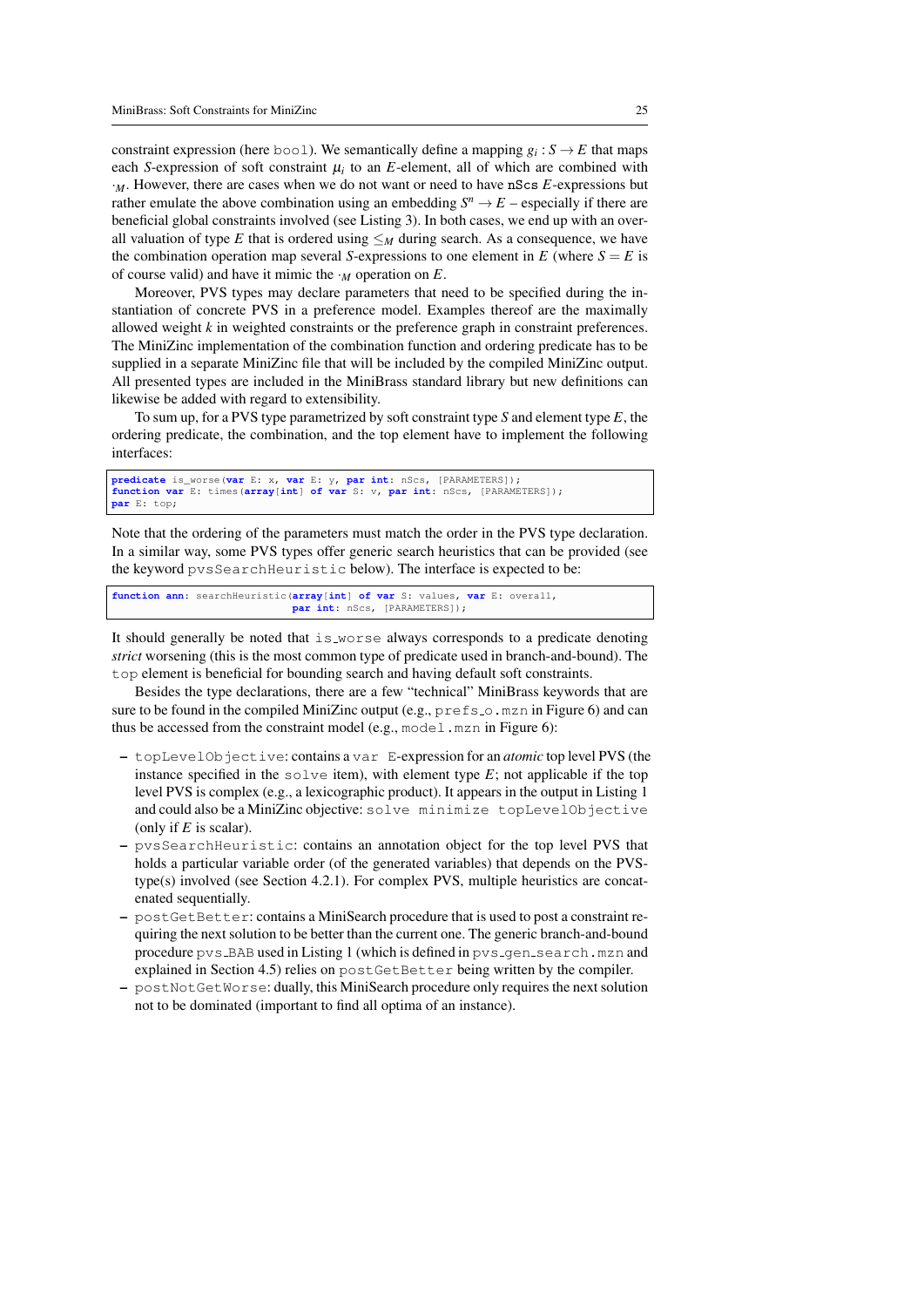constraint expression (here `bool`). We semantically define a mapping $g_i : S \to E$ that maps each $S$-expression of soft constraint $\mu_i$ to an $E$-element, all of which are combined with $\cdot_M$. However, there are cases when we do not want or need to have nScs $E$-expressions but rather emulate the above combination using an embedding $S^n \to E$ – especially if there are beneficial global constraints involved (see Listing 3). In both cases, we end up with an overall valuation of type $E$ that is ordered using $\leq_M$ during search. As a consequence, we have the combination operation map several $S$-expressions to one element in $E$ (where $S = E$ is of course valid) and have it mimic the $\cdot_M$ operation on $E$.

Moreover, PVS types may declare parameters that need to be specified during the instantiation of concrete PVS in a preference model. Examples thereof are the maximally allowed weight $k$ in weighted constraints or the preference graph in constraint preferences. The MiniZinc implementation of the combination function and ordering predicate has to be supplied in a separate MiniZinc file that will be included by the compiled MiniZinc output. All presented types are included in the MiniBrass standard library but new definitions can likewise be added with regard to extensibility.

To sum up, for a PVS type parametrized by soft constraint type $S$ and element type $E$, the ordering predicate, the combination, and the top element have to implement the following interfaces:

```
predicate is_worse(var E: x, var E: y, par int: nScs, [PARAMETERS]);
function var E: times(array[int] of var S: v, par int: nScs, [PARAMETERS]);
par E: top;
```

Note that the ordering of the parameters must match the order in the PVS type declaration. In a similar way, some PVS types offer generic search heuristics that can be provided (see the keyword `pvsSearchHeuristic` below). The interface is expected to be:

```
function ann: searchHeuristic(array[int] of var S: values, var E: overall,
                              par int: nScs, [PARAMETERS]);
```

It should generally be noted that `is_worse` always corresponds to a predicate denoting *strict* worsening (this is the most common type of predicate used in branch-and-bound). The `top` element is beneficial for bounding search and having default soft constraints.

Besides the type declarations, there are a few "technical" MiniBrass keywords that are sure to be found in the compiled MiniZinc output (e.g., `prefs_o.mzn` in Figure 6) and can thus be accessed from the constraint model (e.g., `model.mzn` in Figure 6):

- `topLevelObjective`: contains a `var E`-expression for an *atomic* top level PVS (the instance specified in the `solve` item), with element type $E$; not applicable if the top level PVS is complex (e.g., a lexicographic product). It appears in the output in Listing 1 and could also be a MiniZinc objective: `solve minimize topLevelObjective` (only if $E$ is scalar).
- `pvsSearchHeuristic`: contains an annotation object for the top level PVS that holds a particular variable order (of the generated variables) that depends on the PVS-type(s) involved (see Section 4.2.1). For complex PVS, multiple heuristics are concatenated sequentially.
- `postGetBetter`: contains a MiniSearch procedure that is used to post a constraint requiring the next solution to be better than the current one. The generic branch-and-bound procedure `pvs_BAB` used in Listing 1 (which is defined in `pvs_gen_search.mzn` and explained in Section 4.5) relies on `postGetBetter` being written by the compiler.
- `postNotGetWorse`: dually, this MiniSearch procedure only requires the next solution not to be dominated (important to find all optima of an instance).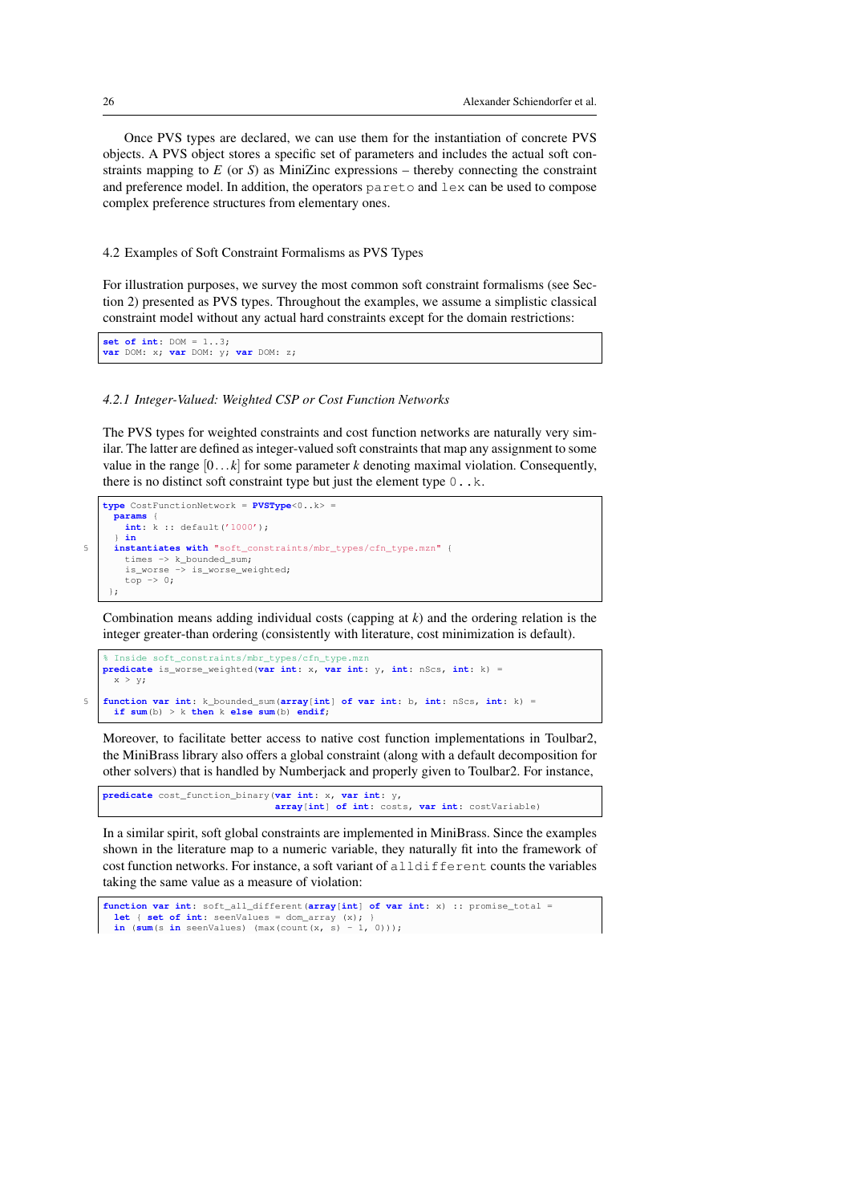Once PVS types are declared, we can use them for the instantiation of concrete PVS objects. A PVS object stores a specific set of parameters and includes the actual soft constraints mapping to $E$ (or $S$) as MiniZinc expressions – thereby connecting the constraint and preference model. In addition, the operators `pareto` and `lex` can be used to compose complex preference structures from elementary ones.

## 4.2 Examples of Soft Constraint Formalisms as PVS Types

For illustration purposes, we survey the most common soft constraint formalisms (see Section 2) presented as PVS types. Throughout the examples, we assume a simplistic classical constraint model without any actual hard constraints except for the domain restrictions:

```
set of int: DOM = 1..3;
var DOM: x; var DOM: y; var DOM: z;
```

### *4.2.1 Integer-Valued: Weighted CSP or Cost Function Networks*

The PVS types for weighted constraints and cost function networks are naturally very similar. The latter are defined as integer-valued soft constraints that map any assignment to some value in the range $[0\ldots k]$ for some parameter $k$ denoting maximal violation. Consequently, there is no distinct soft constraint type but just the element type `0..k`.

```
type CostFunctionNetwork = PVSType<0..k> =
  params {
    int: k :: default('1000');
  } in
  instantiates with "soft_constraints/mbr_types/cfn_type.mzn" {
    times -> k_bounded_sum;
    is_worse -> is_worse_weighted;
    top -> 0;
};
```

Combination means adding individual costs (capping at $k$) and the ordering relation is the integer greater-than ordering (consistently with literature, cost minimization is default).

```
% Inside soft_constraints/mbr_types/cfn_type.mzn
predicate is_worse_weighted(var int: x, var int: y, int: nScs, int: k) =
  x > y;

function var int: k_bounded_sum(array[int] of var int: b, int: nScs, int: k) =
  if sum(b) > k then k else sum(b) endif;
```

Moreover, to facilitate better access to native cost function implementations in Toulbar2, the MiniBrass library also offers a global constraint (along with a default decomposition for other solvers) that is handled by Numberjack and properly given to Toulbar2. For instance,

```
predicate cost_function_binary(var int: x, var int: y,
                               array[int] of int: costs, var int: costVariable)
```

In a similar spirit, soft global constraints are implemented in MiniBrass. Since the examples shown in the literature map to a numeric variable, they naturally fit into the framework of cost function networks. For instance, a soft variant of `alldifferent` counts the variables taking the same value as a measure of violation:

```
function var int: soft_all_different(array[int] of var int: x) :: promise_total =
  let { set of int: seenValues = dom_array (x); }
  in (sum(s in seenValues) (max(count(x, s) - 1, 0)));
```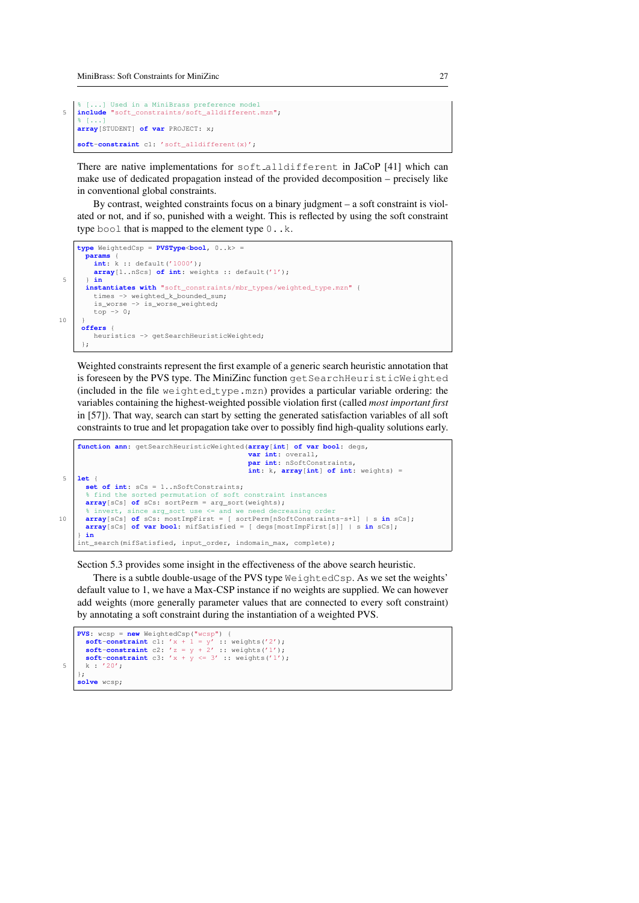```
% [...] Used in a MiniBrass preference model
include "soft_constraints/soft_alldifferent.mzn";
% [...]
array[STUDENT] of var PROJECT: x;

soft-constraint c1: 'soft_alldifferent(x)';
```

There are native implementations for soft_alldifferent in JaCoP [41] which can make use of dedicated propagation instead of the provided decomposition – precisely like in conventional global constraints.

By contrast, weighted constraints focus on a binary judgment – a soft constraint is violated or not, and if so, punished with a weight. This is reflected by using the soft constraint type bool that is mapped to the element type 0..k.

```
type WeightedCsp = PVSType<bool, 0..k> =
  params {
    int: k :: default('1000');
    array[1..nScs] of int: weights :: default('1');
  } in
  instantiates with "soft_constraints/mbr_types/weighted_type.mzn" {
    times -> weighted_k_bounded_sum;
    is_worse -> is_worse_weighted;
    top -> 0;
  }
 offers {
    heuristics -> getSearchHeuristicWeighted;
 };
```

Weighted constraints represent the first example of a generic search heuristic annotation that is foreseen by the PVS type. The MiniZinc function getSearchHeuristicWeighted (included in the file weighted_type.mzn) provides a particular variable ordering: the variables containing the highest-weighted possible violation first (called *most important first* in [57]). That way, search can start by setting the generated satisfaction variables of all soft constraints to true and let propagation take over to possibly find high-quality solutions early.

```
function ann: getSearchHeuristicWeighted(array[int] of var bool: degs,
                                         var int: overall,
                                         par int: nSoftConstraints,
                                         int: k, array[int] of int: weights) =
let {
  set of int: sCs = 1..nSoftConstraints;
  % find the sorted permutation of soft constraint instances
  array[sCs] of sCs: sortPerm = arg_sort(weights);
  % invert, since arg_sort use <= and we need decreasing order
  array[sCs] of sCs: mostImpFirst = [ sortPerm[nSoftConstraints-s+1] | s in sCs];
  array[sCs] of var bool: mifSatisfied = [ degs[mostImpFirst[s]] | s in sCs];
} in
int_search(mifSatisfied, input_order, indomain_max, complete);
```

Section 5.3 provides some insight in the effectiveness of the above search heuristic.

There is a subtle double-usage of the PVS type WeightedCsp. As we set the weights' default value to 1, we have a Max-CSP instance if no weights are supplied. We can however add weights (more generally parameter values that are connected to every soft constraint) by annotating a soft constraint during the instantiation of a weighted PVS.

```
PVS: wcsp = new WeightedCsp("wcsp") {
  soft-constraint c1: 'x + 1 = y' :: weights('2');
  soft-constraint c2: 'z = y + 2' :: weights('1');
  soft-constraint c3: 'x + y <= 3' :: weights('1');
  k : '20';
};
solve wcsp;
```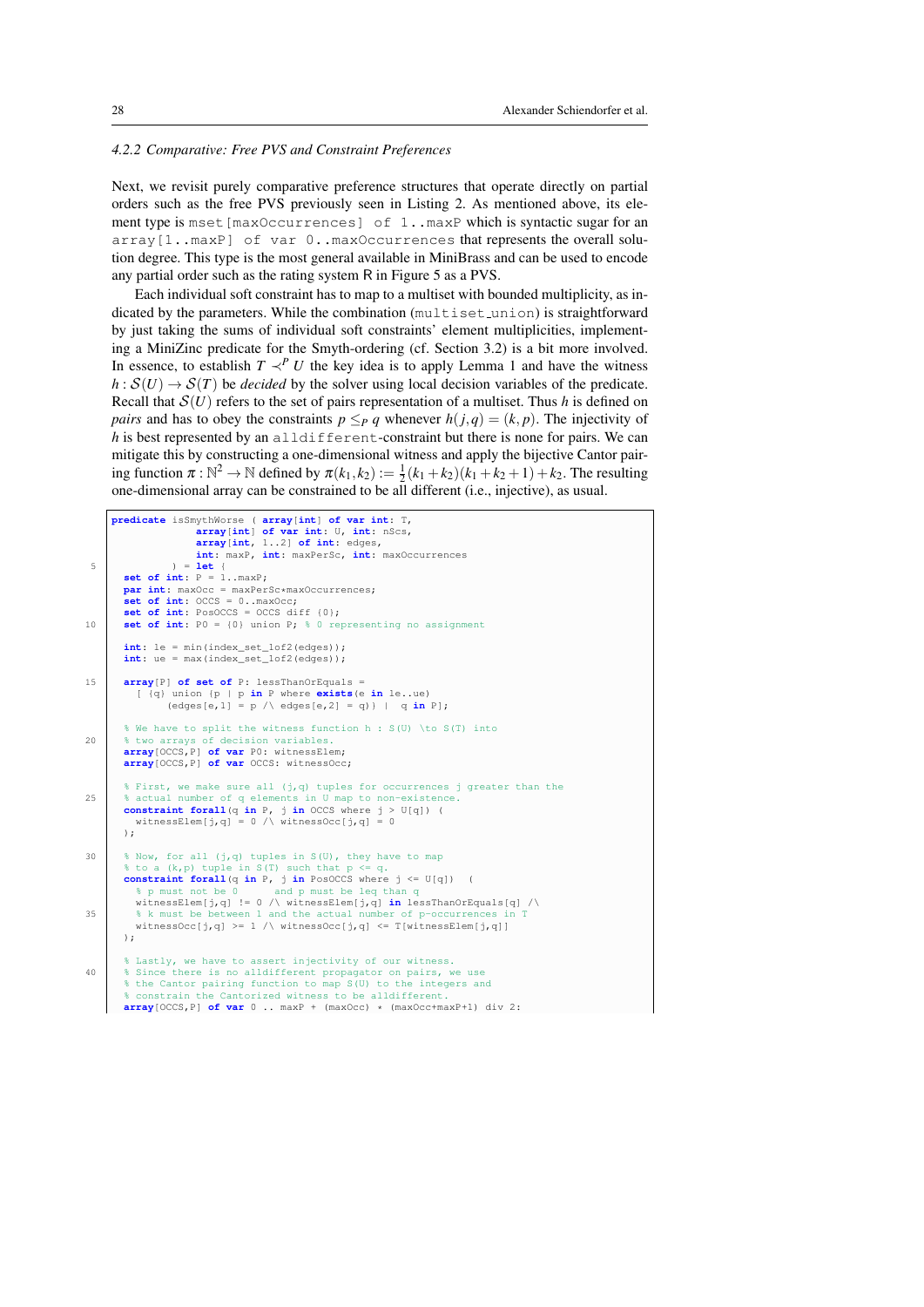#### 4.2.2 Comparative: Free PVS and Constraint Preferences

Next, we revisit purely comparative preference structures that operate directly on partial orders such as the free PVS previously seen in Listing 2. As mentioned above, its element type is `mset[maxOccurrences] of 1..maxP` which is syntactic sugar for an `array[1..maxP] of var 0..maxOccurrences` that represents the overall solution degree. This type is the most general available in MiniBrass and can be used to encode any partial order such as the rating system R in Figure 5 as a PVS.

Each individual soft constraint has to map to a multiset with bounded multiplicity, as indicated by the parameters. While the combination (`multiset_union`) is straightforward by just taking the sums of individual soft constraints' element multiplicities, implementing a MiniZinc predicate for the Smyth-ordering (cf. Section 3.2) is a bit more involved. In essence, to establish $T \prec^P U$ the key idea is to apply Lemma 1 and have the witness $h : \mathcal{S}(U) \to \mathcal{S}(T)$ be *decided* by the solver using local decision variables of the predicate. Recall that $\mathcal{S}(U)$ refers to the set of pairs representation of a multiset. Thus $h$ is defined on *pairs* and has to obey the constraints $p \leq_P q$ whenever $h(j,q) = (k,p)$. The injectivity of $h$ is best represented by an `alldifferent`-constraint but there is none for pairs. We can mitigate this by constructing a one-dimensional witness and apply the bijective Cantor pairing function $\pi : \mathbb{N}^2 \to \mathbb{N}$ defined by $\pi(k_1,k_2) := \frac{1}{2}(k_1+k_2)(k_1+k_2+1)+k_2$. The resulting one-dimensional array can be constrained to be all different (i.e., injective), as usual.

```
predicate isSmythWorse ( array[int] of var int: T,
              array[int] of var int: U, int: nScs,
              array[int, 1..2] of int: edges,
              int: maxP, int: maxPerSc, int: maxOccurrences
          ) = let {
  set of int: P = 1..maxP;
  par int: maxOcc = maxPerSc*maxOccurrences;
  set of int: OCCS = 0..maxOcc;
  set of int: PosOCCS = OCCS diff {0};
  set of int: P0 = {0} union P; % 0 representing no assignment

  int: le = min(index_set_1of2(edges));
  int: ue = max(index_set_1of2(edges));

  array[P] of set of P: lessThanOrEquals =
    [ {q} union {p | p in P where exists(e in le..ue)
         (edges[e,1] = p /\ edges[e,2] = q)} |  q in P];

  % We have to split the witness function h : S(U) \to S(T) into
  % two arrays of decision variables.
  array[OCCS,P] of var P0: witnessElem;
  array[OCCS,P] of var OCCS: witnessOcc;

  % First, we make sure all (j,q) tuples for occurrences j greater than the
  % actual number of q elements in U map to non-existence.
  constraint forall(q in P, j in OCCS where j > U[q]) (
    witnessElem[j,q] = 0 /\ witnessOcc[j,q] = 0
  );

  % Now, for all (j,q) tuples in S(U), they have to map
  % to a (k,p) tuple in S(T) such that p <= q.
  constraint forall(q in P, j in PosOCCS where j <= U[q])  (
    % p must not be 0      and p must be leq than q
    witnessElem[j,q] != 0 /\ witnessElem[j,q] in lessThanOrEquals[q] /\
    % k must be between 1 and the actual number of p-occurrences in T
    witnessOcc[j,q] >= 1 /\ witnessOcc[j,q] <= T[witnessElem[j,q]]
  );

  % Lastly, we have to assert injectivity of our witness.
  % Since there is no alldifferent propagator on pairs, we use
  % the Cantor pairing function to map S(U) to the integers and
  % constrain the Cantorized witness to be alldifferent.
  array[OCCS,P] of var 0 .. maxP + (maxOcc) * (maxOcc+maxP+1) div 2:
```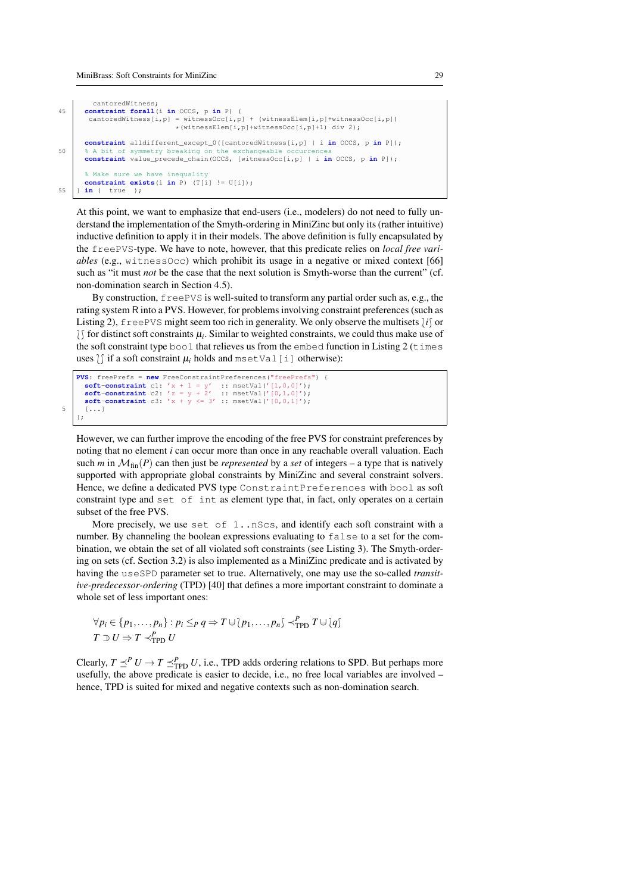```
    cantoredWitness;
45  constraint forall(i in OCCS, p in P) (
     cantoredWitness[i,p] = witnessOcc[i,p] + (witnessElem[i,p]+witnessOcc[i,p])
                           *(witnessElem[i,p]+witnessOcc[i,p]+1) div 2);

    constraint alldifferent_except_0([cantoredWitness[i,p] | i in OCCS, p in P]);
50  % A bit of symmetry breaking on the exchangeable occurrences
    constraint value_precede_chain(OCCS, [witnessOcc[i,p] | i in OCCS, p in P]);

    % Make sure we have inequality
    constraint exists(i in P) (T[i] != U[i]);
55  } in ( true );
```

At this point, we want to emphasize that end-users (i.e., modelers) do not need to fully understand the implementation of the Smyth-ordering in MiniZinc but only its (rather intuitive) inductive definition to apply it in their models. The above definition is fully encapsulated by the `freePVS`-type. We have to note, however, that this predicate relies on *local free variables* (e.g., `witnessOcc`) which prohibit its usage in a negative or mixed context [66] such as "it must *not* be the case that the next solution is Smyth-worse than the current" (cf. non-domination search in Section 4.5).

By construction, `freePVS` is well-suited to transform any partial order such as, e.g., the rating system R into a PVS. However, for problems involving constraint preferences (such as Listing 2), `freePVS` might seem too rich in generality. We only observe the multisets $\{\!\!\{ i \}\!\!\}$ or $\{\!\!\{\}\!\!\}$ for distinct soft constraints $\mu_i$. Similar to weighted constraints, we could thus make use of the soft constraint type `bool` that relieves us from the `embed` function in Listing 2 (`times` uses $\{\!\!\{\}\!\!\}$ if a soft constraint $\mu_i$ holds and `msetVal[i]` otherwise):

```
PVS: freePrefs = new FreeConstraintPreferences("freePrefs") {
  soft-constraint c1: 'x + 1 = y'   :: msetVal('[1,0,0]');
  soft-constraint c2: 'z = y + 2'   :: msetVal('[0,1,0]');
  soft-constraint c3: 'x + y <= 3'  :: msetVal('[0,0,1]');
5  [...]
};
```

However, we can further improve the encoding of the free PVS for constraint preferences by noting that no element $i$ can occur more than once in any reachable overall valuation. Each such $m$ in $\mathcal{M}_{\text{fin}}(P)$ can then just be *represented* by a *set* of integers – a type that is natively supported with appropriate global constraints by MiniZinc and several constraint solvers. Hence, we define a dedicated PVS type `ConstraintPreferences` with `bool` as soft constraint type and `set of int` as element type that, in fact, only operates on a certain subset of the free PVS.

More precisely, we use `set of 1..nScs`, and identify each soft constraint with a number. By channeling the boolean expressions evaluating to `false` to a set for the combination, we obtain the set of all violated soft constraints (see Listing 3). The Smyth-ordering on sets (cf. Section 3.2) is also implemented as a MiniZinc predicate and is activated by having the `useSPD` parameter set to true. Alternatively, one may use the so-called *transitive-predecessor-ordering* (TPD) [40] that defines a more important constraint to dominate a whole set of less important ones:

$$\forall p_i \in \{p_1, \ldots, p_n\} : p_i \leq_P q \Rightarrow T \uplus \{\!\!\{ p_1, \ldots, p_n \}\!\!\} \prec^P_{\text{TPD}} T \uplus \{\!\!\{ q \}\!\!\}$$
$$T \supset U \Rightarrow T \prec^P_{\text{TPD}} U$$

Clearly, $T \preceq^P U \rightarrow T \preceq^P_{\text{TPD}} U$, i.e., TPD adds ordering relations to SPD. But perhaps more usefully, the above predicate is easier to decide, i.e., no free local variables are involved – hence, TPD is suited for mixed and negative contexts such as non-domination search.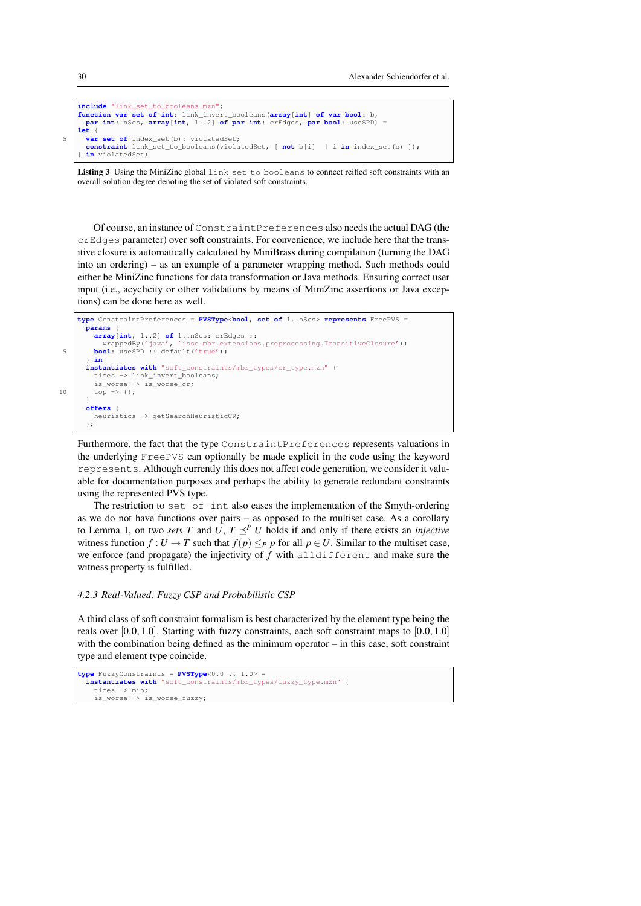```
include "link_set_to_booleans.mzn";
function var set of int: link_invert_booleans(array[int] of var bool: b,
  par int: nScs, array[int, 1..2] of par int: crEdges, par bool: useSPD) =
let {
  var set of index_set(b): violatedSet;
  constraint link_set_to_booleans(violatedSet, [ not b[i]  | i in index_set(b) ]);
} in violatedSet;
```

**Listing 3** Using the MiniZinc global `link_set_to_booleans` to connect reified soft constraints with an overall solution degree denoting the set of violated soft constraints.

Of course, an instance of `ConstraintPreferences` also needs the actual DAG (the `crEdges` parameter) over soft constraints. For convenience, we include here that the transitive closure is automatically calculated by MiniBrass during compilation (turning the DAG into an ordering) – as an example of a parameter wrapping method. Such methods could either be MiniZinc functions for data transformation or Java methods. Ensuring correct user input (i.e., acyclicity or other validations by means of MiniZinc assertions or Java exceptions) can be done here as well.

```
type ConstraintPreferences = PVSType<bool, set of 1..nScs> represents FreePVS =
  params {
    array[int, 1..2] of 1..nScs: crEdges ::
      wrappedBy('java', 'isse.mbr.extensions.preprocessing.TransitiveClosure');
    bool: useSPD :: default('true');
  } in
  instantiates with "soft_constraints/mbr_types/cr_type.mzn" {
    times -> link_invert_booleans;
    is_worse -> is_worse_cr;
    top -> {};
  }
  offers {
    heuristics -> getSearchHeuristicCR;
  };
```

Furthermore, the fact that the type `ConstraintPreferences` represents valuations in the underlying `FreePVS` can optionally be made explicit in the code using the keyword `represents`. Although currently this does not affect code generation, we consider it valuable for documentation purposes and perhaps the ability to generate redundant constraints using the represented PVS type.

The restriction to `set of int` also eases the implementation of the Smyth-ordering as we do not have functions over pairs – as opposed to the multiset case. As a corollary to Lemma 1, on two *sets* $T$ and $U$, $T \preceq^P U$ holds if and only if there exists an *injective* witness function $f : U \to T$ such that $f(p) \leq_P p$ for all $p \in U$. Similar to the multiset case, we enforce (and propagate) the injectivity of $f$ with `alldifferent` and make sure the witness property is fulfilled.

#### 4.2.3 Real-Valued: Fuzzy CSP and Probabilistic CSP

A third class of soft constraint formalism is best characterized by the element type being the reals over $[0.0, 1.0]$. Starting with fuzzy constraints, each soft constraint maps to $[0.0, 1.0]$ with the combination being defined as the minimum operator – in this case, soft constraint type and element type coincide.

```
type FuzzyConstraints = PVSType<0.0 .. 1.0> =
  instantiates with "soft_constraints/mbr_types/fuzzy_type.mzn" {
    times -> min;
    is_worse -> is_worse_fuzzy;
```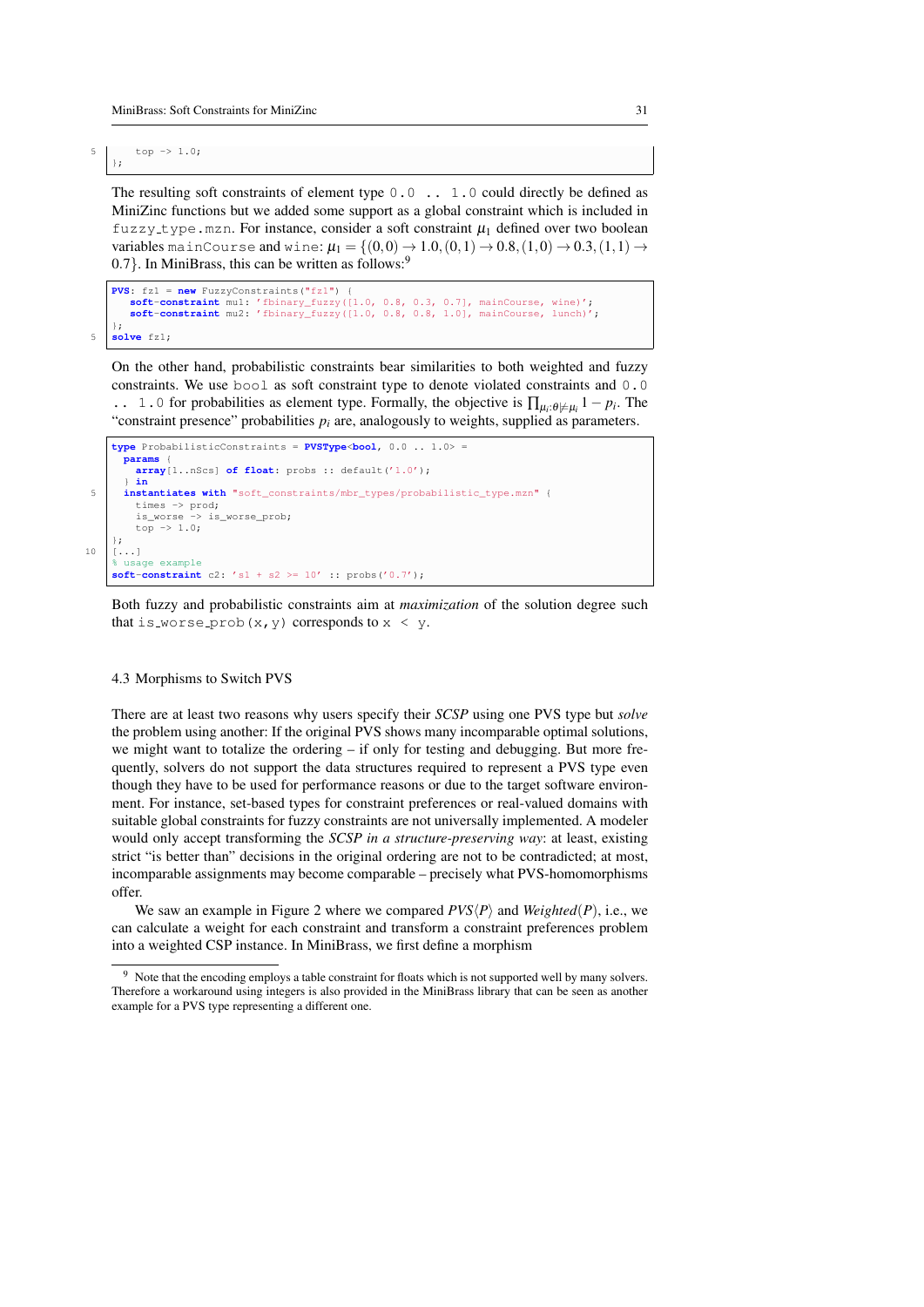```
    top -> 1.0;
};
```

The resulting soft constraints of element type `0.0 .. 1.0` could directly be defined as MiniZinc functions but we added some support as a global constraint which is included in `fuzzy_type.mzn`. For instance, consider a soft constraint $\mu_1$ defined over two boolean variables `mainCourse` and `wine`: $\mu_1 = \{(0,0) \to 1.0, (0,1) \to 0.8, (1,0) \to 0.3, (1,1) \to 0.7\}$. In MiniBrass, this can be written as follows:[9]

```
PVS: fz1 = new FuzzyConstraints("fz1") {
   soft-constraint mu1: 'fbinary_fuzzy([1.0, 0.8, 0.3, 0.7], mainCourse, wine)';
   soft-constraint mu2: 'fbinary_fuzzy([1.0, 0.8, 0.8, 1.0], mainCourse, lunch)';
};
solve fz1;
```

On the other hand, probabilistic constraints bear similarities to both weighted and fuzzy constraints. We use `bool` as soft constraint type to denote violated constraints and `0.0 .. 1.0` for probabilities as element type. Formally, the objective is $\prod_{\mu_i : \theta \not\models \mu_i} 1 - p_i$. The "constraint presence" probabilities $p_i$ are, analogously to weights, supplied as parameters.

```
type ProbabilisticConstraints = PVSType<bool, 0.0 .. 1.0> =
  params {
    array[1..nScs] of float: probs :: default('1.0');
  } in
  instantiates with "soft_constraints/mbr_types/probabilistic_type.mzn" {
    times -> prod;
    is_worse -> is_worse_prob;
    top -> 1.0;
};
[...]
% usage example
soft-constraint c2: 's1 + s2 >= 10' :: probs('0.7');
```

Both fuzzy and probabilistic constraints aim at *maximization* of the solution degree such that `is_worse_prob(x,y)` corresponds to `x < y`.

### 4.3 Morphisms to Switch PVS

There are at least two reasons why users specify their *SCSP* using one PVS type but *solve* the problem using another: If the original PVS shows many incomparable optimal solutions, we might want to totalize the ordering – if only for testing and debugging. But more frequently, solvers do not support the data structures required to represent a PVS type even though they have to be used for performance reasons or due to the target software environment. For instance, set-based types for constraint preferences or real-valued domains with suitable global constraints for fuzzy constraints are not universally implemented. A modeler would only accept transforming the *SCSP in a structure-preserving way*: at least, existing strict "is better than" decisions in the original ordering are not to be contradicted; at most, incomparable assignments may become comparable – precisely what PVS-homomorphisms offer.

We saw an example in Figure 2 where we compared $\mathit{PVS}\langle P \rangle$ and $\mathit{Weighted}(P)$, i.e., we can calculate a weight for each constraint and transform a constraint preferences problem into a weighted CSP instance. In MiniBrass, we first define a morphism

---

[9] Note that the encoding employs a table constraint for floats which is not supported well by many solvers. Therefore a workaround using integers is also provided in the MiniBrass library that can be seen as another example for a PVS type representing a different one.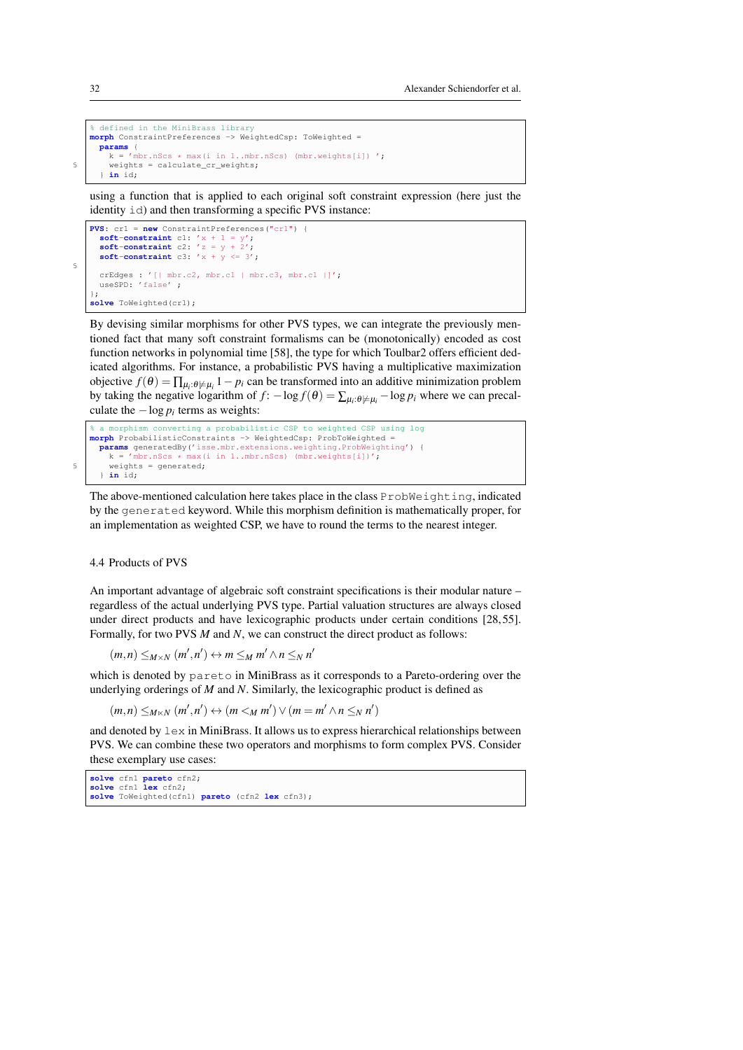```
% defined in the MiniBrass library
morph ConstraintPreferences -> WeightedCsp: ToWeighted =
  params {
    k = 'mbr.nScs * max(i in 1..mbr.nScs) (mbr.weights[i]) ';
    weights = calculate_cr_weights;
  } in id;
```

using a function that is applied to each original soft constraint expression (here just the identity `id`) and then transforming a specific PVS instance:

```
PVS: cr1 = new ConstraintPreferences("cr1") {
  soft-constraint c1: 'x + 1 = y';
  soft-constraint c2: 'z = y + 2';
  soft-constraint c3: 'x + y <= 3';

  crEdges : '[| mbr.c2, mbr.c1 | mbr.c3, mbr.c1 |]';
  useSPD: 'false' ;
};
solve ToWeighted(cr1);
```

By devising similar morphisms for other PVS types, we can integrate the previously mentioned fact that many soft constraint formalisms can be (monotonically) encoded as cost function networks in polynomial time [58], the type for which Toulbar2 offers efficient dedicated algorithms. For instance, a probabilistic PVS having a multiplicative maximization objective $f(\theta) = \prod_{\mu_i : \theta \not\models \mu_i} 1 - p_i$ can be transformed into an additive minimization problem by taking the negative logarithm of $f$: $-\log f(\theta) = \sum_{\mu_i : \theta \not\models \mu_i} - \log p_i$ where we can precalculate the $-\log p_i$ terms as weights:

```
% a morphism converting a probabilistic CSP to weighted CSP using log
morph ProbabilisticConstraints -> WeightedCsp: ProbToWeighted =
  params generatedBy('isse.mbr.extensions.weighting.ProbWeighting') {
    k = 'mbr.nScs * max(i in 1..mbr.nScs) (mbr.weights[i])';
    weights = generated;
  } in id;
```

The above-mentioned calculation here takes place in the class `ProbWeighting`, indicated by the `generated` keyword. While this morphism definition is mathematically proper, for an implementation as weighted CSP, we have to round the terms to the nearest integer.

### 4.4 Products of PVS

An important advantage of algebraic soft constraint specifications is their modular nature – regardless of the actual underlying PVS type. Partial valuation structures are always closed under direct products and have lexicographic products under certain conditions [28, 55]. Formally, for two PVS $M$ and $N$, we can construct the direct product as follows:

$$(m,n) \leq_{M \times N} (m',n') \leftrightarrow m \leq_M m' \wedge n \leq_N n'$$

which is denoted by `pareto` in MiniBrass as it corresponds to a Pareto-ordering over the underlying orderings of $M$ and $N$. Similarly, the lexicographic product is defined as

$$(m,n) \leq_{M \ltimes N} (m',n') \leftrightarrow (m <_M m') \vee (m = m' \wedge n \leq_N n')$$

and denoted by `lex` in MiniBrass. It allows us to express hierarchical relationships between PVS. We can combine these two operators and morphisms to form complex PVS. Consider these exemplary use cases:

```
solve cfn1 pareto cfn2;
solve cfn1 lex cfn2;
solve ToWeighted(cfn1) pareto (cfn2 lex cfn3);
```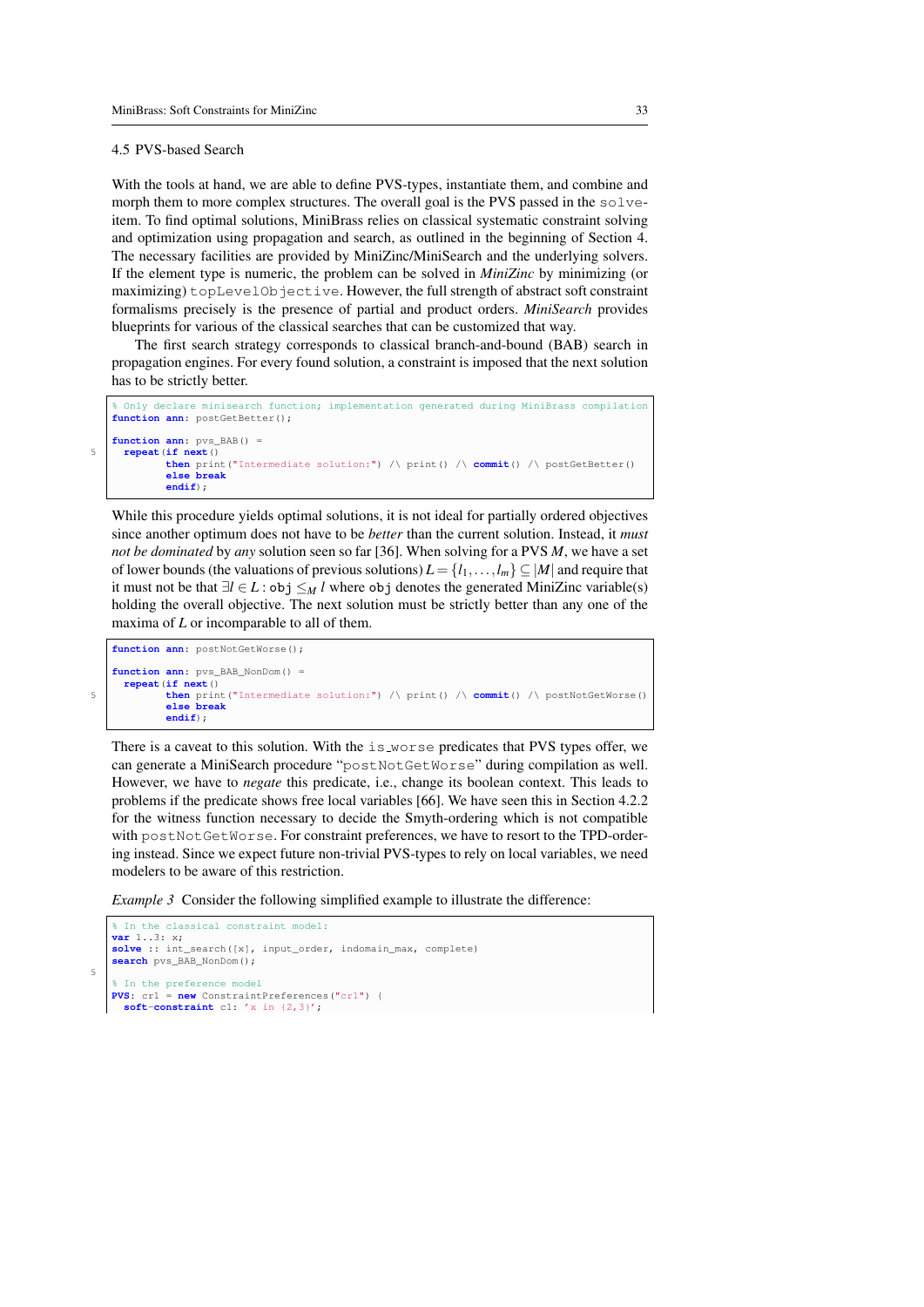### 4.5 PVS-based Search

With the tools at hand, we are able to define PVS-types, instantiate them, and combine and morph them to more complex structures. The overall goal is the PVS passed in the `solve`-item. To find optimal solutions, MiniBrass relies on classical systematic constraint solving and optimization using propagation and search, as outlined in the beginning of Section 4. The necessary facilities are provided by MiniZinc/MiniSearch and the underlying solvers. If the element type is numeric, the problem can be solved in *MiniZinc* by minimizing (or maximizing) `topLevelObjective`. However, the full strength of abstract soft constraint formalisms precisely is the presence of partial and product orders. *MiniSearch* provides blueprints for various of the classical searches that can be customized that way.

The first search strategy corresponds to classical branch-and-bound (BAB) search in propagation engines. For every found solution, a constraint is imposed that the next solution has to be strictly better.

```
% Only declare minisearch function; implementation generated during MiniBrass compilation
function ann: postGetBetter();

function ann: pvs_BAB() =
  repeat(if next()
         then print("Intermediate solution:") /\ print() /\ commit() /\ postGetBetter()
         else break
         endif);
```

While this procedure yields optimal solutions, it is not ideal for partially ordered objectives since another optimum does not have to be *better* than the current solution. Instead, it *must not be dominated* by *any* solution seen so far [36]. When solving for a PVS $M$, we have a set of lower bounds (the valuations of previous solutions) $L = \{l_1, \ldots, l_m\} \subseteq |M|$ and require that it must not be that $\exists l \in L : \texttt{obj} \leq_M l$ where `obj` denotes the generated MiniZinc variable(s) holding the overall objective. The next solution must be strictly better than any one of the maxima of $L$ or incomparable to all of them.

```
function ann: postNotGetWorse();

function ann: pvs_BAB_NonDom() =
  repeat(if next()
         then print("Intermediate solution:") /\ print() /\ commit() /\ postNotGetWorse()
         else break
         endif);
```

There is a caveat to this solution. With the `is_worse` predicates that PVS types offer, we can generate a MiniSearch procedure "`postNotGetWorse`" during compilation as well. However, we have to *negate* this predicate, i.e., change its boolean context. This leads to problems if the predicate shows free local variables [66]. We have seen this in Section 4.2.2 for the witness function necessary to decide the Smyth-ordering which is not compatible with `postNotGetWorse`. For constraint preferences, we have to resort to the TPD-ordering instead. Since we expect future non-trivial PVS-types to rely on local variables, we need modelers to be aware of this restriction.

*Example 3* Consider the following simplified example to illustrate the difference:

```
% In the classical constraint model:
var 1..3: x;
solve :: int_search([x], input_order, indomain_max, complete)
search pvs_BAB_NonDom();

% In the preference model
PVS: cr1 = new ConstraintPreferences("cr1") {
  soft-constraint c1: 'x in {2,3}';
```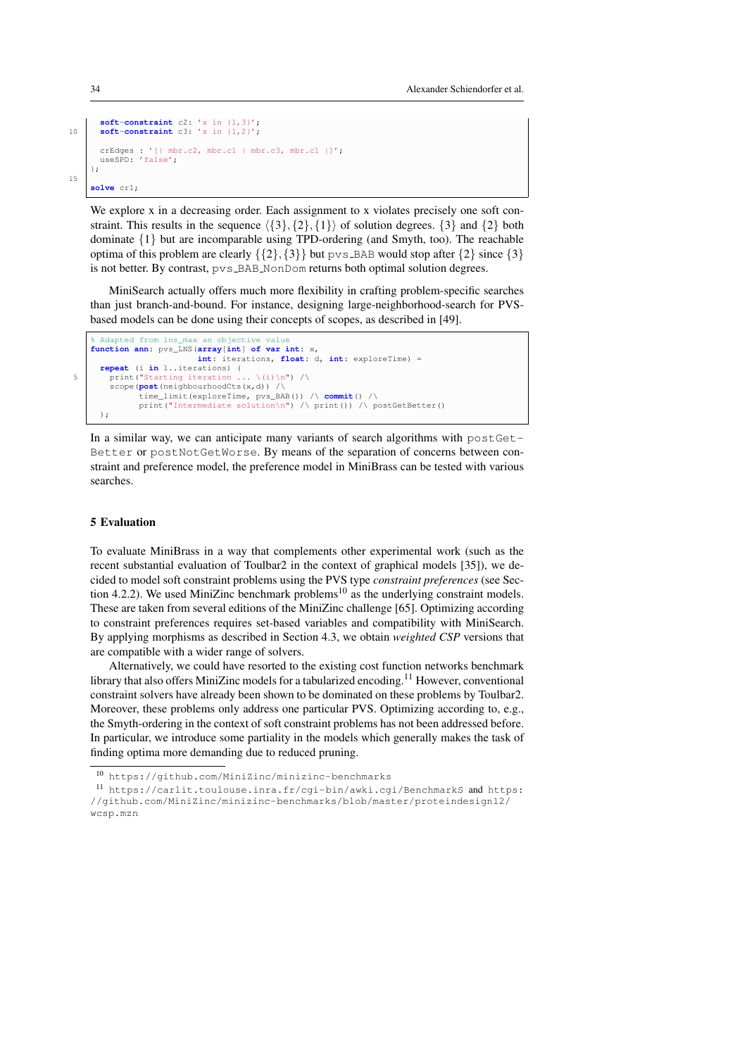```
  soft-constraint c2: 'x in {1,3}';
  soft-constraint c3: 'x in {1,2}';

  crEdges : '[| mbr.c2, mbr.c1 | mbr.c3, mbr.c1 |]';
  useSPD: 'false';
};

solve cr1;
```

We explore x in a decreasing order. Each assignment to x violates precisely one soft constraint. This results in the sequence $\langle\{3\},\{2\},\{1\}\rangle$ of solution degrees. $\{3\}$ and $\{2\}$ both dominate $\{1\}$ but are incomparable using TPD-ordering (and Smyth, too). The reachable optima of this problem are clearly $\{\{2\},\{3\}\}$ but pvs_BAB would stop after $\{2\}$ since $\{3\}$ is not better. By contrast, pvs_BAB_NonDom returns both optimal solution degrees.

MiniSearch actually offers much more flexibility in crafting problem-specific searches than just branch-and-bound. For instance, designing large-neighborhood-search for PVS-based models can be done using their concepts of scopes, as described in [49].

```
% Adapted from lns_max an objective value
function ann: pvs_LNS(array[int] of var int: x,
                      int: iterations, float: d, int: exploreTime) =
  repeat (i in 1..iterations) (
    print("Starting iteration ... \(i)\n") /\
    scope(post(neighbourhoodCts(x,d)) /\
          time_limit(exploreTime, pvs_BAB()) /\ commit() /\
          print("Intermediate solution\n") /\ print()) /\ postGetBetter()
  );
```

In a similar way, we can anticipate many variants of search algorithms with postGetBetter or postNotGetWorse. By means of the separation of concerns between constraint and preference model, the preference model in MiniBrass can be tested with various searches.

## 5 Evaluation

To evaluate MiniBrass in a way that complements other experimental work (such as the recent substantial evaluation of Toulbar2 in the context of graphical models [35]), we decided to model soft constraint problems using the PVS type *constraint preferences* (see Section 4.2.2). We used MiniZinc benchmark problems[10] as the underlying constraint models. These are taken from several editions of the MiniZinc challenge [65]. Optimizing according to constraint preferences requires set-based variables and compatibility with MiniSearch. By applying morphisms as described in Section 4.3, we obtain *weighted CSP* versions that are compatible with a wider range of solvers.

Alternatively, we could have resorted to the existing cost function networks benchmark library that also offers MiniZinc models for a tabularized encoding.[11] However, conventional constraint solvers have already been shown to be dominated on these problems by Toulbar2. Moreover, these problems only address one particular PVS. Optimizing according to, e.g., the Smyth-ordering in the context of soft constraint problems has not been addressed before. In particular, we introduce some partiality in the models which generally makes the task of finding optima more demanding due to reduced pruning.

---

[10] https://github.com/MiniZinc/minizinc-benchmarks

[11] https://carlit.toulouse.inra.fr/cgi-bin/awki.cgi/BenchmarkS and https://github.com/MiniZinc/minizinc-benchmarks/blob/master/proteindesign12/wcsp.mzn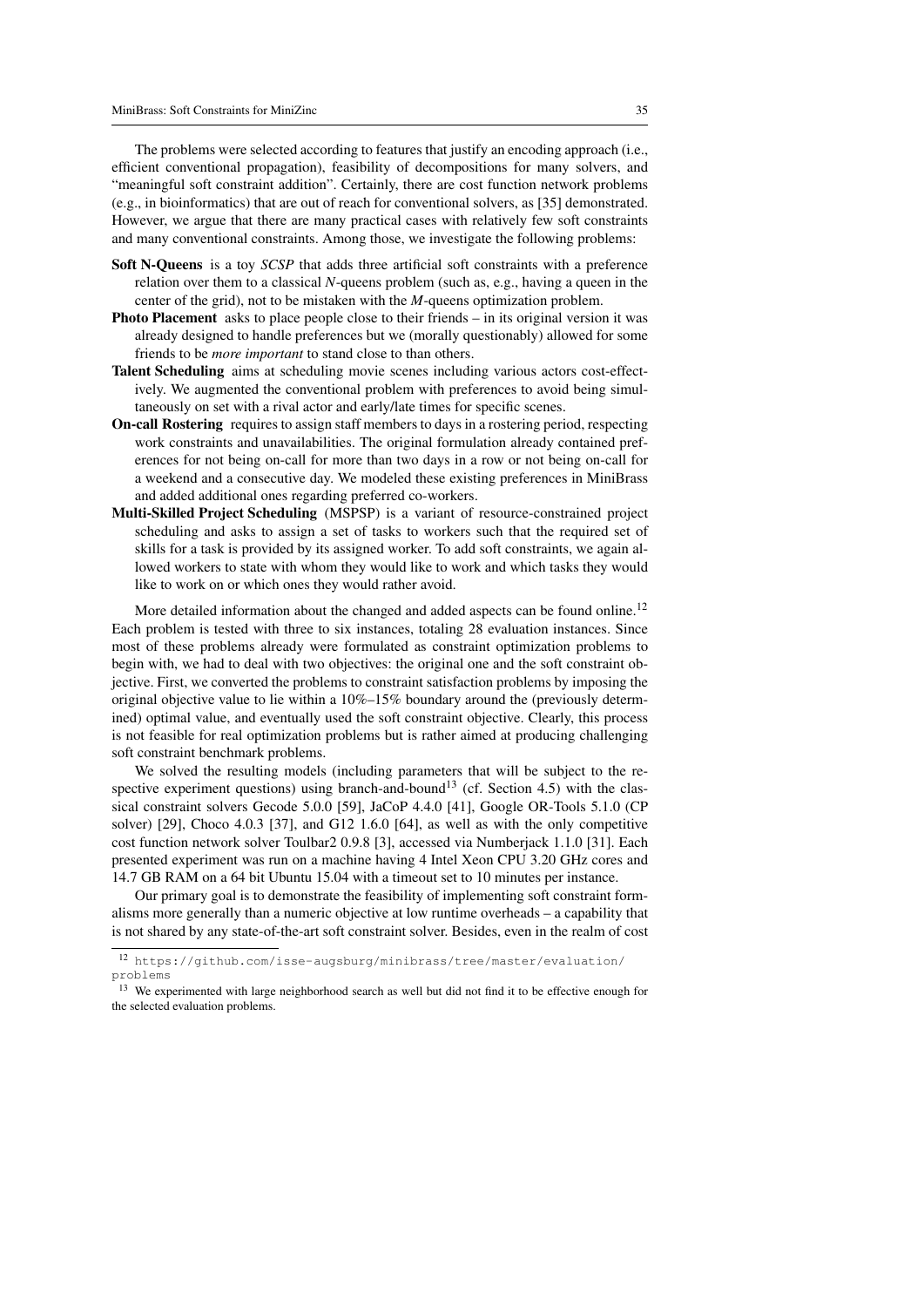The problems were selected according to features that justify an encoding approach (i.e., efficient conventional propagation), feasibility of decompositions for many solvers, and "meaningful soft constraint addition". Certainly, there are cost function network problems (e.g., in bioinformatics) that are out of reach for conventional solvers, as [35] demonstrated. However, we argue that there are many practical cases with relatively few soft constraints and many conventional constraints. Among those, we investigate the following problems:

- **Soft N-Queens** is a toy *SCSP* that adds three artificial soft constraints with a preference relation over them to a classical $N$-queens problem (such as, e.g., having a queen in the center of the grid), not to be mistaken with the $M$-queens optimization problem.
- **Photo Placement** asks to place people close to their friends – in its original version it was already designed to handle preferences but we (morally questionably) allowed for some friends to be *more important* to stand close to than others.
- **Talent Scheduling** aims at scheduling movie scenes including various actors cost-effectively. We augmented the conventional problem with preferences to avoid being simultaneously on set with a rival actor and early/late times for specific scenes.
- **On-call Rostering** requires to assign staff members to days in a rostering period, respecting work constraints and unavailabilities. The original formulation already contained preferences for not being on-call for more than two days in a row or not being on-call for a weekend and a consecutive day. We modeled these existing preferences in MiniBrass and added additional ones regarding preferred co-workers.
- **Multi-Skilled Project Scheduling** (MSPSP) is a variant of resource-constrained project scheduling and asks to assign a set of tasks to workers such that the required set of skills for a task is provided by its assigned worker. To add soft constraints, we again allowed workers to state with whom they would like to work and which tasks they would like to work on or which ones they would rather avoid.

More detailed information about the changed and added aspects can be found online.[12] Each problem is tested with three to six instances, totaling 28 evaluation instances. Since most of these problems already were formulated as constraint optimization problems to begin with, we had to deal with two objectives: the original one and the soft constraint objective. First, we converted the problems to constraint satisfaction problems by imposing the original objective value to lie within a 10%–15% boundary around the (previously determined) optimal value, and eventually used the soft constraint objective. Clearly, this process is not feasible for real optimization problems but is rather aimed at producing challenging soft constraint benchmark problems.

We solved the resulting models (including parameters that will be subject to the respective experiment questions) using branch-and-bound[13] (cf. Section 4.5) with the classical constraint solvers Gecode 5.0.0 [59], JaCoP 4.4.0 [41], Google OR-Tools 5.1.0 (CP solver) [29], Choco 4.0.3 [37], and G12 1.6.0 [64], as well as with the only competitive cost function network solver Toulbar2 0.9.8 [3], accessed via Numberjack 1.1.0 [31]. Each presented experiment was run on a machine having 4 Intel Xeon CPU 3.20 GHz cores and 14.7 GB RAM on a 64 bit Ubuntu 15.04 with a timeout set to 10 minutes per instance.

Our primary goal is to demonstrate the feasibility of implementing soft constraint formalisms more generally than a numeric objective at low runtime overheads – a capability that is not shared by any state-of-the-art soft constraint solver. Besides, even in the realm of cost

[12] https://github.com/isse-augsburg/minibrass/tree/master/evaluation/problems

[13] We experimented with large neighborhood search as well but did not find it to be effective enough for the selected evaluation problems.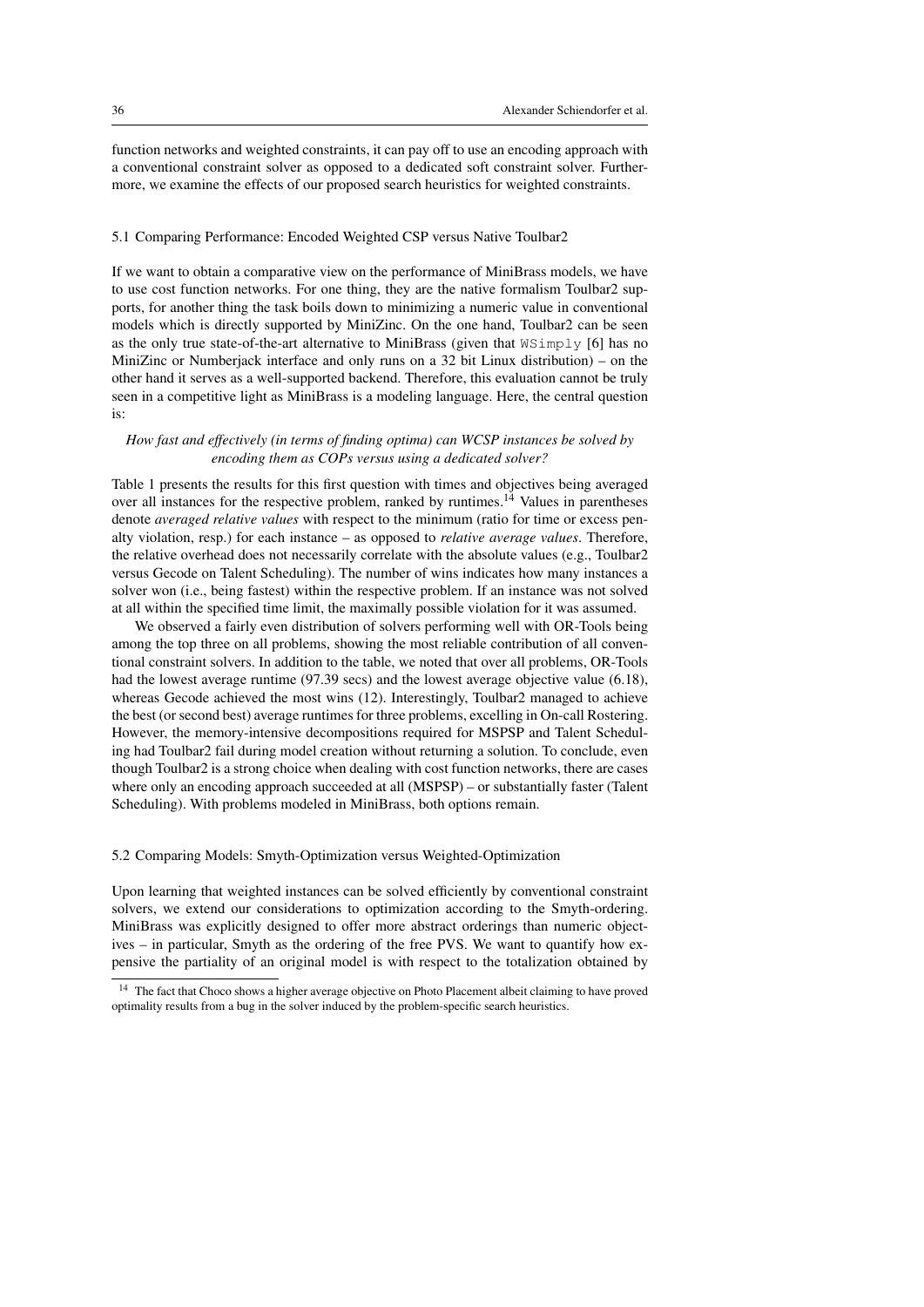function networks and weighted constraints, it can pay off to use an encoding approach with a conventional constraint solver as opposed to a dedicated soft constraint solver. Furthermore, we examine the effects of our proposed search heuristics for weighted constraints.

## 5.1 Comparing Performance: Encoded Weighted CSP versus Native Toulbar2

If we want to obtain a comparative view on the performance of MiniBrass models, we have to use cost function networks. For one thing, they are the native formalism Toulbar2 supports, for another thing the task boils down to minimizing a numeric value in conventional models which is directly supported by MiniZinc. On the one hand, Toulbar2 can be seen as the only true state-of-the-art alternative to MiniBrass (given that `WSimply` [6] has no MiniZinc or Numberjack interface and only runs on a 32 bit Linux distribution) – on the other hand it serves as a well-supported backend. Therefore, this evaluation cannot be truly seen in a competitive light as MiniBrass is a modeling language. Here, the central question is:

*How fast and effectively (in terms of finding optima) can WCSP instances be solved by encoding them as COPs versus using a dedicated solver?*

Table 1 presents the results for this first question with times and objectives being averaged over all instances for the respective problem, ranked by runtimes.[14] Values in parentheses denote *averaged relative values* with respect to the minimum (ratio for time or excess penalty violation, resp.) for each instance – as opposed to *relative average values*. Therefore, the relative overhead does not necessarily correlate with the absolute values (e.g., Toulbar2 versus Gecode on Talent Scheduling). The number of wins indicates how many instances a solver won (i.e., being fastest) within the respective problem. If an instance was not solved at all within the specified time limit, the maximally possible violation for it was assumed.

We observed a fairly even distribution of solvers performing well with OR-Tools being among the top three on all problems, showing the most reliable contribution of all conventional constraint solvers. In addition to the table, we noted that over all problems, OR-Tools had the lowest average runtime (97.39 secs) and the lowest average objective value (6.18), whereas Gecode achieved the most wins (12). Interestingly, Toulbar2 managed to achieve the best (or second best) average runtimes for three problems, excelling in On-call Rostering. However, the memory-intensive decompositions required for MSPSP and Talent Scheduling had Toulbar2 fail during model creation without returning a solution. To conclude, even though Toulbar2 is a strong choice when dealing with cost function networks, there are cases where only an encoding approach succeeded at all (MSPSP) – or substantially faster (Talent Scheduling). With problems modeled in MiniBrass, both options remain.

## 5.2 Comparing Models: Smyth-Optimization versus Weighted-Optimization

Upon learning that weighted instances can be solved efficiently by conventional constraint solvers, we extend our considerations to optimization according to the Smyth-ordering. MiniBrass was explicitly designed to offer more abstract orderings than numeric objectives – in particular, Smyth as the ordering of the free PVS. We want to quantify how expensive the partiality of an original model is with respect to the totalization obtained by

[14] The fact that Choco shows a higher average objective on Photo Placement albeit claiming to have proved optimality results from a bug in the solver induced by the problem-specific search heuristics.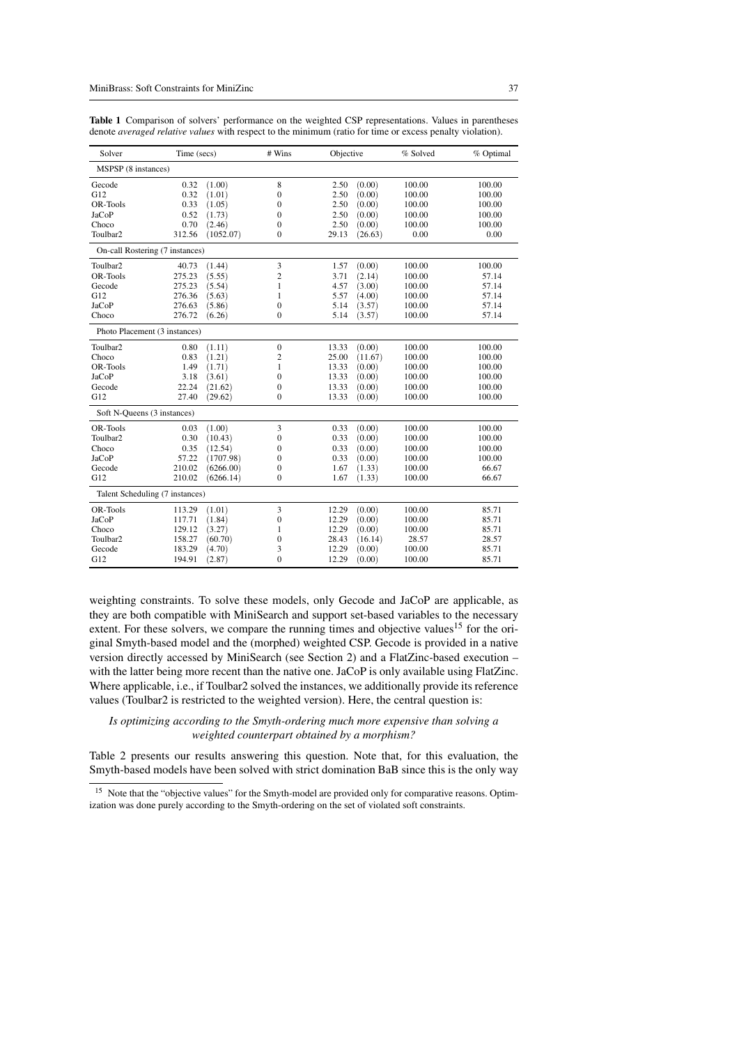**Table 1** Comparison of solvers' performance on the weighted CSP representations. Values in parentheses denote *averaged relative values* with respect to the minimum (ratio for time or excess penalty violation).

| Solver | Time (secs) | | # Wins | Objective | | % Solved | % Optimal |
|---|---|---|---|---|---|---|---|
| MSPSP (8 instances) | | | | | | | |
| Gecode | 0.32 | (1.00) | 8 | 2.50 | (0.00) | 100.00 | 100.00 |
| G12 | 0.32 | (1.01) | 0 | 2.50 | (0.00) | 100.00 | 100.00 |
| OR-Tools | 0.33 | (1.05) | 0 | 2.50 | (0.00) | 100.00 | 100.00 |
| JaCoP | 0.52 | (1.73) | 0 | 2.50 | (0.00) | 100.00 | 100.00 |
| Choco | 0.70 | (2.46) | 0 | 2.50 | (0.00) | 100.00 | 100.00 |
| Toulbar2 | 312.56 | (1052.07) | 0 | 29.13 | (26.63) | 0.00 | 0.00 |
| On-call Rostering (7 instances) | | | | | | | |
| Toulbar2 | 40.73 | (1.44) | 3 | 1.57 | (0.00) | 100.00 | 100.00 |
| OR-Tools | 275.23 | (5.55) | 2 | 3.71 | (2.14) | 100.00 | 57.14 |
| Gecode | 275.23 | (5.54) | 1 | 4.57 | (3.00) | 100.00 | 57.14 |
| G12 | 276.36 | (5.63) | 1 | 5.57 | (4.00) | 100.00 | 57.14 |
| JaCoP | 276.63 | (5.86) | 0 | 5.14 | (3.57) | 100.00 | 57.14 |
| Choco | 276.72 | (6.26) | 0 | 5.14 | (3.57) | 100.00 | 57.14 |
| Photo Placement (3 instances) | | | | | | | |
| Toulbar2 | 0.80 | (1.11) | 0 | 13.33 | (0.00) | 100.00 | 100.00 |
| Choco | 0.83 | (1.21) | 2 | 25.00 | (11.67) | 100.00 | 100.00 |
| OR-Tools | 1.49 | (1.71) | 1 | 13.33 | (0.00) | 100.00 | 100.00 |
| JaCoP | 3.18 | (3.61) | 0 | 13.33 | (0.00) | 100.00 | 100.00 |
| Gecode | 22.24 | (21.62) | 0 | 13.33 | (0.00) | 100.00 | 100.00 |
| G12 | 27.40 | (29.62) | 0 | 13.33 | (0.00) | 100.00 | 100.00 |
| Soft N-Queens (3 instances) | | | | | | | |
| OR-Tools | 0.03 | (1.00) | 3 | 0.33 | (0.00) | 100.00 | 100.00 |
| Toulbar2 | 0.30 | (10.43) | 0 | 0.33 | (0.00) | 100.00 | 100.00 |
| Choco | 0.35 | (12.54) | 0 | 0.33 | (0.00) | 100.00 | 100.00 |
| JaCoP | 57.22 | (1707.98) | 0 | 0.33 | (0.00) | 100.00 | 100.00 |
| Gecode | 210.02 | (6266.00) | 0 | 1.67 | (1.33) | 100.00 | 66.67 |
| G12 | 210.02 | (6266.14) | 0 | 1.67 | (1.33) | 100.00 | 66.67 |
| Talent Scheduling (7 instances) | | | | | | | |
| OR-Tools | 113.29 | (1.01) | 3 | 12.29 | (0.00) | 100.00 | 85.71 |
| JaCoP | 117.71 | (1.84) | 0 | 12.29 | (0.00) | 100.00 | 85.71 |
| Choco | 129.12 | (3.27) | 1 | 12.29 | (0.00) | 100.00 | 85.71 |
| Toulbar2 | 158.27 | (60.70) | 0 | 28.43 | (16.14) | 28.57 | 28.57 |
| Gecode | 183.29 | (4.70) | 3 | 12.29 | (0.00) | 100.00 | 85.71 |
| G12 | 194.91 | (2.87) | 0 | 12.29 | (0.00) | 100.00 | 85.71 |

weighting constraints. To solve these models, only Gecode and JaCoP are applicable, as they are both compatible with MiniSearch and support set-based variables to the necessary extent. For these solvers, we compare the running times and objective values[15] for the original Smyth-based model and the (morphed) weighted CSP. Gecode is provided in a native version directly accessed by MiniSearch (see Section 2) and a FlatZinc-based execution – with the latter being more recent than the native one. JaCoP is only available using FlatZinc. Where applicable, i.e., if Toulbar2 solved the instances, we additionally provide its reference values (Toulbar2 is restricted to the weighted version). Here, the central question is:

*Is optimizing according to the Smyth-ordering much more expensive than solving a weighted counterpart obtained by a morphism?*

Table 2 presents our results answering this question. Note that, for this evaluation, the Smyth-based models have been solved with strict domination BaB since this is the only way

[15] Note that the "objective values" for the Smyth-model are provided only for comparative reasons. Optimization was done purely according to the Smyth-ordering on the set of violated soft constraints.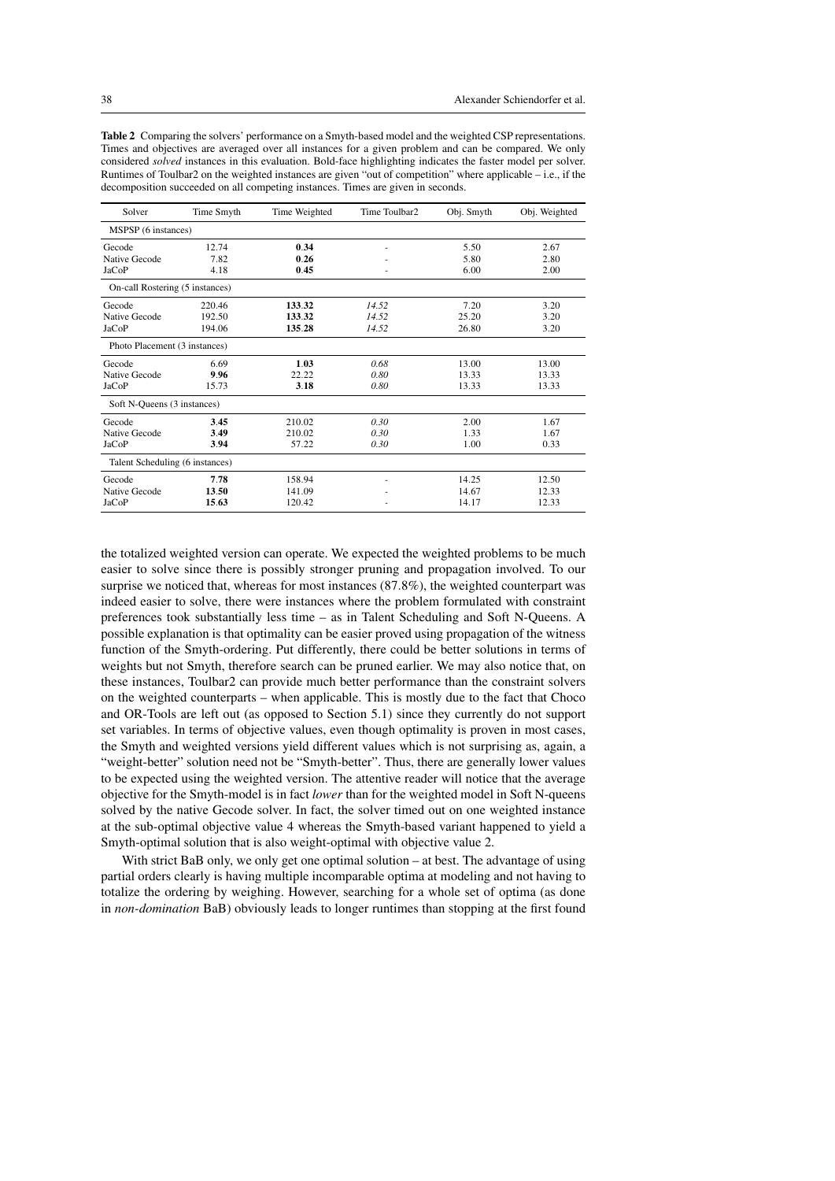**Table 2** Comparing the solvers' performance on a Smyth-based model and the weighted CSP representations. Times and objectives are averaged over all instances for a given problem and can be compared. We only considered *solved* instances in this evaluation. Bold-face highlighting indicates the faster model per solver. Runtimes of Toulbar2 on the weighted instances are given "out of competition" where applicable – i.e., if the decomposition succeeded on all competing instances. Times are given in seconds.

| Solver | Time Smyth | Time Weighted | Time Toulbar2 | Obj. Smyth | Obj. Weighted |
|---|---|---|---|---|---|
| MSPSP (6 instances) | | | | | |
| Gecode | 12.74 | **0.34** | - | 5.50 | 2.67 |
| Native Gecode | 7.82 | **0.26** | - | 5.80 | 2.80 |
| JaCoP | 4.18 | **0.45** | - | 6.00 | 2.00 |
| On-call Rostering (5 instances) | | | | | |
| Gecode | 220.46 | **133.32** | *14.52* | 7.20 | 3.20 |
| Native Gecode | 192.50 | **133.32** | *14.52* | 25.20 | 3.20 |
| JaCoP | 194.06 | **135.28** | *14.52* | 26.80 | 3.20 |
| Photo Placement (3 instances) | | | | | |
| Gecode | 6.69 | **1.03** | *0.68* | 13.00 | 13.00 |
| Native Gecode | **9.96** | 22.22 | *0.80* | 13.33 | 13.33 |
| JaCoP | 15.73 | **3.18** | *0.80* | 13.33 | 13.33 |
| Soft N-Queens (3 instances) | | | | | |
| Gecode | **3.45** | 210.02 | *0.30* | 2.00 | 1.67 |
| Native Gecode | **3.49** | 210.02 | *0.30* | 1.33 | 1.67 |
| JaCoP | **3.94** | 57.22 | *0.30* | 1.00 | 0.33 |
| Talent Scheduling (6 instances) | | | | | |
| Gecode | **7.78** | 158.94 | - | 14.25 | 12.50 |
| Native Gecode | **13.50** | 141.09 | - | 14.67 | 12.33 |
| JaCoP | **15.63** | 120.42 | - | 14.17 | 12.33 |

the totalized weighted version can operate. We expected the weighted problems to be much easier to solve since there is possibly stronger pruning and propagation involved. To our surprise we noticed that, whereas for most instances (87.8%), the weighted counterpart was indeed easier to solve, there were instances where the problem formulated with constraint preferences took substantially less time – as in Talent Scheduling and Soft N-Queens. A possible explanation is that optimality can be easier proved using propagation of the witness function of the Smyth-ordering. Put differently, there could be better solutions in terms of weights but not Smyth, therefore search can be pruned earlier. We may also notice that, on these instances, Toulbar2 can provide much better performance than the constraint solvers on the weighted counterparts – when applicable. This is mostly due to the fact that Choco and OR-Tools are left out (as opposed to Section 5.1) since they currently do not support set variables. In terms of objective values, even though optimality is proven in most cases, the Smyth and weighted versions yield different values which is not surprising as, again, a "weight-better" solution need not be "Smyth-better". Thus, there are generally lower values to be expected using the weighted version. The attentive reader will notice that the average objective for the Smyth-model is in fact *lower* than for the weighted model in Soft N-queens solved by the native Gecode solver. In fact, the solver timed out on one weighted instance at the sub-optimal objective value 4 whereas the Smyth-based variant happened to yield a Smyth-optimal solution that is also weight-optimal with objective value 2.

With strict BaB only, we only get one optimal solution – at best. The advantage of using partial orders clearly is having multiple incomparable optima at modeling and not having to totalize the ordering by weighing. However, searching for a whole set of optima (as done in *non-domination* BaB) obviously leads to longer runtimes than stopping at the first found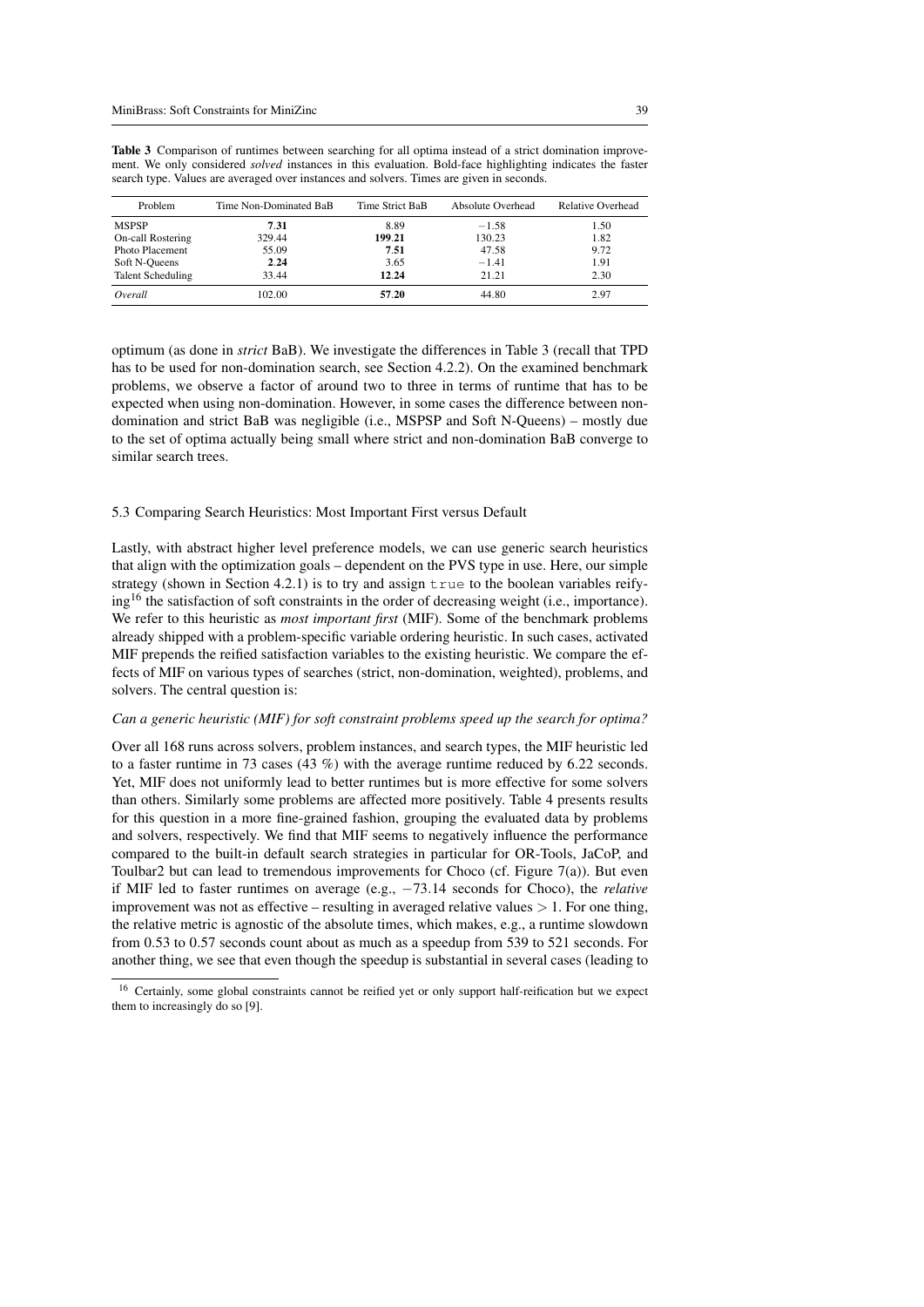**Table 3** Comparison of runtimes between searching for all optima instead of a strict domination improvement. We only considered *solved* instances in this evaluation. Bold-face highlighting indicates the faster search type. Values are averaged over instances and solvers. Times are given in seconds.

| Problem | Time Non-Dominated BaB | Time Strict BaB | Absolute Overhead | Relative Overhead |
|---|---|---|---|---|
| MSPSP | **7.31** | 8.89 | $-1.58$ | 1.50 |
| On-call Rostering | 329.44 | **199.21** | 130.23 | 1.82 |
| Photo Placement | 55.09 | **7.51** | 47.58 | 9.72 |
| Soft N-Queens | **2.24** | 3.65 | $-1.41$ | 1.91 |
| Talent Scheduling | 33.44 | **12.24** | 21.21 | 2.30 |
| *Overall* | 102.00 | **57.20** | 44.80 | 2.97 |

optimum (as done in *strict* BaB). We investigate the differences in Table 3 (recall that TPD has to be used for non-domination search, see Section 4.2.2). On the examined benchmark problems, we observe a factor of around two to three in terms of runtime that has to be expected when using non-domination. However, in some cases the difference between non-domination and strict BaB was negligible (i.e., MSPSP and Soft N-Queens) – mostly due to the set of optima actually being small where strict and non-domination BaB converge to similar search trees.

### 5.3 Comparing Search Heuristics: Most Important First versus Default

Lastly, with abstract higher level preference models, we can use generic search heuristics that align with the optimization goals – dependent on the PVS type in use. Here, our simple strategy (shown in Section 4.2.1) is to try and assign `true` to the boolean variables reifying[16] the satisfaction of soft constraints in the order of decreasing weight (i.e., importance). We refer to this heuristic as *most important first* (MIF). Some of the benchmark problems already shipped with a problem-specific variable ordering heuristic. In such cases, activated MIF prepends the reified satisfaction variables to the existing heuristic. We compare the effects of MIF on various types of searches (strict, non-domination, weighted), problems, and solvers. The central question is:

*Can a generic heuristic (MIF) for soft constraint problems speed up the search for optima?*

Over all 168 runs across solvers, problem instances, and search types, the MIF heuristic led to a faster runtime in 73 cases (43 %) with the average runtime reduced by 6.22 seconds. Yet, MIF does not uniformly lead to better runtimes but is more effective for some solvers than others. Similarly some problems are affected more positively. Table 4 presents results for this question in a more fine-grained fashion, grouping the evaluated data by problems and solvers, respectively. We find that MIF seems to negatively influence the performance compared to the built-in default search strategies in particular for OR-Tools, JaCoP, and Toulbar2 but can lead to tremendous improvements for Choco (cf. Figure 7(a)). But even if MIF led to faster runtimes on average (e.g., $-73.14$ seconds for Choco), the *relative* improvement was not as effective – resulting in averaged relative values $> 1$. For one thing, the relative metric is agnostic of the absolute times, which makes, e.g., a runtime slowdown from 0.53 to 0.57 seconds count about as much as a speedup from 539 to 521 seconds. For another thing, we see that even though the speedup is substantial in several cases (leading to

[16] Certainly, some global constraints cannot be reified yet or only support half-reification but we expect them to increasingly do so [9].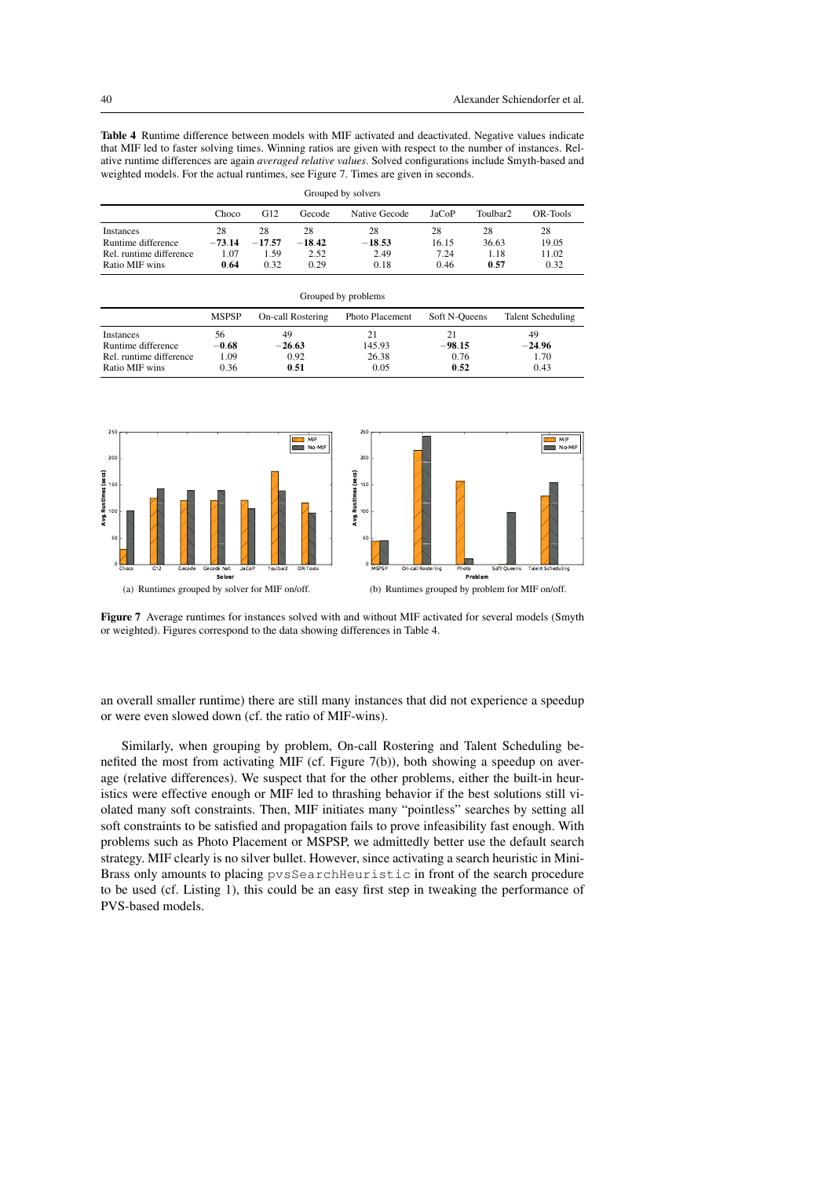**Table 4** Runtime difference between models with MIF activated and deactivated. Negative values indicate that MIF led to faster solving times. Winning ratios are given with respect to the number of instances. Relative runtime differences are again *averaged relative values*. Solved configurations include Smyth-based and weighted models. For the actual runtimes, see Figure 7. Times are given in seconds.

Grouped by solvers

| | Choco | G12 | Gecode | Native Gecode | JaCoP | Toulbar2 | OR-Tools |
|---|---|---|---|---|---|---|---|
| Instances | 28 | 28 | 28 | 28 | 28 | 28 | 28 |
| Runtime difference | **−73.14** | **−17.57** | **−18.42** | **−18.53** | 16.15 | 36.63 | 19.05 |
| Rel. runtime difference | 1.07 | 1.59 | 2.52 | 2.49 | 7.24 | 1.18 | 11.02 |
| Ratio MIF wins | **0.64** | 0.32 | 0.29 | 0.18 | 0.46 | **0.57** | 0.32 |

Grouped by problems

| | MSPSP | On-call Rostering | Photo Placement | Soft N-Queens | Talent Scheduling |
|---|---|---|---|---|---|
| Instances | 56 | 49 | 21 | 21 | 49 |
| Runtime difference | **−0.68** | **−26.63** | 145.93 | **−98.15** | **−24.96** |
| Rel. runtime difference | 1.09 | 0.92 | 26.38 | 0.76 | 1.70 |
| Ratio MIF wins | 0.36 | **0.51** | 0.05 | **0.52** | 0.43 |

(a) Runtimes grouped by solver for MIF on/off.

(b) Runtimes grouped by problem for MIF on/off.

**Figure 7** Average runtimes for instances solved with and without MIF activated for several models (Smyth or weighted). Figures correspond to the data showing differences in Table 4.

an overall smaller runtime) there are still many instances that did not experience a speedup or were even slowed down (cf. the ratio of MIF-wins).

Similarly, when grouping by problem, On-call Rostering and Talent Scheduling benefited the most from activating MIF (cf. Figure 7(b)), both showing a speedup on average (relative differences). We suspect that for the other problems, either the built-in heuristics were effective enough or MIF led to thrashing behavior if the best solutions still violated many soft constraints. Then, MIF initiates many "pointless" searches by setting all soft constraints to be satisfied and propagation fails to prove infeasibility fast enough. With problems such as Photo Placement or MSPSP, we admittedly better use the default search strategy. MIF clearly is no silver bullet. However, since activating a search heuristic in MiniBrass only amounts to placing `pvsSearchHeuristic` in front of the search procedure to be used (cf. Listing 1), this could be an easy first step in tweaking the performance of PVS-based models.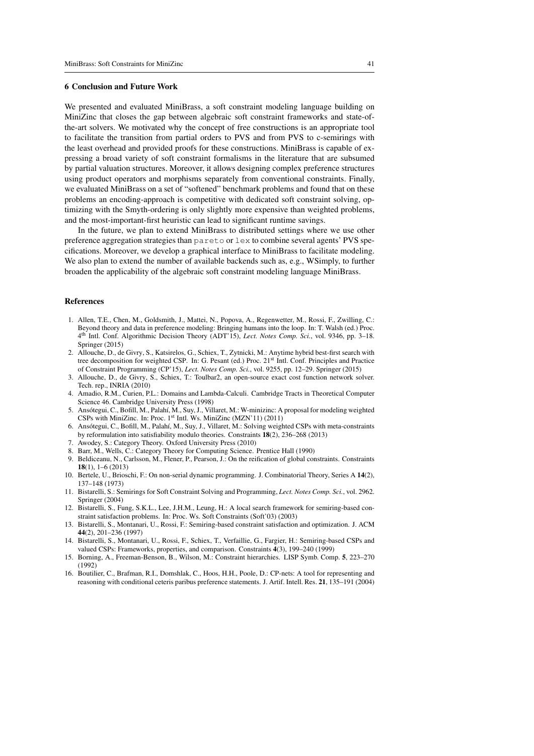## 6 Conclusion and Future Work

We presented and evaluated MiniBrass, a soft constraint modeling language building on MiniZinc that closes the gap between algebraic soft constraint frameworks and state-of-the-art solvers. We motivated why the concept of free constructions is an appropriate tool to facilitate the transition from partial orders to PVS and from PVS to c-semirings with the least overhead and provided proofs for these constructions. MiniBrass is capable of expressing a broad variety of soft constraint formalisms in the literature that are subsumed by partial valuation structures. Moreover, it allows designing complex preference structures using product operators and morphisms separately from conventional constraints. Finally, we evaluated MiniBrass on a set of "softened" benchmark problems and found that on these problems an encoding-approach is competitive with dedicated soft constraint solving, optimizing with the Smyth-ordering is only slightly more expensive than weighted problems, and the most-important-first heuristic can lead to significant runtime savings.

In the future, we plan to extend MiniBrass to distributed settings where we use other preference aggregation strategies than `pareto` or `lex` to combine several agents' PVS specifications. Moreover, we develop a graphical interface to MiniBrass to facilitate modeling. We also plan to extend the number of available backends such as, e.g., WSimply, to further broaden the applicability of the algebraic soft constraint modeling language MiniBrass.

## References

1. Allen, T.E., Chen, M., Goldsmith, J., Mattei, N., Popova, A., Regenwetter, M., Rossi, F., Zwilling, C.: Beyond theory and data in preference modeling: Bringing humans into the loop. In: T. Walsh (ed.) Proc. 4th Intl. Conf. Algorithmic Decision Theory (ADT'15), *Lect. Notes Comp. Sci.*, vol. 9346, pp. 3–18. Springer (2015)
2. Allouche, D., de Givry, S., Katsirelos, G., Schiex, T., Zytnicki, M.: Anytime hybrid best-first search with tree decomposition for weighted CSP. In: G. Pesant (ed.) Proc. 21st Intl. Conf. Principles and Practice of Constraint Programming (CP'15), *Lect. Notes Comp. Sci.*, vol. 9255, pp. 12–29. Springer (2015)
3. Allouche, D., de Givry, S., Schiex, T.: Toulbar2, an open-source exact cost function network solver. Tech. rep., INRIA (2010)
4. Amadio, R.M., Curien, P.L.: Domains and Lambda-Calculi. Cambridge Tracts in Theoretical Computer Science 46. Cambridge University Press (1998)
5. Ansótegui, C., Bofill, M., Palahí, M., Suy, J., Villaret, M.: W-minizinc: A proposal for modeling weighted CSPs with MiniZinc. In: Proc. 1st Intl. Ws. MiniZinc (MZN'11) (2011)
6. Ansótegui, C., Bofill, M., Palahí, M., Suy, J., Villaret, M.: Solving weighted CSPs with meta-constraints by reformulation into satisfiability modulo theories. Constraints **18**(2), 236–268 (2013)
7. Awodey, S.: Category Theory. Oxford University Press (2010)
8. Barr, M., Wells, C.: Category Theory for Computing Science. Prentice Hall (1990)
9. Beldiceanu, N., Carlsson, M., Flener, P., Pearson, J.: On the reification of global constraints. Constraints **18**(1), 1–6 (2013)
10. Bertele, U., Brioschi, F.: On non-serial dynamic programming. J. Combinatorial Theory, Series A **14**(2), 137–148 (1973)
11. Bistarelli, S.: Semirings for Soft Constraint Solving and Programming, *Lect. Notes Comp. Sci.*, vol. 2962. Springer (2004)
12. Bistarelli, S., Fung, S.K.L., Lee, J.H.M., Leung, H.: A local search framework for semiring-based constraint satisfaction problems. In: Proc. Ws. Soft Constraints (Soft'03) (2003)
13. Bistarelli, S., Montanari, U., Rossi, F.: Semiring-based constraint satisfaction and optimization. J. ACM **44**(2), 201–236 (1997)
14. Bistarelli, S., Montanari, U., Rossi, F., Schiex, T., Verfaillie, G., Fargier, H.: Semiring-based CSPs and valued CSPs: Frameworks, properties, and comparison. Constraints **4**(3), 199–240 (1999)
15. Borning, A., Freeman-Benson, B., Wilson, M.: Constraint hierarchies. LISP Symb. Comp. **5**, 223–270 (1992)
16. Boutilier, C., Brafman, R.I., Domshlak, C., Hoos, H.H., Poole, D.: CP-nets: A tool for representing and reasoning with conditional ceteris paribus preference statements. J. Artif. Intell. Res. **21**, 135–191 (2004)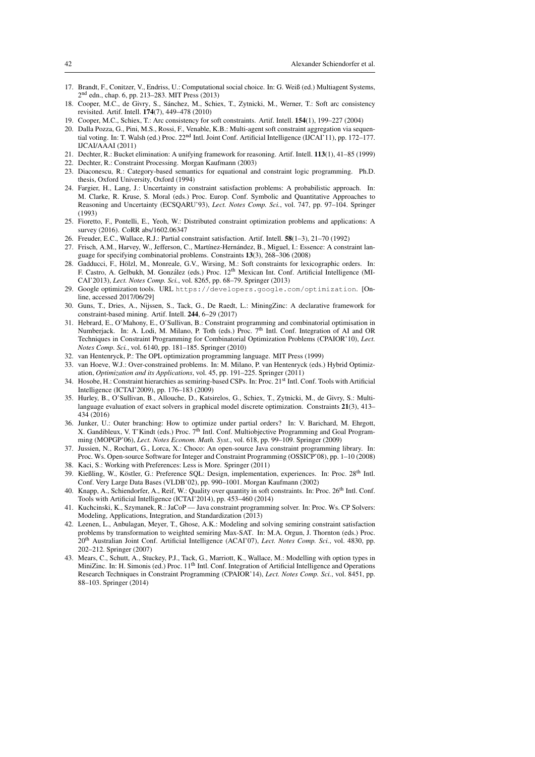17. Brandt, F., Conitzer, V., Endriss, U.: Computational social choice. In: G. Weiß (ed.) Multiagent Systems, 2nd edn., chap. 6, pp. 213–283. MIT Press (2013)
18. Cooper, M.C., de Givry, S., Sánchez, M., Schiex, T., Zytnicki, M., Werner, T.: Soft arc consistency revisited. Artif. Intell. **174**(7), 449–478 (2010)
19. Cooper, M.C., Schiex, T.: Arc consistency for soft constraints. Artif. Intell. **154**(1), 199–227 (2004)
20. Dalla Pozza, G., Pini, M.S., Rossi, F., Venable, K.B.: Multi-agent soft constraint aggregation via sequential voting. In: T. Walsh (ed.) Proc. 22nd Intl. Joint Conf. Artificial Intelligence (IJCAI'11), pp. 172–177. IJCAI/AAAI (2011)
21. Dechter, R.: Bucket elimination: A unifying framework for reasoning. Artif. Intell. **113**(1), 41–85 (1999)
22. Dechter, R.: Constraint Processing. Morgan Kaufmann (2003)
23. Diaconescu, R.: Category-based semantics for equational and constraint logic programming. Ph.D. thesis, Oxford University, Oxford (1994)
24. Fargier, H., Lang, J.: Uncertainty in constraint satisfaction problems: A probabilistic approach. In: M. Clarke, R. Kruse, S. Moral (eds.) Proc. Europ. Conf. Symbolic and Quantitative Approaches to Reasoning and Uncertainty (ECSQARU'93), *Lect. Notes Comp. Sci.*, vol. 747, pp. 97–104. Springer (1993)
25. Fioretto, F., Pontelli, E., Yeoh, W.: Distributed constraint optimization problems and applications: A survey (2016). CoRR abs/1602.06347
26. Freuder, E.C., Wallace, R.J.: Partial constraint satisfaction. Artif. Intell. **58**(1–3), 21–70 (1992)
27. Frisch, A.M., Harvey, W., Jefferson, C., Martínez-Hernández, B., Miguel, I.: Essence: A constraint language for specifying combinatorial problems. Constraints **13**(3), 268–306 (2008)
28. Gadducci, F., Hölzl, M., Monreale, G.V., Wirsing, M.: Soft constraints for lexicographic orders. In: F. Castro, A. Gelbukh, M. González (eds.) Proc. 12th Mexican Int. Conf. Artificial Intelligence (MICAI'2013), *Lect. Notes Comp. Sci.*, vol. 8265, pp. 68–79. Springer (2013)
29. Google optimization tools. URL `https://developers.google.com/optimization`. [Online, accessed 2017/06/29]
30. Guns, T., Dries, A., Nijssen, S., Tack, G., De Raedt, L.: MiningZinc: A declarative framework for constraint-based mining. Artif. Intell. **244**, 6–29 (2017)
31. Hebrard, E., O'Mahony, E., O'Sullivan, B.: Constraint programming and combinatorial optimisation in Numberjack. In: A. Lodi, M. Milano, P. Toth (eds.) Proc. 7th Intl. Conf. Integration of AI and OR Techniques in Constraint Programming for Combinatorial Optimization Problems (CPAIOR'10), *Lect. Notes Comp. Sci.*, vol. 6140, pp. 181–185. Springer (2010)
32. van Hentenryck, P.: The OPL optimization programming language. MIT Press (1999)
33. van Hoeve, W.J.: Over-constrained problems. In: M. Milano, P. van Hentenryck (eds.) Hybrid Optimization, *Optimization and its Applications*, vol. 45, pp. 191–225. Springer (2011)
34. Hosobe, H.: Constraint hierarchies as semiring-based CSPs. In: Proc. 21st Intl. Conf. Tools with Artificial Intelligence (ICTAI'2009), pp. 176–183 (2009)
35. Hurley, B., O'Sullivan, B., Allouche, D., Katsirelos, G., Schiex, T., Zytnicki, M., de Givry, S.: Multi-language evaluation of exact solvers in graphical model discrete optimization. Constraints **21**(3), 413–434 (2016)
36. Junker, U.: Outer branching: How to optimize under partial orders? In: V. Barichard, M. Ehrgott, X. Gandibleux, V. T'Kindt (eds.) Proc. 7th Intl. Conf. Multiobjective Programming and Goal Programming (MOPGP'06), *Lect. Notes Econom. Math. Syst.*, vol. 618, pp. 99–109. Springer (2009)
37. Jussien, N., Rochart, G., Lorca, X.: Choco: An open-source Java constraint programming library. In: Proc. Ws. Open-source Software for Integer and Constraint Programming (OSSICP'08), pp. 1–10 (2008)
38. Kaci, S.: Working with Preferences: Less is More. Springer (2011)
39. Kießling, W., Köstler, G.: Preference SQL: Design, implementation, experiences. In: Proc. 28th Intl. Conf. Very Large Data Bases (VLDB'02), pp. 990–1001. Morgan Kaufmann (2002)
40. Knapp, A., Schiendorfer, A., Reif, W.: Quality over quantity in soft constraints. In: Proc. 26th Intl. Conf. Tools with Artificial Intelligence (ICTAI'2014), pp. 453–460 (2014)
41. Kuchcinski, K., Szymanek, R.: JaCoP — Java constraint programming solver. In: Proc. Ws. CP Solvers: Modeling, Applications, Integration, and Standardization (2013)
42. Leenen, L., Anbulagan, Meyer, T., Ghose, A.K.: Modeling and solving semiring constraint satisfaction problems by transformation to weighted semiring Max-SAT. In: M.A. Orgun, J. Thornton (eds.) Proc. 20th Australian Joint Conf. Artificial Intelligence (ACAI'07), *Lect. Notes Comp. Sci.*, vol. 4830, pp. 202–212. Springer (2007)
43. Mears, C., Schutt, A., Stuckey, P.J., Tack, G., Marriott, K., Wallace, M.: Modelling with option types in MiniZinc. In: H. Simonis (ed.) Proc. 11th Intl. Conf. Integration of Artificial Intelligence and Operations Research Techniques in Constraint Programming (CPAIOR'14), *Lect. Notes Comp. Sci.*, vol. 8451, pp. 88–103. Springer (2014)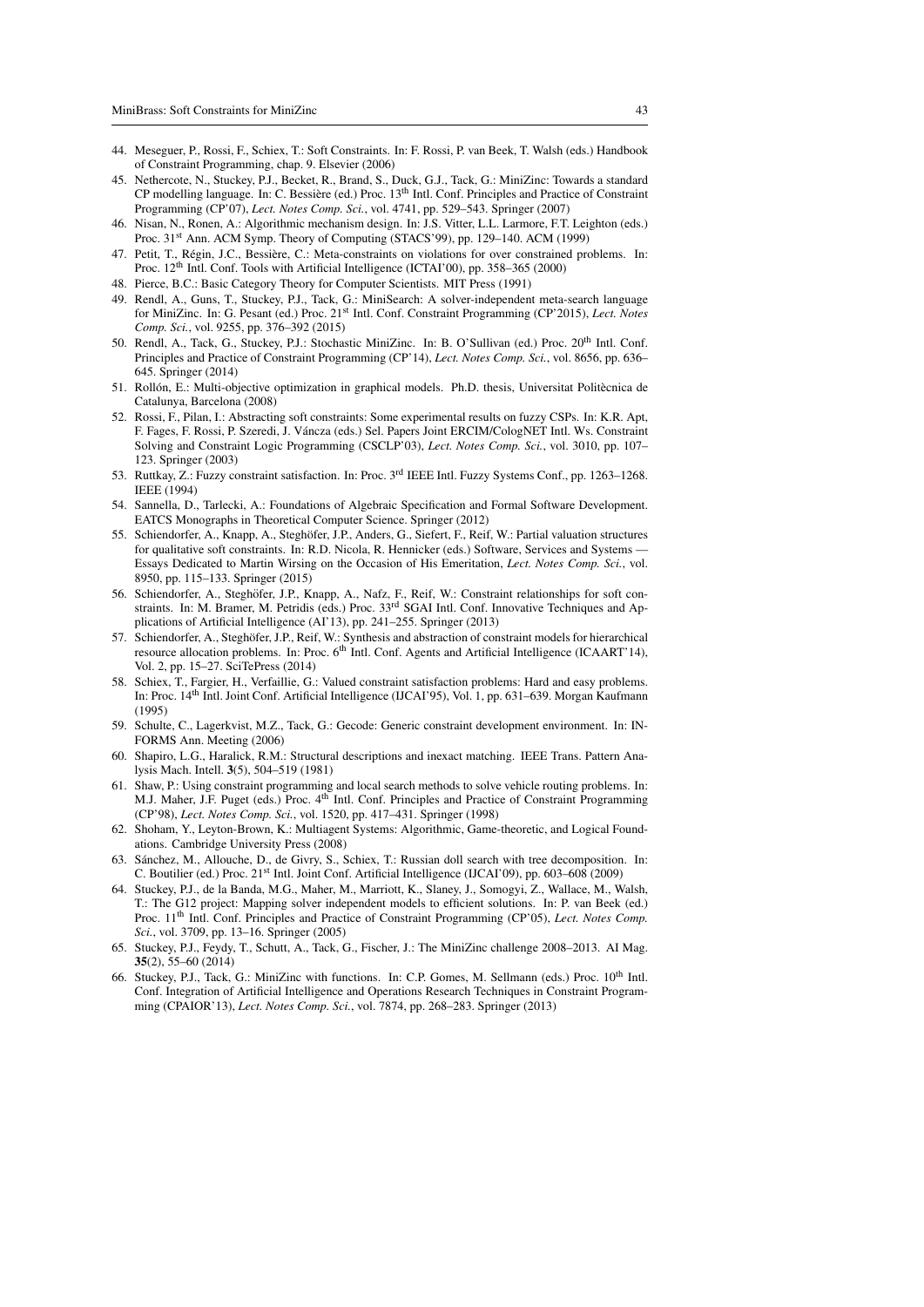44. Meseguer, P., Rossi, F., Schiex, T.: Soft Constraints. In: F. Rossi, P. van Beek, T. Walsh (eds.) Handbook of Constraint Programming, chap. 9. Elsevier (2006)
45. Nethercote, N., Stuckey, P.J., Becket, R., Brand, S., Duck, G.J., Tack, G.: MiniZinc: Towards a standard CP modelling language. In: C. Bessière (ed.) Proc. 13th Intl. Conf. Principles and Practice of Constraint Programming (CP'07), *Lect. Notes Comp. Sci.*, vol. 4741, pp. 529–543. Springer (2007)
46. Nisan, N., Ronen, A.: Algorithmic mechanism design. In: J.S. Vitter, L.L. Larmore, F.T. Leighton (eds.) Proc. 31st Ann. ACM Symp. Theory of Computing (STACS'99), pp. 129–140. ACM (1999)
47. Petit, T., Régin, J.C., Bessière, C.: Meta-constraints on violations for over constrained problems. In: Proc. 12th Intl. Conf. Tools with Artificial Intelligence (ICTAI'00), pp. 358–365 (2000)
48. Pierce, B.C.: Basic Category Theory for Computer Scientists. MIT Press (1991)
49. Rendl, A., Guns, T., Stuckey, P.J., Tack, G.: MiniSearch: A solver-independent meta-search language for MiniZinc. In: G. Pesant (ed.) Proc. 21st Intl. Conf. Constraint Programming (CP'2015), *Lect. Notes Comp. Sci.*, vol. 9255, pp. 376–392 (2015)
50. Rendl, A., Tack, G., Stuckey, P.J.: Stochastic MiniZinc. In: B. O'Sullivan (ed.) Proc. 20th Intl. Conf. Principles and Practice of Constraint Programming (CP'14), *Lect. Notes Comp. Sci.*, vol. 8656, pp. 636–645. Springer (2014)
51. Rollón, E.: Multi-objective optimization in graphical models. Ph.D. thesis, Universitat Politècnica de Catalunya, Barcelona (2008)
52. Rossi, F., Pilan, I.: Abstracting soft constraints: Some experimental results on fuzzy CSPs. In: K.R. Apt, F. Fages, F. Rossi, P. Szeredi, J. Váncza (eds.) Sel. Papers Joint ERCIM/CologNET Intl. Ws. Constraint Solving and Constraint Logic Programming (CSCLP'03), *Lect. Notes Comp. Sci.*, vol. 3010, pp. 107–123. Springer (2003)
53. Ruttkay, Z.: Fuzzy constraint satisfaction. In: Proc. 3rd IEEE Intl. Fuzzy Systems Conf., pp. 1263–1268. IEEE (1994)
54. Sannella, D., Tarlecki, A.: Foundations of Algebraic Specification and Formal Software Development. EATCS Monographs in Theoretical Computer Science. Springer (2012)
55. Schiendorfer, A., Knapp, A., Steghöfer, J.P., Anders, G., Siefert, F., Reif, W.: Partial valuation structures for qualitative soft constraints. In: R.D. Nicola, R. Hennicker (eds.) Software, Services and Systems — Essays Dedicated to Martin Wirsing on the Occasion of His Emeritation, *Lect. Notes Comp. Sci.*, vol. 8950, pp. 115–133. Springer (2015)
56. Schiendorfer, A., Steghöfer, J.P., Knapp, A., Nafz, F., Reif, W.: Constraint relationships for soft constraints. In: M. Bramer, M. Petridis (eds.) Proc. 33rd SGAI Intl. Conf. Innovative Techniques and Applications of Artificial Intelligence (AI'13), pp. 241–255. Springer (2013)
57. Schiendorfer, A., Steghöfer, J.P., Reif, W.: Synthesis and abstraction of constraint models for hierarchical resource allocation problems. In: Proc. 6th Intl. Conf. Agents and Artificial Intelligence (ICAART'14), Vol. 2, pp. 15–27. SciTePress (2014)
58. Schiex, T., Fargier, H., Verfaillie, G.: Valued constraint satisfaction problems: Hard and easy problems. In: Proc. 14th Intl. Joint Conf. Artificial Intelligence (IJCAI'95), Vol. 1, pp. 631–639. Morgan Kaufmann (1995)
59. Schulte, C., Lagerkvist, M.Z., Tack, G.: Gecode: Generic constraint development environment. In: INFORMS Ann. Meeting (2006)
60. Shapiro, L.G., Haralick, R.M.: Structural descriptions and inexact matching. IEEE Trans. Pattern Analysis Mach. Intell. **3**(5), 504–519 (1981)
61. Shaw, P.: Using constraint programming and local search methods to solve vehicle routing problems. In: M.J. Maher, J.F. Puget (eds.) Proc. 4th Intl. Conf. Principles and Practice of Constraint Programming (CP'98), *Lect. Notes Comp. Sci.*, vol. 1520, pp. 417–431. Springer (1998)
62. Shoham, Y., Leyton-Brown, K.: Multiagent Systems: Algorithmic, Game-theoretic, and Logical Foundations. Cambridge University Press (2008)
63. Sánchez, M., Allouche, D., de Givry, S., Schiex, T.: Russian doll search with tree decomposition. In: C. Boutilier (ed.) Proc. 21st Intl. Joint Conf. Artificial Intelligence (IJCAI'09), pp. 603–608 (2009)
64. Stuckey, P.J., de la Banda, M.G., Maher, M., Marriott, K., Slaney, J., Somogyi, Z., Wallace, M., Walsh, T.: The G12 project: Mapping solver independent models to efficient solutions. In: P. van Beek (ed.) Proc. 11th Intl. Conf. Principles and Practice of Constraint Programming (CP'05), *Lect. Notes Comp. Sci.*, vol. 3709, pp. 13–16. Springer (2005)
65. Stuckey, P.J., Feydy, T., Schutt, A., Tack, G., Fischer, J.: The MiniZinc challenge 2008–2013. AI Mag. **35**(2), 55–60 (2014)
66. Stuckey, P.J., Tack, G.: MiniZinc with functions. In: C.P. Gomes, M. Sellmann (eds.) Proc. 10th Intl. Conf. Integration of Artificial Intelligence and Operations Research Techniques in Constraint Programming (CPAIOR'13), *Lect. Notes Comp. Sci.*, vol. 7874, pp. 268–283. Springer (2013)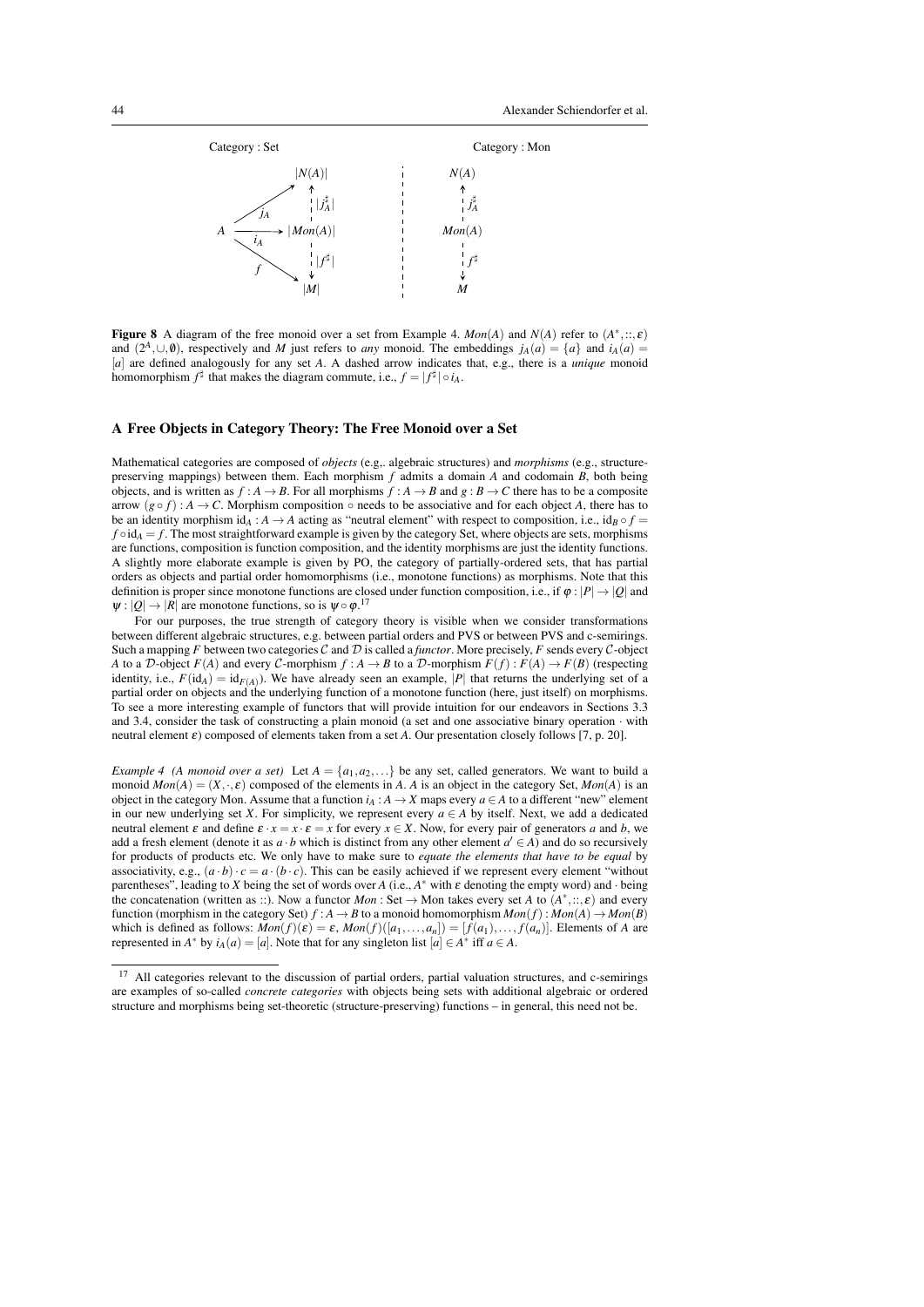Figure 8 A diagram of the free monoid over a set from Example 4. $Mon(A)$ and $N(A)$ refer to $(A^*, ::, \varepsilon)$ and $(2^A, \cup, \emptyset)$, respectively and $M$ just refers to *any* monoid. The embeddings $j_A(a) = \{a\}$ and $i_A(a) = [a]$ are defined analogously for any set $A$. A dashed arrow indicates that, e.g., there is a *unique* monoid homomorphism $f^\sharp$ that makes the diagram commute, i.e., $f = |f^\sharp| \circ i_A$.

## A Free Objects in Category Theory: The Free Monoid over a Set

Mathematical categories are composed of *objects* (e.g,. algebraic structures) and *morphisms* (e.g., structure-preserving mappings) between them. Each morphism $f$ admits a domain $A$ and codomain $B$, both being objects, and is written as $f : A \to B$. For all morphisms $f : A \to B$ and $g : B \to C$ there has to be a composite arrow $(g \circ f) : A \to C$. Morphism composition $\circ$ needs to be associative and for each object $A$, there has to be an identity morphism $\mathrm{id}_A : A \to A$ acting as "neutral element" with respect to composition, i.e., $\mathrm{id}_B \circ f = f \circ \mathrm{id}_A = f$. The most straightforward example is given by the category Set, where objects are sets, morphisms are functions, composition is function composition, and the identity morphisms are just the identity functions. A slightly more elaborate example is given by PO, the category of partially-ordered sets, that has partial orders as objects and partial order homomorphisms (i.e., monotone functions) as morphisms. Note that this definition is proper since monotone functions are closed under function composition, i.e., if $\varphi : |P| \to |Q|$ and $\psi : |Q| \to |R|$ are monotone functions, so is $\psi \circ \varphi$.[17]

For our purposes, the true strength of category theory is visible when we consider transformations between different algebraic structures, e.g. between partial orders and PVS or between PVS and c-semirings. Such a mapping $F$ between two categories $\mathcal{C}$ and $\mathcal{D}$ is called a *functor*. More precisely, $F$ sends every $\mathcal{C}$-object $A$ to a $\mathcal{D}$-object $F(A)$ and every $\mathcal{C}$-morphism $f : A \to B$ to a $\mathcal{D}$-morphism $F(f) : F(A) \to F(B)$ (respecting identity, i.e., $F(\mathrm{id}_A) = \mathrm{id}_{F(A)}$). We have already seen an example, $|P|$ that returns the underlying set of a partial order on objects and the underlying function of a monotone function (here, just itself) on morphisms. To see a more interesting example of functors that will provide intuition for our endeavors in Sections 3.3 and 3.4, consider the task of constructing a plain monoid (a set and one associative binary operation $\cdot$ with neutral element $\varepsilon$) composed of elements taken from a set $A$. Our presentation closely follows [7, p. 20].

*Example 4 (A monoid over a set)* Let $A = \{a_1, a_2, \ldots\}$ be any set, called generators. We want to build a monoid $Mon(A) = (X, \cdot, \varepsilon)$ composed of the elements in $A$. $A$ is an object in the category Set, $Mon(A)$ is an object in the category Mon. Assume that a function $i_A : A \to X$ maps every $a \in A$ to a different "new" element in our new underlying set $X$. For simplicity, we represent every $a \in A$ by itself. Next, we add a dedicated neutral element $\varepsilon$ and define $\varepsilon \cdot x = x \cdot \varepsilon = x$ for every $x \in X$. Now, for every pair of generators $a$ and $b$, we add a fresh element (denote it as $a \cdot b$ which is distinct from any other element $a' \in A$) and do so recursively for products of products etc. We only have to make sure to *equate the elements that have to be equal* by associativity, e.g., $(a \cdot b) \cdot c = a \cdot (b \cdot c)$. This can be easily achieved if we represent every element "without parentheses", leading to $X$ being the set of words over $A$ (i.e., $A^*$ with $\varepsilon$ denoting the empty word) and $\cdot$ being the concatenation (written as ::). Now a functor $Mon : \text{Set} \to \text{Mon}$ takes every set $A$ to $(A^*, ::, \varepsilon)$ and every function (morphism in the category Set) $f : A \to B$ to a monoid homomorphism $Mon(f) : Mon(A) \to Mon(B)$ which is defined as follows: $Mon(f)(\varepsilon) = \varepsilon$, $Mon(f)([a_1, \ldots, a_n]) = [f(a_1), \ldots, f(a_n)]$. Elements of $A$ are represented in $A^*$ by $i_A(a) = [a]$. Note that for any singleton list $[a] \in A^*$ iff $a \in A$.

[17] All categories relevant to the discussion of partial orders, partial valuation structures, and c-semirings are examples of so-called *concrete categories* with objects being sets with additional algebraic or ordered structure and morphisms being set-theoretic (structure-preserving) functions – in general, this need not be.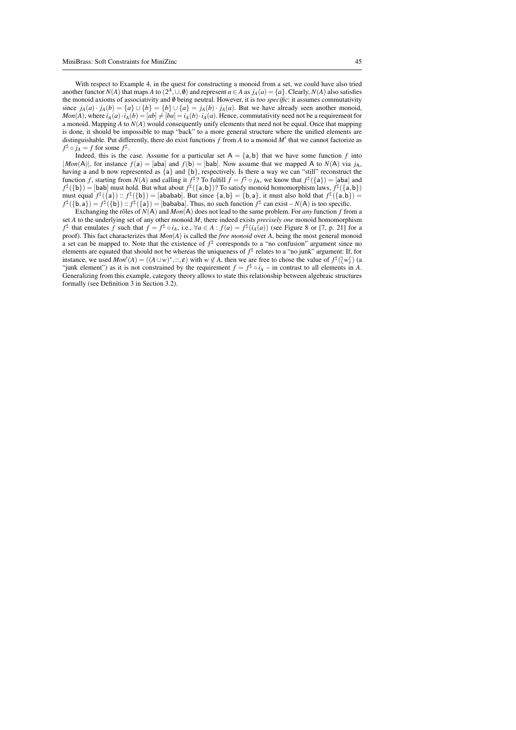With respect to Example 4, in the quest for constructing a monoid from a set, we could have also tried another functor $N(A)$ that maps $A$ to $(2^A, \cup, \emptyset)$ and represent $a \in A$ as $j_A(a) = \{a\}$. Clearly, $N(A)$ also satisfies the monoid axioms of associativity and $\emptyset$ being neutral. However, it is *too specific*: it assumes commutativity since $j_A(a) \cdot j_A(b) = \{a\} \cup \{b\} = \{b\} \cup \{a\} = j_A(b) \cdot j_A(a)$. But we have already seen another monoid, $Mon(A)$, where $i_A(a) \cdot i_A(b) = [ab] \neq [ba] = i_A(b) \cdot i_A(a)$. Hence, commutativity need not be a requirement for a monoid. Mapping $A$ to $N(A)$ would consequently unify elements that need not be equal. Once that mapping is done, it should be impossible to map "back" to a more general structure where the unified elements are distinguishable. Put differently, there do exist functions $f$ from $A$ to a monoid $M'$ that we cannot factorize as $f^\sharp \circ j_A = f$ for some $f^\sharp$.

Indeed, this is the case. Assume for a particular set $\mathsf{A} = \{\mathsf{a}, \mathsf{b}\}$ that we have some function $f$ into $|Mon(\mathsf{A})|$, for instance $f(\mathsf{a}) = [\mathsf{aba}]$ and $f(\mathsf{b}) = [\mathsf{bab}]$. Now assume that we mapped $\mathsf{A}$ to $N(\mathsf{A})$ via $j_\mathsf{A}$, having $\mathsf{a}$ and $\mathsf{b}$ now represented as $\{\mathsf{a}\}$ and $\{\mathsf{b}\}$, respectively. Is there a way we can "still" reconstruct the function $f$, starting from $N(A)$ and calling it $f^\sharp$? To fulfill $f = f^\sharp \circ j_\mathsf{A}$, we know that $f^\sharp(\{\mathsf{a}\}) = [\mathsf{aba}]$ and $f^\sharp(\{\mathsf{b}\}) = [\mathsf{bab}]$ must hold. But what about $f^\sharp(\{\mathsf{a}, \mathsf{b}\})$? To satisfy monoid homomorphism laws, $f^\sharp(\{\mathsf{a}, \mathsf{b}\})$ must equal $f^\sharp(\{\mathsf{a}\}) :: f^\sharp(\{\mathsf{b}\}) = [\mathsf{ababab}]$. But since $\{\mathsf{a}, \mathsf{b}\} = \{\mathsf{b}, \mathsf{a}\}$, it must also hold that $f^\sharp(\{\mathsf{a}, \mathsf{b}\}) = f^\sharp(\{\mathsf{b}, \mathsf{a}\}) = f^\sharp(\{\mathsf{b}\}) :: f^\sharp(\{\mathsf{a}\}) = [\mathsf{bababa}]$. Thus, no such function $f^\sharp$ can exist – $N(\mathsf{A})$ is too specific.

Exchanging the rôles of $N(\mathsf{A})$ and $Mon(\mathsf{A})$ does not lead to the same problem. For *any* function $f$ from a set $A$ to the underlying set of any other monoid $M$, there indeed exists *precisely one* monoid homomorphism $f^\sharp$ that emulates $f$ such that $f = f^\sharp \circ i_A$, i.e., $\forall a \in A : f(a) = f^\sharp(i_A(a))$ (see Figure 8 or [7, p. 21] for a proof). This fact characterizes that $Mon(A)$ is called the *free monoid* over $A$, being the most general monoid a set can be mapped to. Note that the existence of $f^\sharp$ corresponds to a "no confusion" argument since no elements are equated that should not be whereas the uniqueness of $f^\sharp$ relates to a "no junk" argument: If, for instance, we used $Mon'(A) = ((A \cup w)^*, ::, \varepsilon)$ with $w \notin A$, then we are free to chose the value of $f^\sharp(\llbracket w \rrbracket)$ (a "junk element") as it is not constrained by the requirement $f = f^\sharp \circ i_A$ – in contrast to all elements in $A$. Generalizing from this example, category theory allows to state this relationship between algebraic structures formally (see Definition 3 in Section 3.2).